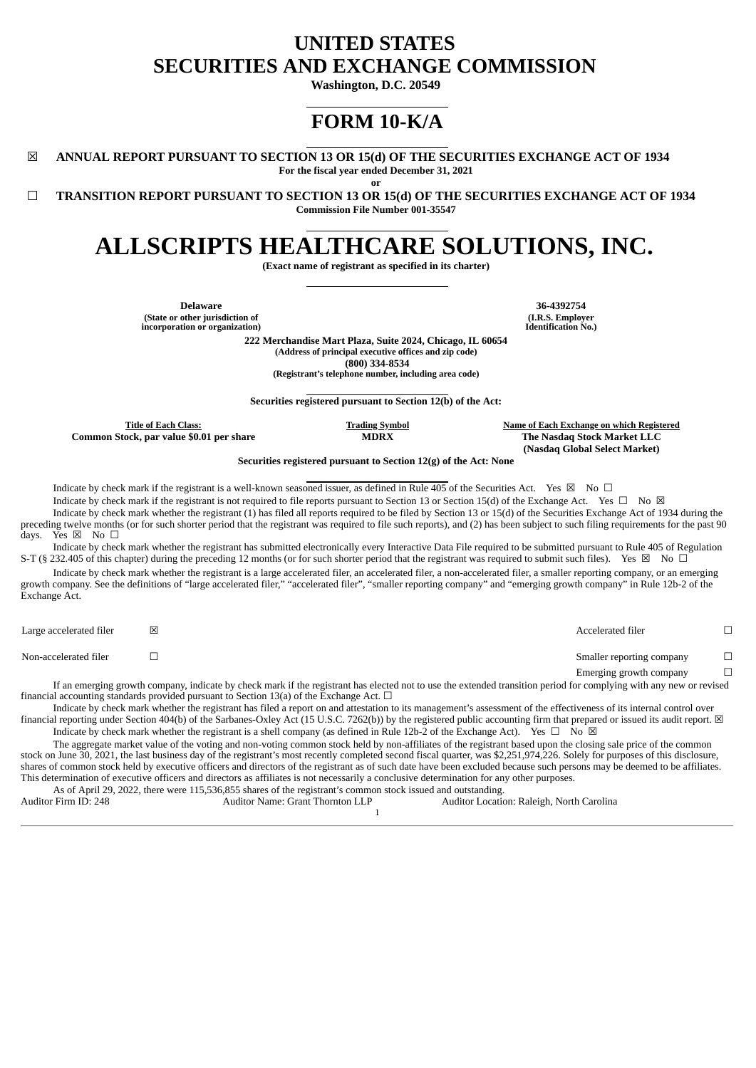# UNITED STATES
# SECURITIES AND EXCHANGE COMMISSION

**Washington, D.C. 20549**

# FORM 10-K/A

☒ **ANNUAL REPORT PURSUANT TO SECTION 13 OR 15(d) OF THE SECURITIES EXCHANGE ACT OF 1934**

**For the fiscal year ended December 31, 2021**

**or**

☐ **TRANSITION REPORT PURSUANT TO SECTION 13 OR 15(d) OF THE SECURITIES EXCHANGE ACT OF 1934**

**Commission File Number 001-35547**

# ALLSCRIPTS HEALTHCARE SOLUTIONS, INC.

**(Exact name of registrant as specified in its charter)**

| **Delaware** | **36-4392754** |
|---|---|
| **(State or other jurisdiction of incorporation or organization)** | **(I.R.S. Employer Identification No.)** |

**222 Merchandise Mart Plaza, Suite 2024, Chicago, IL 60654**
**(Address of principal executive offices and zip code)**
**(800) 334-8534**
**(Registrant's telephone number, including area code)**

**Securities registered pursuant to Section 12(b) of the Act:**

| Title of Each Class: | Trading Symbol | Name of Each Exchange on which Registered |
|---|---|---|
| **Common Stock, par value $0.01 per share** | **MDRX** | **The Nasdaq Stock Market LLC (Nasdaq Global Select Market)** |

**Securities registered pursuant to Section 12(g) of the Act: None**

Indicate by check mark if the registrant is a well-known seasoned issuer, as defined in Rule 405 of the Securities Act. Yes ☒ No ☐

Indicate by check mark if the registrant is not required to file reports pursuant to Section 13 or Section 15(d) of the Exchange Act. Yes ☐ No ☒

Indicate by check mark whether the registrant (1) has filed all reports required to be filed by Section 13 or 15(d) of the Securities Exchange Act of 1934 during the preceding twelve months (or for such shorter period that the registrant was required to file such reports), and (2) has been subject to such filing requirements for the past 90 days. Yes ☒ No ☐

Indicate by check mark whether the registrant has submitted electronically every Interactive Data File required to be submitted pursuant to Rule 405 of Regulation S-T (§ 232.405 of this chapter) during the preceding 12 months (or for such shorter period that the registrant was required to submit such files). Yes ☒ No ☐

Indicate by check mark whether the registrant is a large accelerated filer, an accelerated filer, a non-accelerated filer, a smaller reporting company, or an emerging growth company. See the definitions of "large accelerated filer," "accelerated filer", "smaller reporting company" and "emerging growth company" in Rule 12b-2 of the Exchange Act.

| | | | |
|---|---|---|---|
| Large accelerated filer | ☒ | Accelerated filer | ☐ |
| Non-accelerated filer | ☐ | Smaller reporting company | ☐ |
| | | Emerging growth company | ☐ |

If an emerging growth company, indicate by check mark if the registrant has elected not to use the extended transition period for complying with any new or revised financial accounting standards provided pursuant to Section 13(a) of the Exchange Act. ☐

Indicate by check mark whether the registrant has filed a report on and attestation to its management's assessment of the effectiveness of its internal control over financial reporting under Section 404(b) of the Sarbanes-Oxley Act (15 U.S.C. 7262(b)) by the registered public accounting firm that prepared or issued its audit report. ☒

Indicate by check mark whether the registrant is a shell company (as defined in Rule 12b-2 of the Exchange Act). Yes ☐ No ☒

The aggregate market value of the voting and non-voting common stock held by non-affiliates of the registrant based upon the closing sale price of the common stock on June 30, 2021, the last business day of the registrant's most recently completed second fiscal quarter, was $2,251,974,226. Solely for purposes of this disclosure, shares of common stock held by executive officers and directors of the registrant as of such date have been excluded because such persons may be deemed to be affiliates. This determination of executive officers and directors as affiliates is not necessarily a conclusive determination for any other purposes.

As of April 29, 2022, there were 115,536,855 shares of the registrant's common stock issued and outstanding.

Auditor Firm ID: 248 Auditor Name: Grant Thornton LLP Auditor Location: Raleigh, North Carolina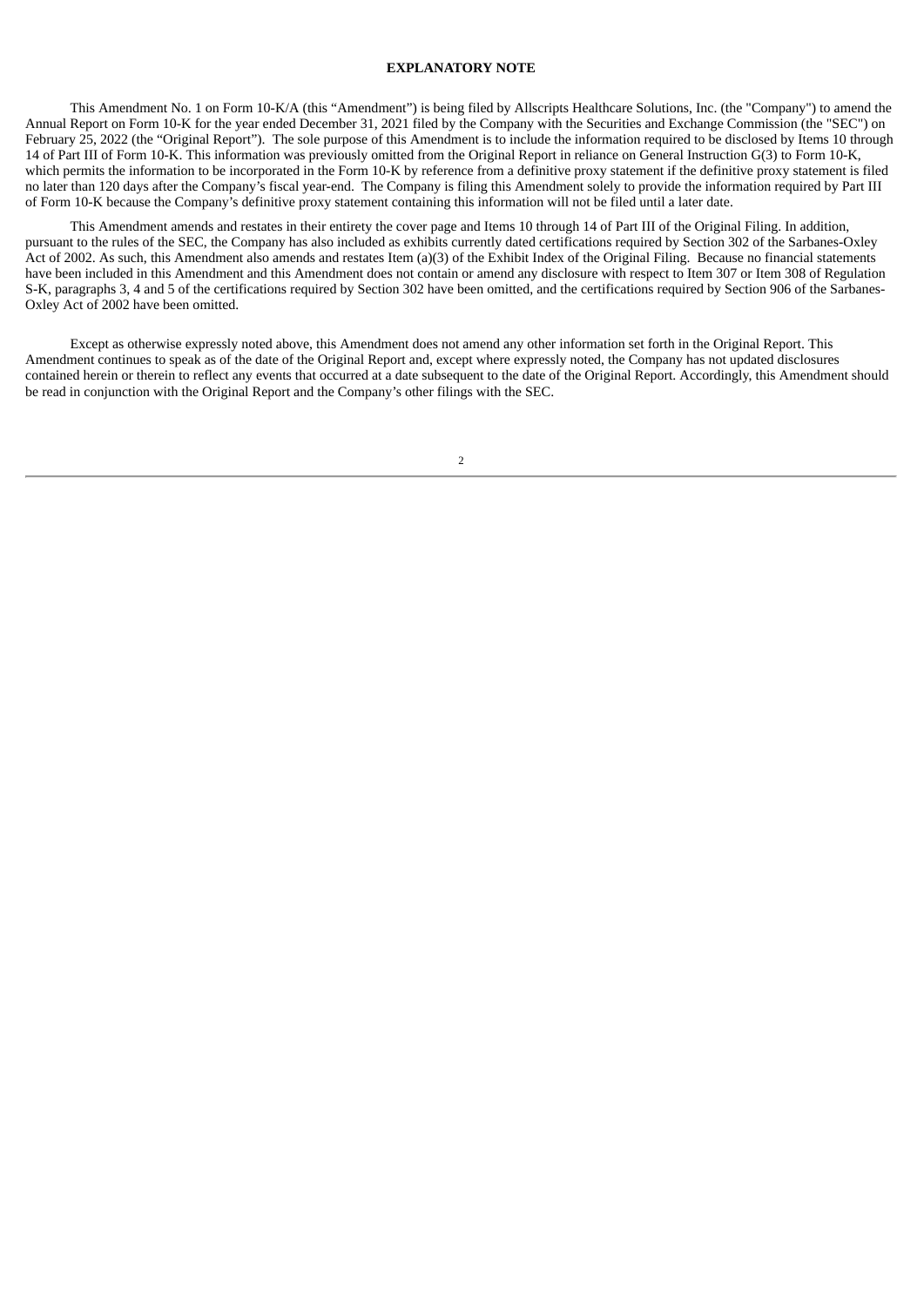## EXPLANATORY NOTE

This Amendment No. 1 on Form 10-K/A (this "Amendment") is being filed by Allscripts Healthcare Solutions, Inc. (the "Company") to amend the Annual Report on Form 10-K for the year ended December 31, 2021 filed by the Company with the Securities and Exchange Commission (the "SEC") on February 25, 2022 (the "Original Report"). The sole purpose of this Amendment is to include the information required to be disclosed by Items 10 through 14 of Part III of Form 10-K. This information was previously omitted from the Original Report in reliance on General Instruction G(3) to Form 10-K, which permits the information to be incorporated in the Form 10-K by reference from a definitive proxy statement if the definitive proxy statement is filed no later than 120 days after the Company's fiscal year-end. The Company is filing this Amendment solely to provide the information required by Part III of Form 10-K because the Company's definitive proxy statement containing this information will not be filed until a later date.

This Amendment amends and restates in their entirety the cover page and Items 10 through 14 of Part III of the Original Filing. In addition, pursuant to the rules of the SEC, the Company has also included as exhibits currently dated certifications required by Section 302 of the Sarbanes-Oxley Act of 2002. As such, this Amendment also amends and restates Item (a)(3) of the Exhibit Index of the Original Filing. Because no financial statements have been included in this Amendment and this Amendment does not contain or amend any disclosure with respect to Item 307 or Item 308 of Regulation S-K, paragraphs 3, 4 and 5 of the certifications required by Section 302 have been omitted, and the certifications required by Section 906 of the Sarbanes-Oxley Act of 2002 have been omitted.

Except as otherwise expressly noted above, this Amendment does not amend any other information set forth in the Original Report. This Amendment continues to speak as of the date of the Original Report and, except where expressly noted, the Company has not updated disclosures contained herein or therein to reflect any events that occurred at a date subsequent to the date of the Original Report. Accordingly, this Amendment should be read in conjunction with the Original Report and the Company's other filings with the SEC.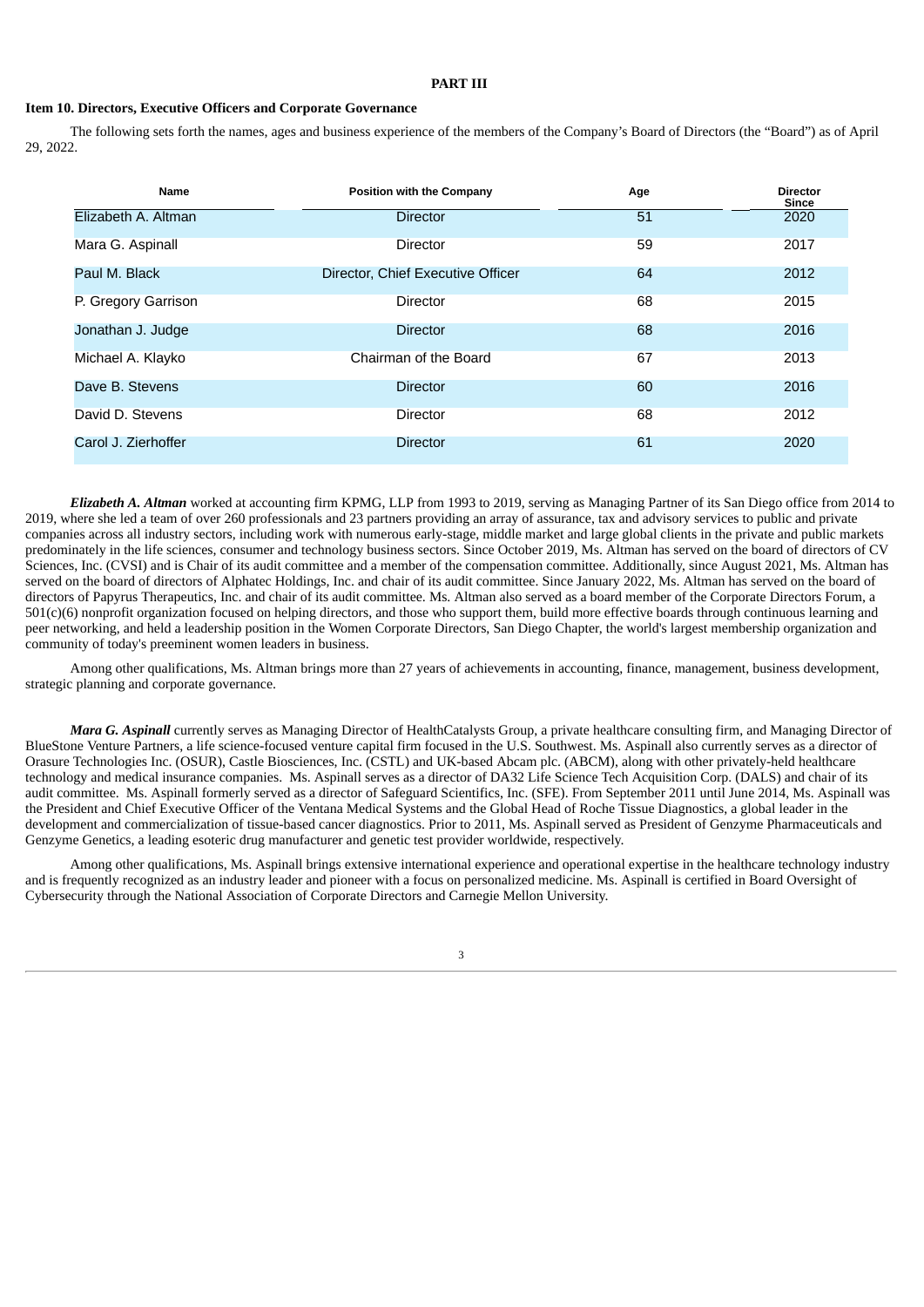# PART III

## Item 10. Directors, Executive Officers and Corporate Governance

The following sets forth the names, ages and business experience of the members of the Company's Board of Directors (the "Board") as of April 29, 2022.

| Name | Position with the Company | Age | Director Since |
|---|---|---|---|
| Elizabeth A. Altman | Director | 51 | 2020 |
| Mara G. Aspinall | Director | 59 | 2017 |
| Paul M. Black | Director, Chief Executive Officer | 64 | 2012 |
| P. Gregory Garrison | Director | 68 | 2015 |
| Jonathan J. Judge | Director | 68 | 2016 |
| Michael A. Klayko | Chairman of the Board | 67 | 2013 |
| Dave B. Stevens | Director | 60 | 2016 |
| David D. Stevens | Director | 68 | 2012 |
| Carol J. Zierhoffer | Director | 61 | 2020 |

***Elizabeth A. Altman*** worked at accounting firm KPMG, LLP from 1993 to 2019, serving as Managing Partner of its San Diego office from 2014 to 2019, where she led a team of over 260 professionals and 23 partners providing an array of assurance, tax and advisory services to public and private companies across all industry sectors, including work with numerous early-stage, middle market and large global clients in the private and public markets predominately in the life sciences, consumer and technology business sectors. Since October 2019, Ms. Altman has served on the board of directors of CV Sciences, Inc. (CVSI) and is Chair of its audit committee and a member of the compensation committee. Additionally, since August 2021, Ms. Altman has served on the board of directors of Alphatec Holdings, Inc. and chair of its audit committee. Since January 2022, Ms. Altman has served on the board of directors of Papyrus Therapeutics, Inc. and chair of its audit committee. Ms. Altman also served as a board member of the Corporate Directors Forum, a 501(c)(6) nonprofit organization focused on helping directors, and those who support them, build more effective boards through continuous learning and peer networking, and held a leadership position in the Women Corporate Directors, San Diego Chapter, the world's largest membership organization and community of today's preeminent women leaders in business.

Among other qualifications, Ms. Altman brings more than 27 years of achievements in accounting, finance, management, business development, strategic planning and corporate governance.

***Mara G. Aspinall*** currently serves as Managing Director of HealthCatalysts Group, a private healthcare consulting firm, and Managing Director of BlueStone Venture Partners, a life science-focused venture capital firm focused in the U.S. Southwest. Ms. Aspinall also currently serves as a director of Orasure Technologies Inc. (OSUR), Castle Biosciences, Inc. (CSTL) and UK-based Abcam plc. (ABCM), along with other privately-held healthcare technology and medical insurance companies. Ms. Aspinall serves as a director of DA32 Life Science Tech Acquisition Corp. (DALS) and chair of its audit committee. Ms. Aspinall formerly served as a director of Safeguard Scientifics, Inc. (SFE). From September 2011 until June 2014, Ms. Aspinall was the President and Chief Executive Officer of the Ventana Medical Systems and the Global Head of Roche Tissue Diagnostics, a global leader in the development and commercialization of tissue-based cancer diagnostics. Prior to 2011, Ms. Aspinall served as President of Genzyme Pharmaceuticals and Genzyme Genetics, a leading esoteric drug manufacturer and genetic test provider worldwide, respectively.

Among other qualifications, Ms. Aspinall brings extensive international experience and operational expertise in the healthcare technology industry and is frequently recognized as an industry leader and pioneer with a focus on personalized medicine. Ms. Aspinall is certified in Board Oversight of Cybersecurity through the National Association of Corporate Directors and Carnegie Mellon University.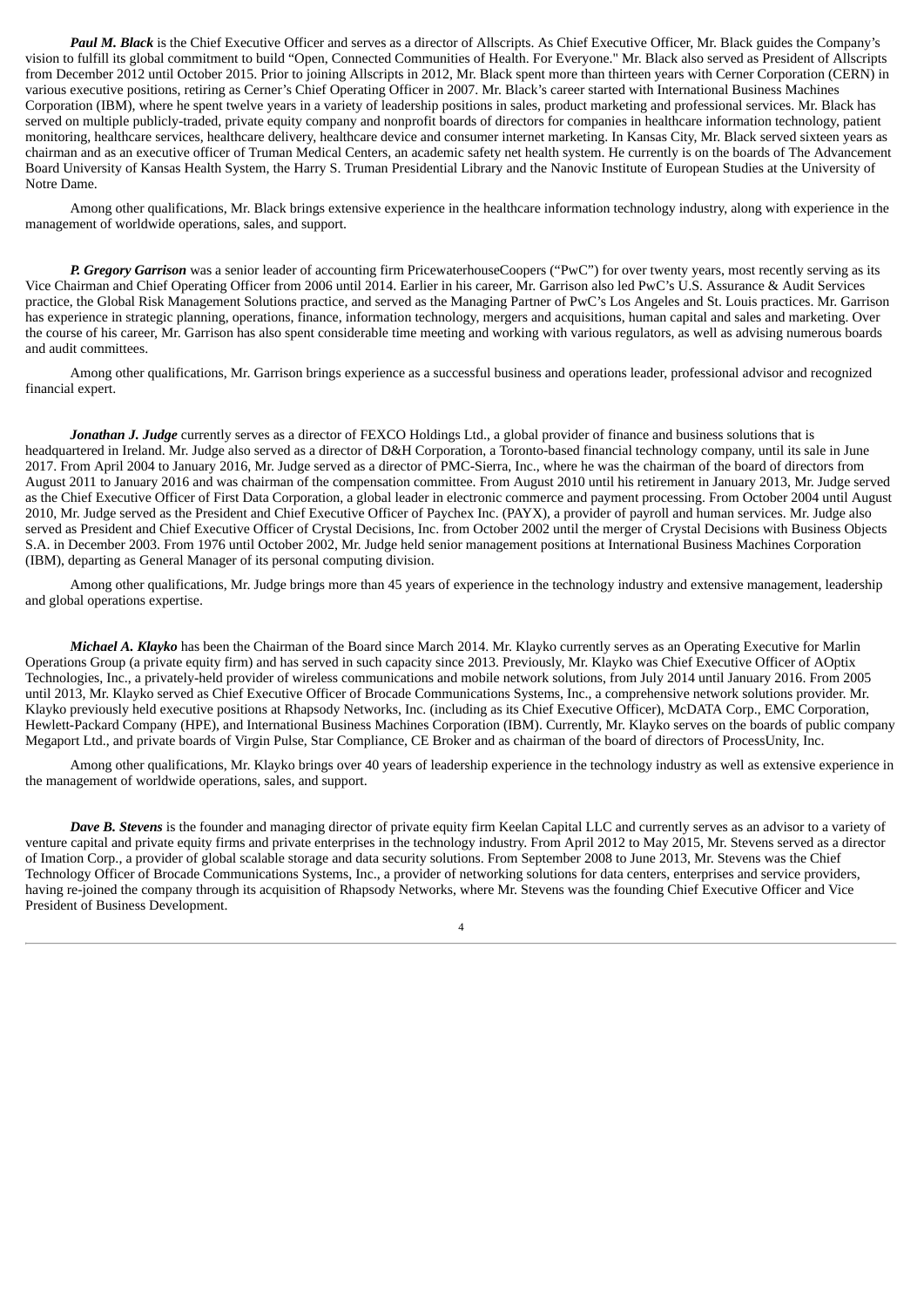***Paul M. Black*** is the Chief Executive Officer and serves as a director of Allscripts. As Chief Executive Officer, Mr. Black guides the Company's vision to fulfill its global commitment to build "Open, Connected Communities of Health. For Everyone." Mr. Black also served as President of Allscripts from December 2012 until October 2015. Prior to joining Allscripts in 2012, Mr. Black spent more than thirteen years with Cerner Corporation (CERN) in various executive positions, retiring as Cerner's Chief Operating Officer in 2007. Mr. Black's career started with International Business Machines Corporation (IBM), where he spent twelve years in a variety of leadership positions in sales, product marketing and professional services. Mr. Black has served on multiple publicly-traded, private equity company and nonprofit boards of directors for companies in healthcare information technology, patient monitoring, healthcare services, healthcare delivery, healthcare device and consumer internet marketing. In Kansas City, Mr. Black served sixteen years as chairman and as an executive officer of Truman Medical Centers, an academic safety net health system. He currently is on the boards of The Advancement Board University of Kansas Health System, the Harry S. Truman Presidential Library and the Nanovic Institute of European Studies at the University of Notre Dame.

Among other qualifications, Mr. Black brings extensive experience in the healthcare information technology industry, along with experience in the management of worldwide operations, sales, and support.

***P. Gregory Garrison*** was a senior leader of accounting firm PricewaterhouseCoopers ("PwC") for over twenty years, most recently serving as its Vice Chairman and Chief Operating Officer from 2006 until 2014. Earlier in his career, Mr. Garrison also led PwC's U.S. Assurance & Audit Services practice, the Global Risk Management Solutions practice, and served as the Managing Partner of PwC's Los Angeles and St. Louis practices. Mr. Garrison has experience in strategic planning, operations, finance, information technology, mergers and acquisitions, human capital and sales and marketing. Over the course of his career, Mr. Garrison has also spent considerable time meeting and working with various regulators, as well as advising numerous boards and audit committees.

Among other qualifications, Mr. Garrison brings experience as a successful business and operations leader, professional advisor and recognized financial expert.

***Jonathan J. Judge*** currently serves as a director of FEXCO Holdings Ltd., a global provider of finance and business solutions that is headquartered in Ireland. Mr. Judge also served as a director of D&H Corporation, a Toronto-based financial technology company, until its sale in June 2017. From April 2004 to January 2016, Mr. Judge served as a director of PMC-Sierra, Inc., where he was the chairman of the board of directors from August 2011 to January 2016 and was chairman of the compensation committee. From August 2010 until his retirement in January 2013, Mr. Judge served as the Chief Executive Officer of First Data Corporation, a global leader in electronic commerce and payment processing. From October 2004 until August 2010, Mr. Judge served as the President and Chief Executive Officer of Paychex Inc. (PAYX), a provider of payroll and human services. Mr. Judge also served as President and Chief Executive Officer of Crystal Decisions, Inc. from October 2002 until the merger of Crystal Decisions with Business Objects S.A. in December 2003. From 1976 until October 2002, Mr. Judge held senior management positions at International Business Machines Corporation (IBM), departing as General Manager of its personal computing division.

Among other qualifications, Mr. Judge brings more than 45 years of experience in the technology industry and extensive management, leadership and global operations expertise.

***Michael A. Klayko*** has been the Chairman of the Board since March 2014. Mr. Klayko currently serves as an Operating Executive for Marlin Operations Group (a private equity firm) and has served in such capacity since 2013. Previously, Mr. Klayko was Chief Executive Officer of AOptix Technologies, Inc., a privately-held provider of wireless communications and mobile network solutions, from July 2014 until January 2016. From 2005 until 2013, Mr. Klayko served as Chief Executive Officer of Brocade Communications Systems, Inc., a comprehensive network solutions provider. Mr. Klayko previously held executive positions at Rhapsody Networks, Inc. (including as its Chief Executive Officer), McDATA Corp., EMC Corporation, Hewlett-Packard Company (HPE), and International Business Machines Corporation (IBM). Currently, Mr. Klayko serves on the boards of public company Megaport Ltd., and private boards of Virgin Pulse, Star Compliance, CE Broker and as chairman of the board of directors of ProcessUnity, Inc.

Among other qualifications, Mr. Klayko brings over 40 years of leadership experience in the technology industry as well as extensive experience in the management of worldwide operations, sales, and support.

***Dave B. Stevens*** is the founder and managing director of private equity firm Keelan Capital LLC and currently serves as an advisor to a variety of venture capital and private equity firms and private enterprises in the technology industry. From April 2012 to May 2015, Mr. Stevens served as a director of Imation Corp., a provider of global scalable storage and data security solutions. From September 2008 to June 2013, Mr. Stevens was the Chief Technology Officer of Brocade Communications Systems, Inc., a provider of networking solutions for data centers, enterprises and service providers, having re-joined the company through its acquisition of Rhapsody Networks, where Mr. Stevens was the founding Chief Executive Officer and Vice President of Business Development.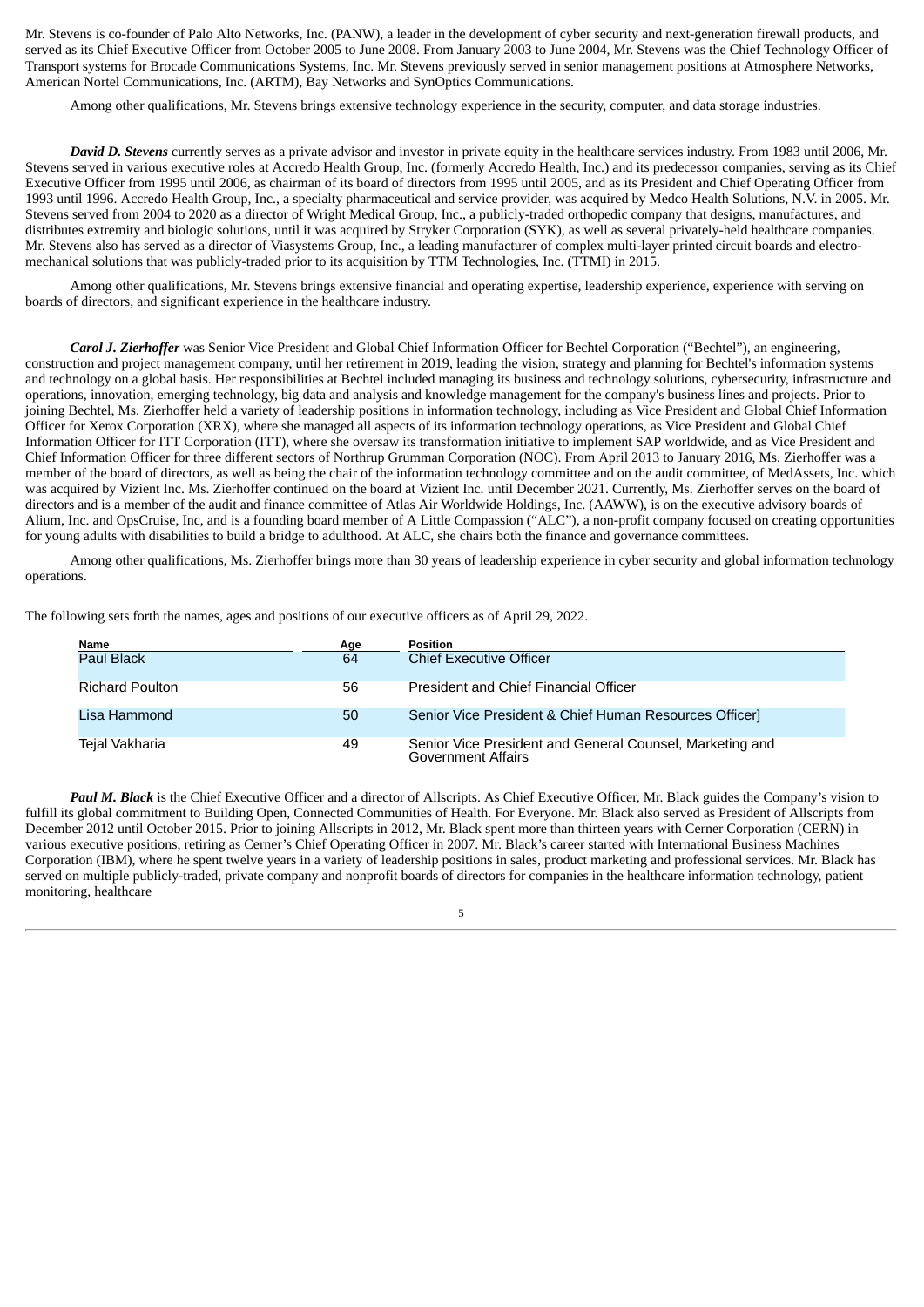Mr. Stevens is co-founder of Palo Alto Networks, Inc. (PANW), a leader in the development of cyber security and next-generation firewall products, and served as its Chief Executive Officer from October 2005 to June 2008. From January 2003 to June 2004, Mr. Stevens was the Chief Technology Officer of Transport systems for Brocade Communications Systems, Inc. Mr. Stevens previously served in senior management positions at Atmosphere Networks, American Nortel Communications, Inc. (ARTM), Bay Networks and SynOptics Communications.

Among other qualifications, Mr. Stevens brings extensive technology experience in the security, computer, and data storage industries.

***David D. Stevens*** currently serves as a private advisor and investor in private equity in the healthcare services industry. From 1983 until 2006, Mr. Stevens served in various executive roles at Accredo Health Group, Inc. (formerly Accredo Health, Inc.) and its predecessor companies, serving as its Chief Executive Officer from 1995 until 2006, as chairman of its board of directors from 1995 until 2005, and as its President and Chief Operating Officer from 1993 until 1996. Accredo Health Group, Inc., a specialty pharmaceutical and service provider, was acquired by Medco Health Solutions, N.V. in 2005. Mr. Stevens served from 2004 to 2020 as a director of Wright Medical Group, Inc., a publicly-traded orthopedic company that designs, manufactures, and distributes extremity and biologic solutions, until it was acquired by Stryker Corporation (SYK), as well as several privately-held healthcare companies. Mr. Stevens also has served as a director of Viasystems Group, Inc., a leading manufacturer of complex multi-layer printed circuit boards and electro-mechanical solutions that was publicly-traded prior to its acquisition by TTM Technologies, Inc. (TTMI) in 2015.

Among other qualifications, Mr. Stevens brings extensive financial and operating expertise, leadership experience, experience with serving on boards of directors, and significant experience in the healthcare industry.

***Carol J. Zierhoffer*** was Senior Vice President and Global Chief Information Officer for Bechtel Corporation ("Bechtel"), an engineering, construction and project management company, until her retirement in 2019, leading the vision, strategy and planning for Bechtel's information systems and technology on a global basis. Her responsibilities at Bechtel included managing its business and technology solutions, cybersecurity, infrastructure and operations, innovation, emerging technology, big data and analysis and knowledge management for the company's business lines and projects. Prior to joining Bechtel, Ms. Zierhoffer held a variety of leadership positions in information technology, including as Vice President and Global Chief Information Officer for Xerox Corporation (XRX), where she managed all aspects of its information technology operations, as Vice President and Global Chief Information Officer for ITT Corporation (ITT), where she oversaw its transformation initiative to implement SAP worldwide, and as Vice President and Chief Information Officer for three different sectors of Northrup Grumman Corporation (NOC). From April 2013 to January 2016, Ms. Zierhoffer was a member of the board of directors, as well as being the chair of the information technology committee and on the audit committee, of MedAssets, Inc. which was acquired by Vizient Inc. Ms. Zierhoffer continued on the board at Vizient Inc. until December 2021. Currently, Ms. Zierhoffer serves on the board of directors and is a member of the audit and finance committee of Atlas Air Worldwide Holdings, Inc. (AAWW), is on the executive advisory boards of Alium, Inc. and OpsCruise, Inc, and is a founding board member of A Little Compassion ("ALC"), a non-profit company focused on creating opportunities for young adults with disabilities to build a bridge to adulthood. At ALC, she chairs both the finance and governance committees.

Among other qualifications, Ms. Zierhoffer brings more than 30 years of leadership experience in cyber security and global information technology operations.

The following sets forth the names, ages and positions of our executive officers as of April 29, 2022.

| Name | Age | Position |
|---|---|---|
| Paul Black | 64 | Chief Executive Officer |
| Richard Poulton | 56 | President and Chief Financial Officer |
| Lisa Hammond | 50 | Senior Vice President & Chief Human Resources Officer] |
| Tejal Vakharia | 49 | Senior Vice President and General Counsel, Marketing and Government Affairs |

***Paul M. Black*** is the Chief Executive Officer and a director of Allscripts. As Chief Executive Officer, Mr. Black guides the Company's vision to fulfill its global commitment to Building Open, Connected Communities of Health. For Everyone. Mr. Black also served as President of Allscripts from December 2012 until October 2015. Prior to joining Allscripts in 2012, Mr. Black spent more than thirteen years with Cerner Corporation (CERN) in various executive positions, retiring as Cerner's Chief Operating Officer in 2007. Mr. Black's career started with International Business Machines Corporation (IBM), where he spent twelve years in a variety of leadership positions in sales, product marketing and professional services. Mr. Black has served on multiple publicly-traded, private company and nonprofit boards of directors for companies in the healthcare information technology, patient monitoring, healthcare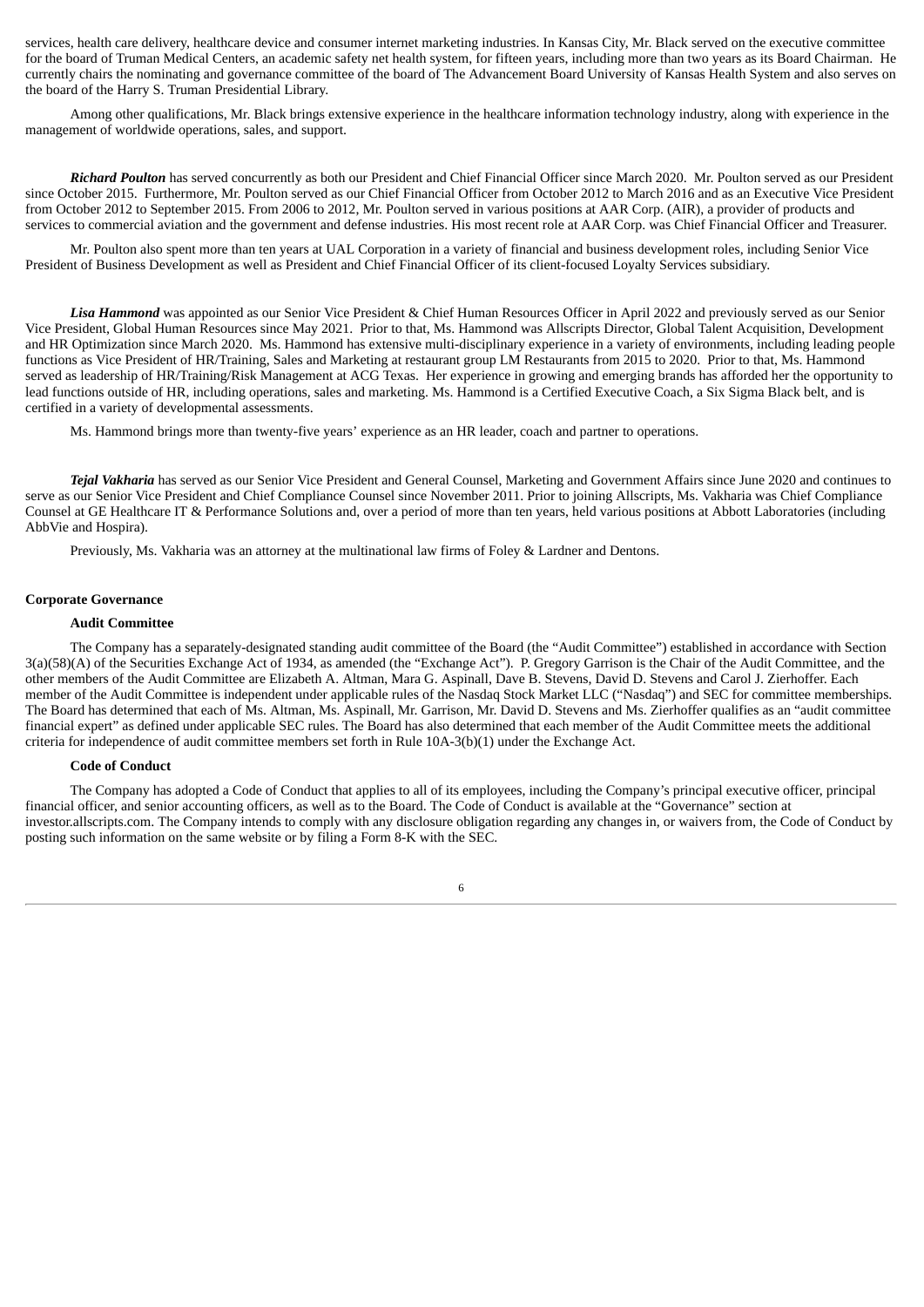services, health care delivery, healthcare device and consumer internet marketing industries. In Kansas City, Mr. Black served on the executive committee for the board of Truman Medical Centers, an academic safety net health system, for fifteen years, including more than two years as its Board Chairman. He currently chairs the nominating and governance committee of the board of The Advancement Board University of Kansas Health System and also serves on the board of the Harry S. Truman Presidential Library.

Among other qualifications, Mr. Black brings extensive experience in the healthcare information technology industry, along with experience in the management of worldwide operations, sales, and support.

***Richard Poulton*** has served concurrently as both our President and Chief Financial Officer since March 2020. Mr. Poulton served as our President since October 2015. Furthermore, Mr. Poulton served as our Chief Financial Officer from October 2012 to March 2016 and as an Executive Vice President from October 2012 to September 2015. From 2006 to 2012, Mr. Poulton served in various positions at AAR Corp. (AIR), a provider of products and services to commercial aviation and the government and defense industries. His most recent role at AAR Corp. was Chief Financial Officer and Treasurer.

Mr. Poulton also spent more than ten years at UAL Corporation in a variety of financial and business development roles, including Senior Vice President of Business Development as well as President and Chief Financial Officer of its client-focused Loyalty Services subsidiary.

***Lisa Hammond*** was appointed as our Senior Vice President & Chief Human Resources Officer in April 2022 and previously served as our Senior Vice President, Global Human Resources since May 2021. Prior to that, Ms. Hammond was Allscripts Director, Global Talent Acquisition, Development and HR Optimization since March 2020. Ms. Hammond has extensive multi-disciplinary experience in a variety of environments, including leading people functions as Vice President of HR/Training, Sales and Marketing at restaurant group LM Restaurants from 2015 to 2020. Prior to that, Ms. Hammond served as leadership of HR/Training/Risk Management at ACG Texas. Her experience in growing and emerging brands has afforded her the opportunity to lead functions outside of HR, including operations, sales and marketing. Ms. Hammond is a Certified Executive Coach, a Six Sigma Black belt, and is certified in a variety of developmental assessments.

Ms. Hammond brings more than twenty-five years' experience as an HR leader, coach and partner to operations.

***Tejal Vakharia*** has served as our Senior Vice President and General Counsel, Marketing and Government Affairs since June 2020 and continues to serve as our Senior Vice President and Chief Compliance Counsel since November 2011. Prior to joining Allscripts, Ms. Vakharia was Chief Compliance Counsel at GE Healthcare IT & Performance Solutions and, over a period of more than ten years, held various positions at Abbott Laboratories (including AbbVie and Hospira).

Previously, Ms. Vakharia was an attorney at the multinational law firms of Foley & Lardner and Dentons.

## Corporate Governance

### Audit Committee

The Company has a separately-designated standing audit committee of the Board (the "Audit Committee") established in accordance with Section 3(a)(58)(A) of the Securities Exchange Act of 1934, as amended (the "Exchange Act"). P. Gregory Garrison is the Chair of the Audit Committee, and the other members of the Audit Committee are Elizabeth A. Altman, Mara G. Aspinall, Dave B. Stevens, David D. Stevens and Carol J. Zierhoffer. Each member of the Audit Committee is independent under applicable rules of the Nasdaq Stock Market LLC ("Nasdaq") and SEC for committee memberships. The Board has determined that each of Ms. Altman, Ms. Aspinall, Mr. Garrison, Mr. David D. Stevens and Ms. Zierhoffer qualifies as an "audit committee financial expert" as defined under applicable SEC rules. The Board has also determined that each member of the Audit Committee meets the additional criteria for independence of audit committee members set forth in Rule 10A-3(b)(1) under the Exchange Act.

### Code of Conduct

The Company has adopted a Code of Conduct that applies to all of its employees, including the Company's principal executive officer, principal financial officer, and senior accounting officers, as well as to the Board. The Code of Conduct is available at the "Governance" section at investor.allscripts.com. The Company intends to comply with any disclosure obligation regarding any changes in, or waivers from, the Code of Conduct by posting such information on the same website or by filing a Form 8-K with the SEC.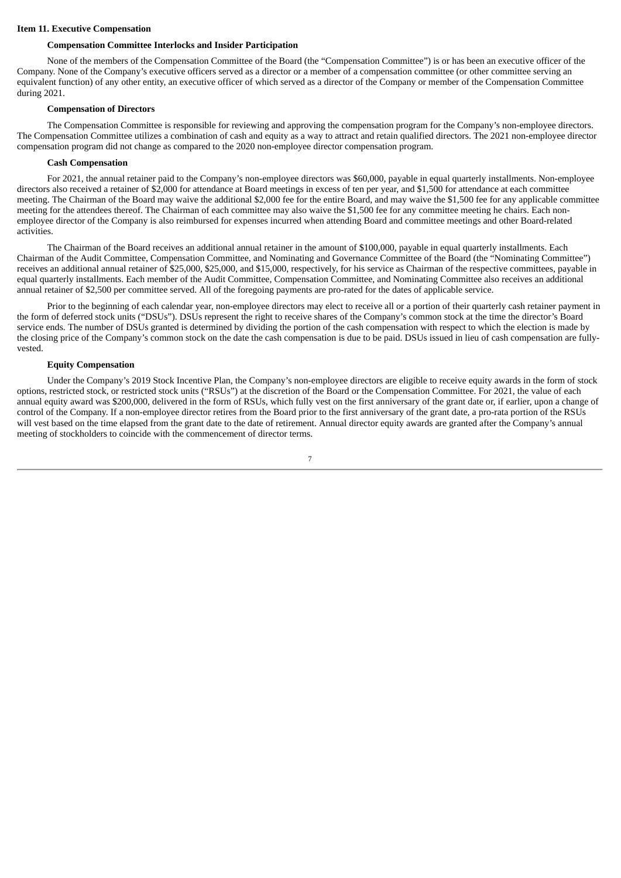## Item 11. Executive Compensation

### Compensation Committee Interlocks and Insider Participation

None of the members of the Compensation Committee of the Board (the "Compensation Committee") is or has been an executive officer of the Company. None of the Company's executive officers served as a director or a member of a compensation committee (or other committee serving an equivalent function) of any other entity, an executive officer of which served as a director of the Company or member of the Compensation Committee during 2021.

### Compensation of Directors

The Compensation Committee is responsible for reviewing and approving the compensation program for the Company's non-employee directors. The Compensation Committee utilizes a combination of cash and equity as a way to attract and retain qualified directors. The 2021 non-employee director compensation program did not change as compared to the 2020 non-employee director compensation program.

### Cash Compensation

For 2021, the annual retainer paid to the Company's non-employee directors was $60,000, payable in equal quarterly installments. Non-employee directors also received a retainer of $2,000 for attendance at Board meetings in excess of ten per year, and $1,500 for attendance at each committee meeting. The Chairman of the Board may waive the additional $2,000 fee for the entire Board, and may waive the $1,500 fee for any applicable committee meeting for the attendees thereof. The Chairman of each committee may also waive the $1,500 fee for any committee meeting he chairs. Each non-employee director of the Company is also reimbursed for expenses incurred when attending Board and committee meetings and other Board-related activities.

The Chairman of the Board receives an additional annual retainer in the amount of $100,000, payable in equal quarterly installments. Each Chairman of the Audit Committee, Compensation Committee, and Nominating and Governance Committee of the Board (the "Nominating Committee") receives an additional annual retainer of $25,000, $25,000, and $15,000, respectively, for his service as Chairman of the respective committees, payable in equal quarterly installments. Each member of the Audit Committee, Compensation Committee, and Nominating Committee also receives an additional annual retainer of $2,500 per committee served. All of the foregoing payments are pro-rated for the dates of applicable service.

Prior to the beginning of each calendar year, non-employee directors may elect to receive all or a portion of their quarterly cash retainer payment in the form of deferred stock units ("DSUs"). DSUs represent the right to receive shares of the Company's common stock at the time the director's Board service ends. The number of DSUs granted is determined by dividing the portion of the cash compensation with respect to which the election is made by the closing price of the Company's common stock on the date the cash compensation is due to be paid. DSUs issued in lieu of cash compensation are fully-vested.

### Equity Compensation

Under the Company's 2019 Stock Incentive Plan, the Company's non-employee directors are eligible to receive equity awards in the form of stock options, restricted stock, or restricted stock units ("RSUs") at the discretion of the Board or the Compensation Committee. For 2021, the value of each annual equity award was $200,000, delivered in the form of RSUs, which fully vest on the first anniversary of the grant date or, if earlier, upon a change of control of the Company. If a non-employee director retires from the Board prior to the first anniversary of the grant date, a pro-rata portion of the RSUs will vest based on the time elapsed from the grant date to the date of retirement. Annual director equity awards are granted after the Company's annual meeting of stockholders to coincide with the commencement of director terms.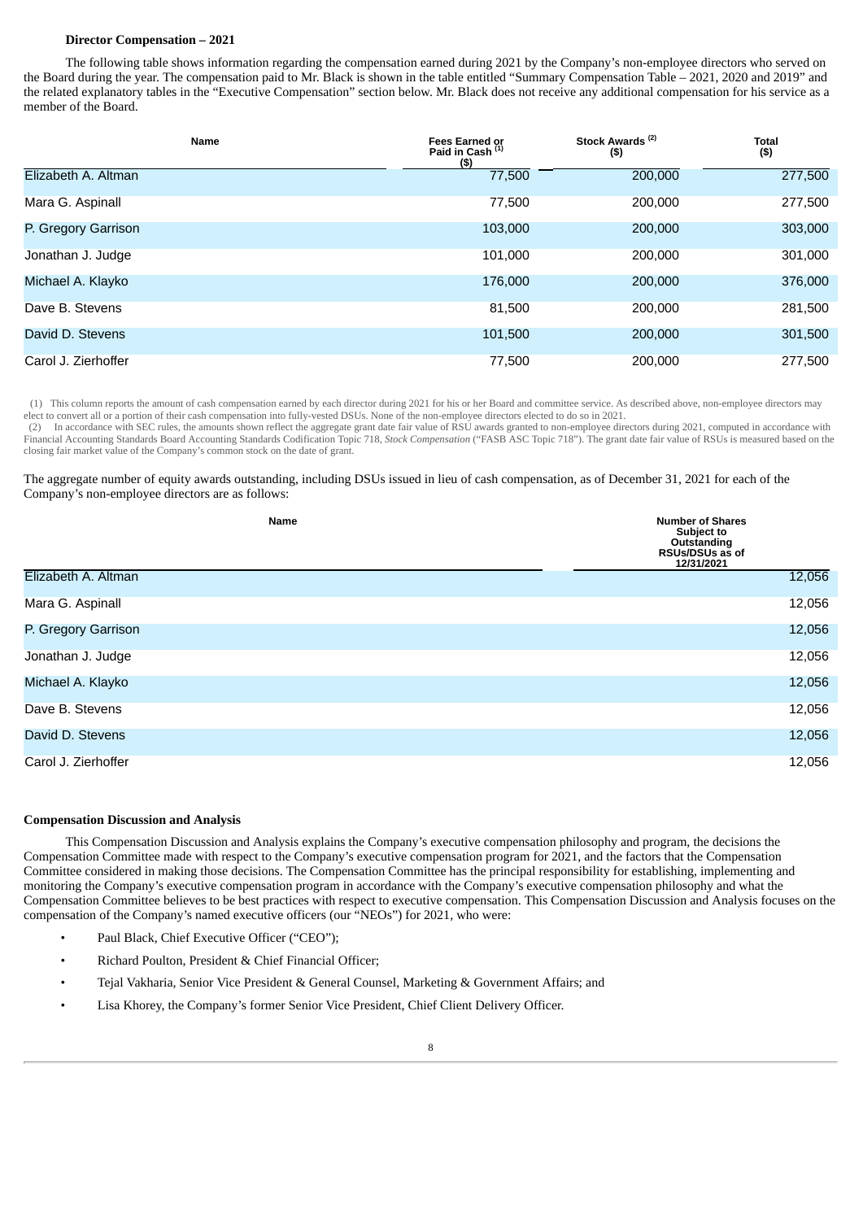**Director Compensation – 2021**

The following table shows information regarding the compensation earned during 2021 by the Company's non-employee directors who served on the Board during the year. The compensation paid to Mr. Black is shown in the table entitled "Summary Compensation Table – 2021, 2020 and 2019" and the related explanatory tables in the "Executive Compensation" section below. Mr. Black does not receive any additional compensation for his service as a member of the Board.

| Name | Fees Earned or Paid in Cash [(1)] ($) | Stock Awards [(2)] ($) | Total ($) |
|---|---|---|---|
| Elizabeth A. Altman | 77,500 | 200,000 | 277,500 |
| Mara G. Aspinall | 77,500 | 200,000 | 277,500 |
| P. Gregory Garrison | 103,000 | 200,000 | 303,000 |
| Jonathan J. Judge | 101,000 | 200,000 | 301,000 |
| Michael A. Klayko | 176,000 | 200,000 | 376,000 |
| Dave B. Stevens | 81,500 | 200,000 | 281,500 |
| David D. Stevens | 101,500 | 200,000 | 301,500 |
| Carol J. Zierhoffer | 77,500 | 200,000 | 277,500 |

(1) This column reports the amount of cash compensation earned by each director during 2021 for his or her Board and committee service. As described above, non-employee directors may elect to convert all or a portion of their cash compensation into fully-vested DSUs. None of the non-employee directors elected to do so in 2021.
(2) In accordance with SEC rules, the amounts shown reflect the aggregate grant date fair value of RSU awards granted to non-employee directors during 2021, computed in accordance with Financial Accounting Standards Board Accounting Standards Codification Topic 718, *Stock Compensation* ("FASB ASC Topic 718"). The grant date fair value of RSUs is measured based on the closing fair market value of the Company's common stock on the date of grant.

The aggregate number of equity awards outstanding, including DSUs issued in lieu of cash compensation, as of December 31, 2021 for each of the Company's non-employee directors are as follows:

| Name | Number of Shares Subject to Outstanding RSUs/DSUs as of 12/31/2021 |
|---|---|
| Elizabeth A. Altman | 12,056 |
| Mara G. Aspinall | 12,056 |
| P. Gregory Garrison | 12,056 |
| Jonathan J. Judge | 12,056 |
| Michael A. Klayko | 12,056 |
| Dave B. Stevens | 12,056 |
| David D. Stevens | 12,056 |
| Carol J. Zierhoffer | 12,056 |

**Compensation Discussion and Analysis**

This Compensation Discussion and Analysis explains the Company's executive compensation philosophy and program, the decisions the Compensation Committee made with respect to the Company's executive compensation program for 2021, and the factors that the Compensation Committee considered in making those decisions. The Compensation Committee has the principal responsibility for establishing, implementing and monitoring the Company's executive compensation program in accordance with the Company's executive compensation philosophy and what the Compensation Committee believes to be best practices with respect to executive compensation. This Compensation Discussion and Analysis focuses on the compensation of the Company's named executive officers (our "NEOs") for 2021, who were:

- Paul Black, Chief Executive Officer ("CEO");
- Richard Poulton, President & Chief Financial Officer;
- Tejal Vakharia, Senior Vice President & General Counsel, Marketing & Government Affairs; and
- Lisa Khorey, the Company's former Senior Vice President, Chief Client Delivery Officer.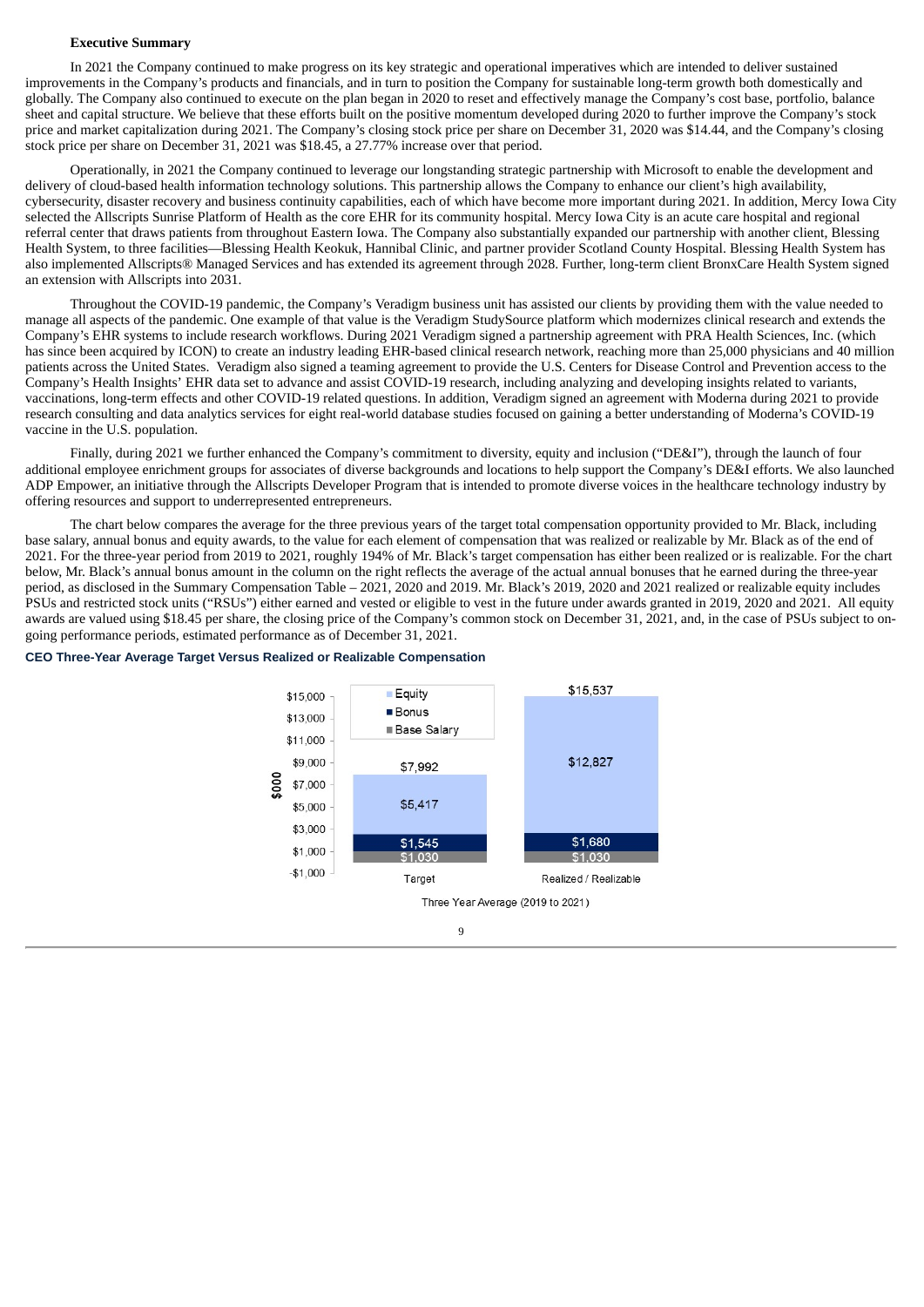**Executive Summary**

In 2021 the Company continued to make progress on its key strategic and operational imperatives which are intended to deliver sustained improvements in the Company's products and financials, and in turn to position the Company for sustainable long-term growth both domestically and globally. The Company also continued to execute on the plan began in 2020 to reset and effectively manage the Company's cost base, portfolio, balance sheet and capital structure. We believe that these efforts built on the positive momentum developed during 2020 to further improve the Company's stock price and market capitalization during 2021. The Company's closing stock price per share on December 31, 2020 was $14.44, and the Company's closing stock price per share on December 31, 2021 was $18.45, a 27.77% increase over that period.

Operationally, in 2021 the Company continued to leverage our longstanding strategic partnership with Microsoft to enable the development and delivery of cloud-based health information technology solutions. This partnership allows the Company to enhance our client's high availability, cybersecurity, disaster recovery and business continuity capabilities, each of which have become more important during 2021. In addition, Mercy Iowa City selected the Allscripts Sunrise Platform of Health as the core EHR for its community hospital. Mercy Iowa City is an acute care hospital and regional referral center that draws patients from throughout Eastern Iowa. The Company also substantially expanded our partnership with another client, Blessing Health System, to three facilities—Blessing Health Keokuk, Hannibal Clinic, and partner provider Scotland County Hospital. Blessing Health System has also implemented Allscripts® Managed Services and has extended its agreement through 2028. Further, long-term client BronxCare Health System signed an extension with Allscripts into 2031.

Throughout the COVID-19 pandemic, the Company's Veradigm business unit has assisted our clients by providing them with the value needed to manage all aspects of the pandemic. One example of that value is the Veradigm StudySource platform which modernizes clinical research and extends the Company's EHR systems to include research workflows. During 2021 Veradigm signed a partnership agreement with PRA Health Sciences, Inc. (which has since been acquired by ICON) to create an industry leading EHR-based clinical research network, reaching more than 25,000 physicians and 40 million patients across the United States. Veradigm also signed a teaming agreement to provide the U.S. Centers for Disease Control and Prevention access to the Company's Health Insights' EHR data set to advance and assist COVID-19 research, including analyzing and developing insights related to variants, vaccinations, long-term effects and other COVID-19 related questions. In addition, Veradigm signed an agreement with Moderna during 2021 to provide research consulting and data analytics services for eight real-world database studies focused on gaining a better understanding of Moderna's COVID-19 vaccine in the U.S. population.

Finally, during 2021 we further enhanced the Company's commitment to diversity, equity and inclusion ("DE&I"), through the launch of four additional employee enrichment groups for associates of diverse backgrounds and locations to help support the Company's DE&I efforts. We also launched ADP Empower, an initiative through the Allscripts Developer Program that is intended to promote diverse voices in the healthcare technology industry by offering resources and support to underrepresented entrepreneurs.

The chart below compares the average for the three previous years of the target total compensation opportunity provided to Mr. Black, including base salary, annual bonus and equity awards, to the value for each element of compensation that was realized or realizable by Mr. Black as of the end of 2021. For the three-year period from 2019 to 2021, roughly 194% of Mr. Black's target compensation has either been realized or is realizable. For the chart below, Mr. Black's annual bonus amount in the column on the right reflects the average of the actual annual bonuses that he earned during the three-year period, as disclosed in the Summary Compensation Table – 2021, 2020 and 2019. Mr. Black's 2019, 2020 and 2021 realized or realizable equity includes PSUs and restricted stock units ("RSUs") either earned and vested or eligible to vest in the future under awards granted in 2019, 2020 and 2021. All equity awards are valued using $18.45 per share, the closing price of the Company's common stock on December 31, 2021, and, in the case of PSUs subject to on-going performance periods, estimated performance as of December 31, 2021.

**CEO Three-Year Average Target Versus Realized or Realizable Compensation**

| ($000) | Target | Realized / Realizable |
|---|---|---|
| Equity | $5,417 | $12,827 |
| Bonus | $1,545 | $1,680 |
| Base Salary | $1,030 | $1,030 |
| Total | $7,992 | $15,537 |

Three Year Average (2019 to 2021)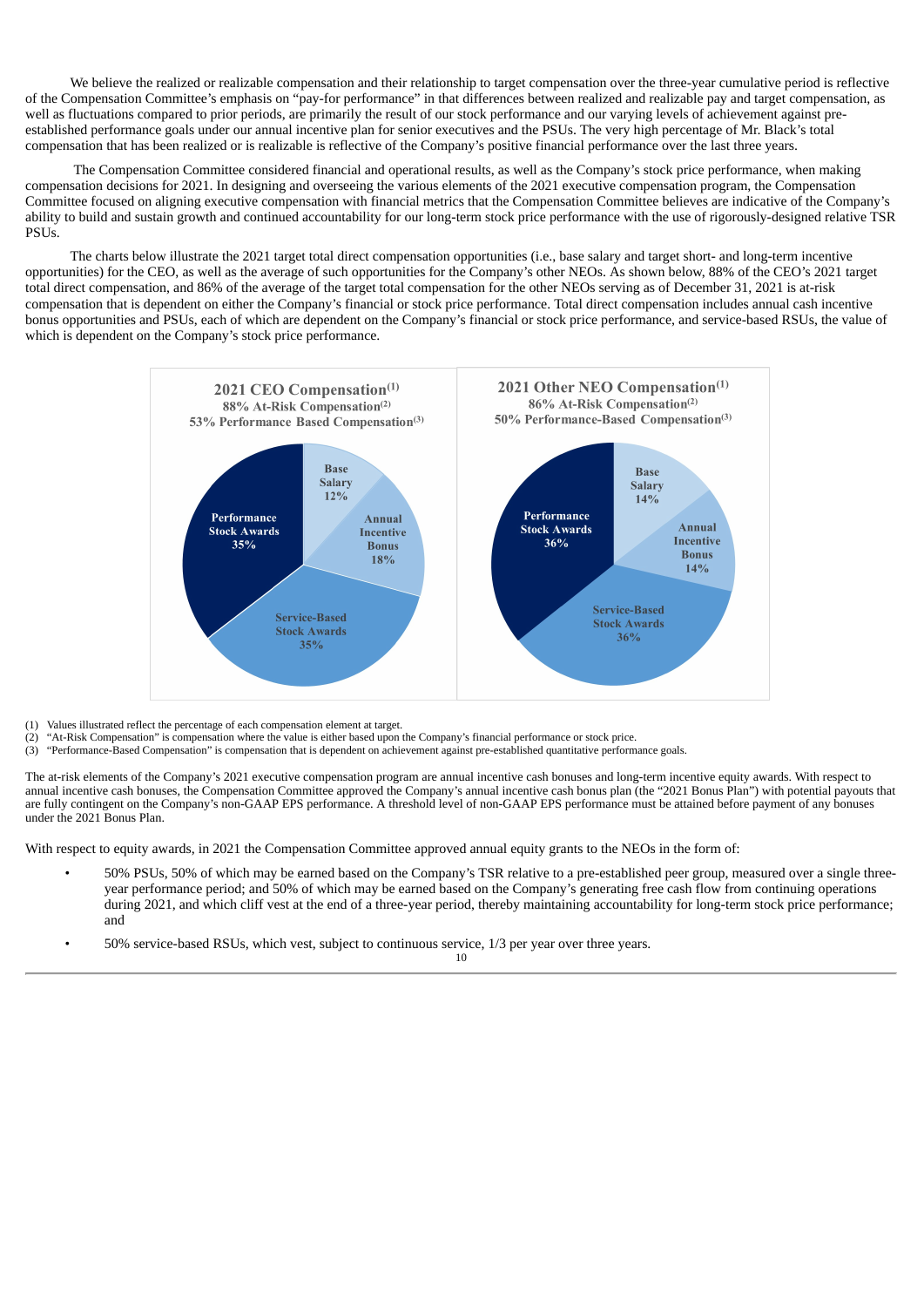We believe the realized or realizable compensation and their relationship to target compensation over the three-year cumulative period is reflective of the Compensation Committee's emphasis on "pay-for performance" in that differences between realized and realizable pay and target compensation, as well as fluctuations compared to prior periods, are primarily the result of our stock performance and our varying levels of achievement against pre-established performance goals under our annual incentive plan for senior executives and the PSUs. The very high percentage of Mr. Black's total compensation that has been realized or is realizable is reflective of the Company's positive financial performance over the last three years.

The Compensation Committee considered financial and operational results, as well as the Company's stock price performance, when making compensation decisions for 2021. In designing and overseeing the various elements of the 2021 executive compensation program, the Compensation Committee focused on aligning executive compensation with financial metrics that the Compensation Committee believes are indicative of the Company's ability to build and sustain growth and continued accountability for our long-term stock price performance with the use of rigorously-designed relative TSR PSUs.

The charts below illustrate the 2021 target total direct compensation opportunities (i.e., base salary and target short- and long-term incentive opportunities) for the CEO, as well as the average of such opportunities for the Company's other NEOs. As shown below, 88% of the CEO's 2021 target total direct compensation, and 86% of the average of the target total compensation for the other NEOs serving as of December 31, 2021 is at-risk compensation that is dependent on either the Company's financial or stock price performance. Total direct compensation includes annual cash incentive bonus opportunities and PSUs, each of which are dependent on the Company's financial or stock price performance, and service-based RSUs, the value of which is dependent on the Company's stock price performance.

**2021 CEO Compensation**[1]
**88% At-Risk Compensation**[2]
**53% Performance Based Compensation**[3]

| Element | % |
|---|---|
| Base Salary | 12% |
| Annual Incentive Bonus | 18% |
| Service-Based Stock Awards | 35% |
| Performance Stock Awards | 35% |

**2021 Other NEO Compensation**[1]
**86% At-Risk Compensation**[2]
**50% Performance-Based Compensation**[3]

| Element | % |
|---|---|
| Base Salary | 14% |
| Annual Incentive Bonus | 14% |
| Service-Based Stock Awards | 36% |
| Performance Stock Awards | 36% |

(1) Values illustrated reflect the percentage of each compensation element at target.
(2) "At-Risk Compensation" is compensation where the value is either based upon the Company's financial performance or stock price.
(3) "Performance-Based Compensation" is compensation that is dependent on achievement against pre-established quantitative performance goals.

The at-risk elements of the Company's 2021 executive compensation program are annual incentive cash bonuses and long-term incentive equity awards. With respect to annual incentive cash bonuses, the Compensation Committee approved the Company's annual incentive cash bonus plan (the "2021 Bonus Plan") with potential payouts that are fully contingent on the Company's non-GAAP EPS performance. A threshold level of non-GAAP EPS performance must be attained before payment of any bonuses under the 2021 Bonus Plan.

With respect to equity awards, in 2021 the Compensation Committee approved annual equity grants to the NEOs in the form of:

- 50% PSUs, 50% of which may be earned based on the Company's TSR relative to a pre-established peer group, measured over a single three-year performance period; and 50% of which may be earned based on the Company's generating free cash flow from continuing operations during 2021, and which cliff vest at the end of a three-year period, thereby maintaining accountability for long-term stock price performance; and
- 50% service-based RSUs, which vest, subject to continuous service, 1/3 per year over three years.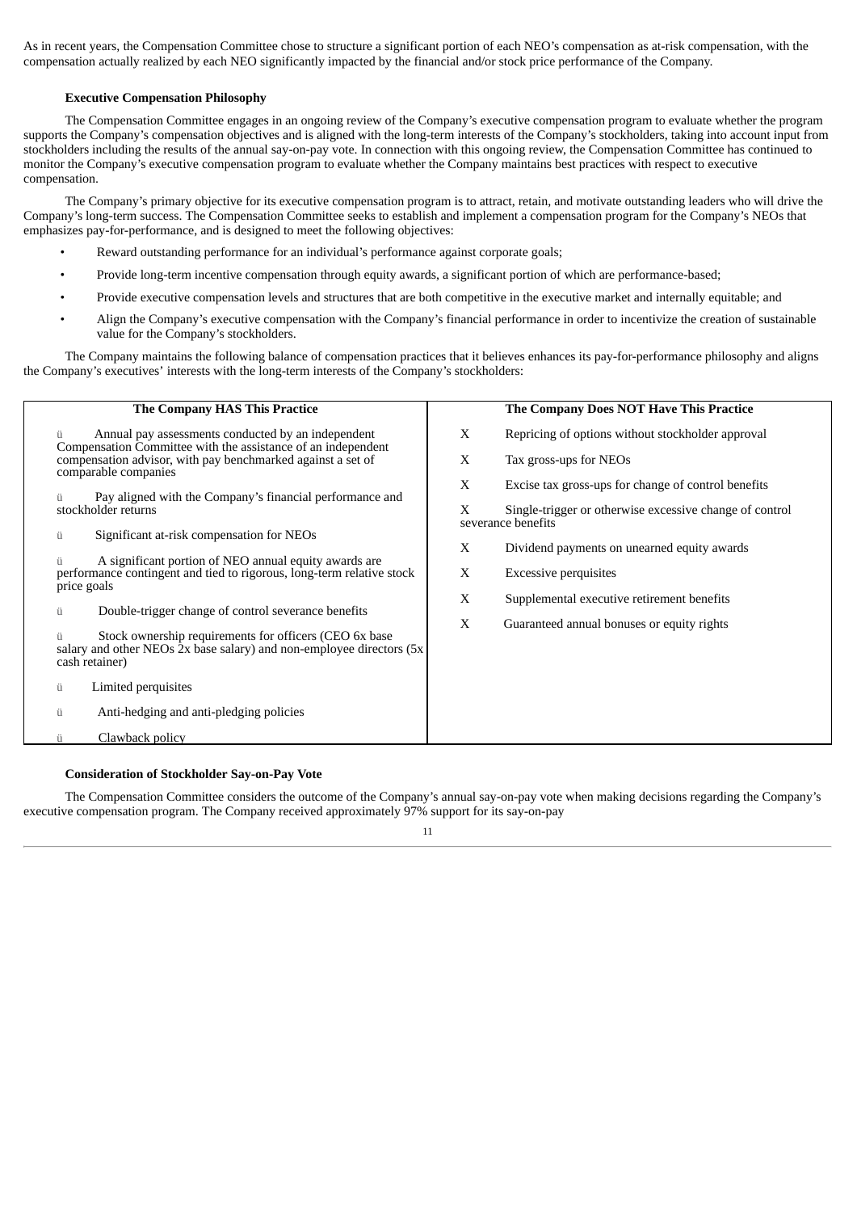As in recent years, the Compensation Committee chose to structure a significant portion of each NEO's compensation as at-risk compensation, with the compensation actually realized by each NEO significantly impacted by the financial and/or stock price performance of the Company.

**Executive Compensation Philosophy**

The Compensation Committee engages in an ongoing review of the Company's executive compensation program to evaluate whether the program supports the Company's compensation objectives and is aligned with the long-term interests of the Company's stockholders, taking into account input from stockholders including the results of the annual say-on-pay vote. In connection with this ongoing review, the Compensation Committee has continued to monitor the Company's executive compensation program to evaluate whether the Company maintains best practices with respect to executive compensation.

The Company's primary objective for its executive compensation program is to attract, retain, and motivate outstanding leaders who will drive the Company's long-term success. The Compensation Committee seeks to establish and implement a compensation program for the Company's NEOs that emphasizes pay-for-performance, and is designed to meet the following objectives:

- Reward outstanding performance for an individual's performance against corporate goals;
- Provide long-term incentive compensation through equity awards, a significant portion of which are performance-based;
- Provide executive compensation levels and structures that are both competitive in the executive market and internally equitable; and
- Align the Company's executive compensation with the Company's financial performance in order to incentivize the creation of sustainable value for the Company's stockholders.

The Company maintains the following balance of compensation practices that it believes enhances its pay-for-performance philosophy and aligns the Company's executives' interests with the long-term interests of the Company's stockholders:

| The Company HAS This Practice | The Company Does NOT Have This Practice |
|---|---|
| ü Annual pay assessments conducted by an independent Compensation Committee with the assistance of an independent compensation advisor, with pay benchmarked against a set of comparable companies | X Repricing of options without stockholder approval |
| ü Pay aligned with the Company's financial performance and stockholder returns | X Tax gross-ups for NEOs |
| ü Significant at-risk compensation for NEOs | X Excise tax gross-ups for change of control benefits |
| ü A significant portion of NEO annual equity awards are performance contingent and tied to rigorous, long-term relative stock price goals | X Single-trigger or otherwise excessive change of control severance benefits |
| ü Double-trigger change of control severance benefits | X Dividend payments on unearned equity awards |
| ü Stock ownership requirements for officers (CEO 6x base salary and other NEOs 2x base salary) and non-employee directors (5x cash retainer) | X Excessive perquisites |
| ü Limited perquisites | X Supplemental executive retirement benefits |
| ü Anti-hedging and anti-pledging policies | X Guaranteed annual bonuses or equity rights |
| ü Clawback policy | |

**Consideration of Stockholder Say-on-Pay Vote**

The Compensation Committee considers the outcome of the Company's annual say-on-pay vote when making decisions regarding the Company's executive compensation program. The Company received approximately 97% support for its say-on-pay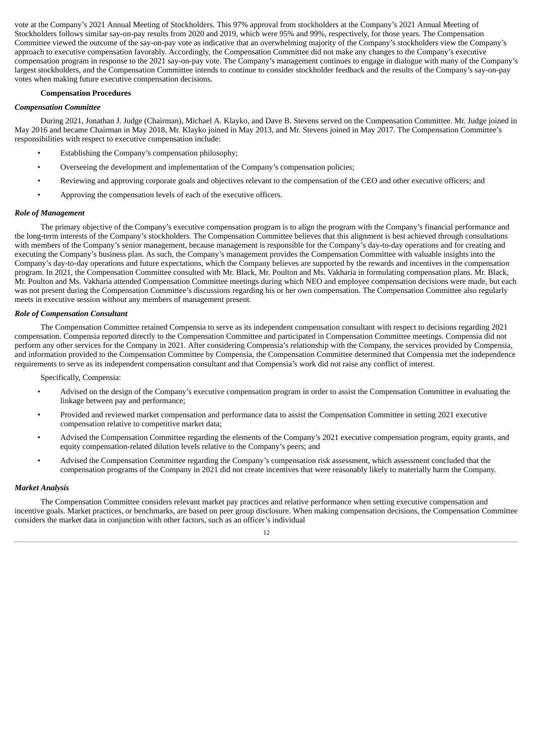vote at the Company's 2021 Annual Meeting of Stockholders. This 97% approval from stockholders at the Company's 2021 Annual Meeting of Stockholders follows similar say-on-pay results from 2020 and 2019, which were 95% and 99%, respectively, for those years. The Compensation Committee viewed the outcome of the say-on-pay vote as indicative that an overwhelming majority of the Company's stockholders view the Company's approach to executive compensation favorably. Accordingly, the Compensation Committee did not make any changes to the Company's executive compensation program in response to the 2021 say-on-pay vote. The Company's management continues to engage in dialogue with many of the Company's largest stockholders, and the Compensation Committee intends to continue to consider stockholder feedback and the results of the Company's say-on-pay votes when making future executive compensation decisions.

**Compensation Procedures**

***Compensation Committee***

During 2021, Jonathan J. Judge (Chairman), Michael A. Klayko, and Dave B. Stevens served on the Compensation Committee. Mr. Judge joined in May 2016 and became Chairman in May 2018, Mr. Klayko joined in May 2013, and Mr. Stevens joined in May 2017. The Compensation Committee's responsibilities with respect to executive compensation include:

- Establishing the Company's compensation philosophy;
- Overseeing the development and implementation of the Company's compensation policies;
- Reviewing and approving corporate goals and objectives relevant to the compensation of the CEO and other executive officers; and
- Approving the compensation levels of each of the executive officers.

***Role of Management***

The primary objective of the Company's executive compensation program is to align the program with the Company's financial performance and the long-term interests of the Company's stockholders. The Compensation Committee believes that this alignment is best achieved through consultations with members of the Company's senior management, because management is responsible for the Company's day-to-day operations and for creating and executing the Company's business plan. As such, the Company's management provides the Compensation Committee with valuable insights into the Company's day-to-day operations and future expectations, which the Company believes are supported by the rewards and incentives in the compensation program. In 2021, the Compensation Committee consulted with Mr. Black, Mr. Poulton and Ms. Vakharia in formulating compensation plans. Mr. Black, Mr. Poulton and Ms. Vakharia attended Compensation Committee meetings during which NEO and employee compensation decisions were made, but each was not present during the Compensation Committee's discussions regarding his or her own compensation. The Compensation Committee also regularly meets in executive session without any members of management present.

***Role of Compensation Consultant***

The Compensation Committee retained Compensia to serve as its independent compensation consultant with respect to decisions regarding 2021 compensation. Compensia reported directly to the Compensation Committee and participated in Compensation Committee meetings. Compensia did not perform any other services for the Company in 2021. After considering Compensia's relationship with the Company, the services provided by Compensia, and information provided to the Compensation Committee by Compensia, the Compensation Committee determined that Compensia met the independence requirements to serve as its independent compensation consultant and that Compensia's work did not raise any conflict of interest.

Specifically, Compensia:

- Advised on the design of the Company's executive compensation program in order to assist the Compensation Committee in evaluating the linkage between pay and performance;
- Provided and reviewed market compensation and performance data to assist the Compensation Committee in setting 2021 executive compensation relative to competitive market data;
- Advised the Compensation Committee regarding the elements of the Company's 2021 executive compensation program, equity grants, and equity compensation-related dilution levels relative to the Company's peers; and
- Advised the Compensation Committee regarding the Company's compensation risk assessment, which assessment concluded that the compensation programs of the Company in 2021 did not create incentives that were reasonably likely to materially harm the Company.

***Market Analysis***

The Compensation Committee considers relevant market pay practices and relative performance when setting executive compensation and incentive goals. Market practices, or benchmarks, are based on peer group disclosure. When making compensation decisions, the Compensation Committee considers the market data in conjunction with other factors, such as an officer's individual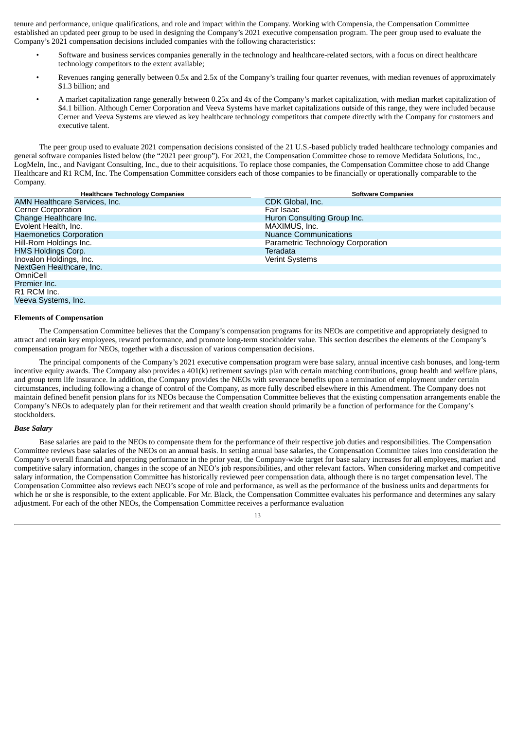tenure and performance, unique qualifications, and role and impact within the Company. Working with Compensia, the Compensation Committee established an updated peer group to be used in designing the Company's 2021 executive compensation program. The peer group used to evaluate the Company's 2021 compensation decisions included companies with the following characteristics:

- Software and business services companies generally in the technology and healthcare-related sectors, with a focus on direct healthcare technology competitors to the extent available;
- Revenues ranging generally between 0.5x and 2.5x of the Company's trailing four quarter revenues, with median revenues of approximately $1.3 billion; and
- A market capitalization range generally between 0.25x and 4x of the Company's market capitalization, with median market capitalization of $4.1 billion. Although Cerner Corporation and Veeva Systems have market capitalizations outside of this range, they were included because Cerner and Veeva Systems are viewed as key healthcare technology competitors that compete directly with the Company for customers and executive talent.

The peer group used to evaluate 2021 compensation decisions consisted of the 21 U.S.-based publicly traded healthcare technology companies and general software companies listed below (the "2021 peer group"). For 2021, the Compensation Committee chose to remove Medidata Solutions, Inc., LogMeIn, Inc., and Navigant Consulting, Inc., due to their acquisitions. To replace those companies, the Compensation Committee chose to add Change Healthcare and R1 RCM, Inc. The Compensation Committee considers each of those companies to be financially or operationally comparable to the Company.

| Healthcare Technology Companies | Software Companies |
| --- | --- |
| AMN Healthcare Services, Inc. | CDK Global, Inc. |
| Cerner Corporation | Fair Isaac |
| Change Healthcare Inc. | Huron Consulting Group Inc. |
| Evolent Health, Inc. | MAXIMUS, Inc. |
| Haemonetics Corporation | Nuance Communications |
| Hill-Rom Holdings Inc. | Parametric Technology Corporation |
| HMS Holdings Corp. | Teradata |
| Inovalon Holdings, Inc. | Verint Systems |
| NextGen Healthcare, Inc. | |
| OmniCell | |
| Premier Inc. | |
| R1 RCM Inc. | |
| Veeva Systems, Inc. | |

**Elements of Compensation**

The Compensation Committee believes that the Company's compensation programs for its NEOs are competitive and appropriately designed to attract and retain key employees, reward performance, and promote long-term stockholder value. This section describes the elements of the Company's compensation program for NEOs, together with a discussion of various compensation decisions.

The principal components of the Company's 2021 executive compensation program were base salary, annual incentive cash bonuses, and long-term incentive equity awards. The Company also provides a 401(k) retirement savings plan with certain matching contributions, group health and welfare plans, and group term life insurance. In addition, the Company provides the NEOs with severance benefits upon a termination of employment under certain circumstances, including following a change of control of the Company, as more fully described elsewhere in this Amendment. The Company does not maintain defined benefit pension plans for its NEOs because the Compensation Committee believes that the existing compensation arrangements enable the Company's NEOs to adequately plan for their retirement and that wealth creation should primarily be a function of performance for the Company's stockholders.

***Base Salary***

Base salaries are paid to the NEOs to compensate them for the performance of their respective job duties and responsibilities. The Compensation Committee reviews base salaries of the NEOs on an annual basis. In setting annual base salaries, the Compensation Committee takes into consideration the Company's overall financial and operating performance in the prior year, the Company-wide target for base salary increases for all employees, market and competitive salary information, changes in the scope of an NEO's job responsibilities, and other relevant factors. When considering market and competitive salary information, the Compensation Committee has historically reviewed peer compensation data, although there is no target compensation level. The Compensation Committee also reviews each NEO's scope of role and performance, as well as the performance of the business units and departments for which he or she is responsible, to the extent applicable. For Mr. Black, the Compensation Committee evaluates his performance and determines any salary adjustment. For each of the other NEOs, the Compensation Committee receives a performance evaluation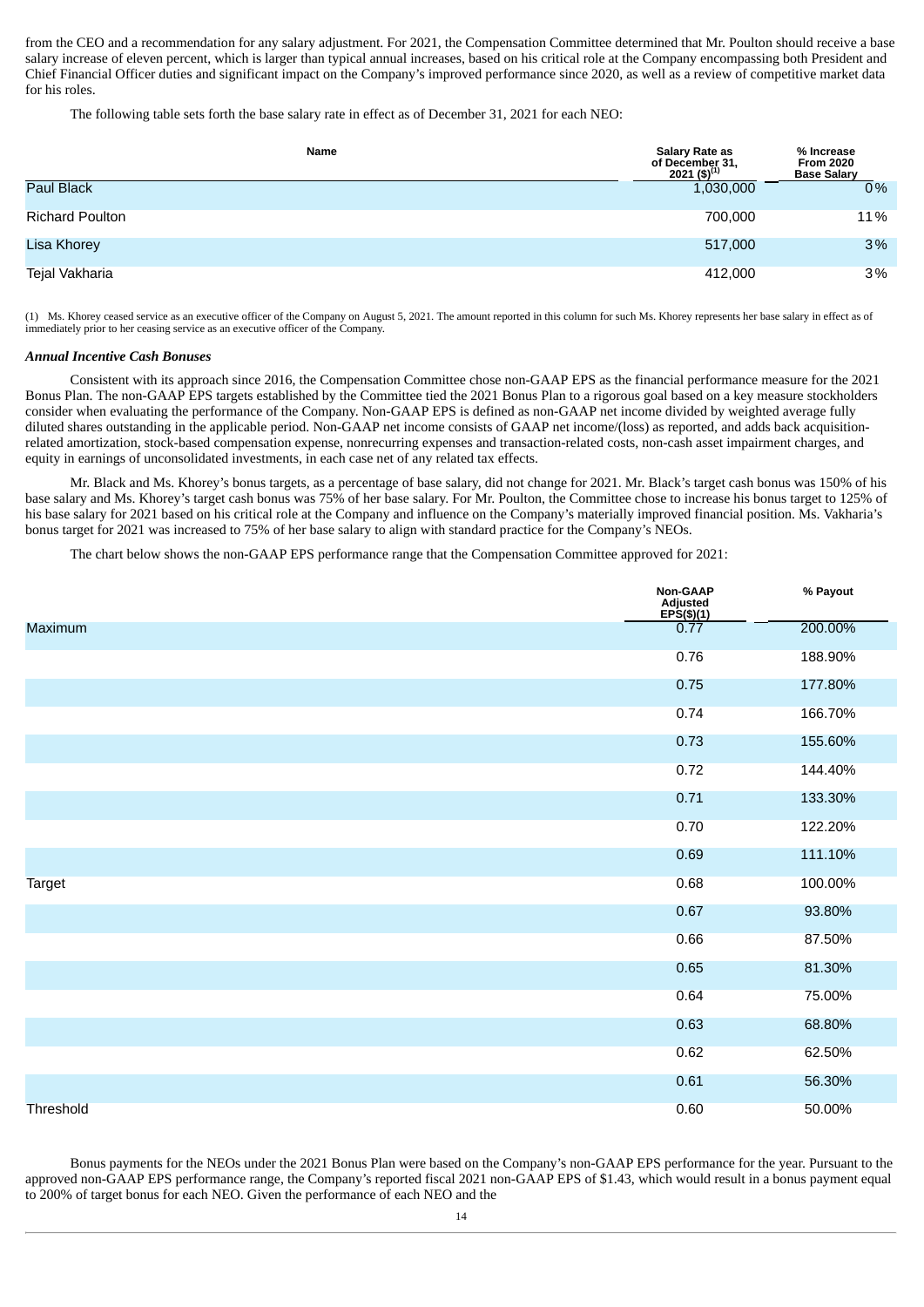from the CEO and a recommendation for any salary adjustment. For 2021, the Compensation Committee determined that Mr. Poulton should receive a base salary increase of eleven percent, which is larger than typical annual increases, based on his critical role at the Company encompassing both President and Chief Financial Officer duties and significant impact on the Company's improved performance since 2020, as well as a review of competitive market data for his roles.

The following table sets forth the base salary rate in effect as of December 31, 2021 for each NEO:

| Name | Salary Rate as of December 31, 2021 ($)(1) | % Increase From 2020 Base Salary |
|---|---|---|
| Paul Black | 1,030,000 | 0% |
| Richard Poulton | 700,000 | 11% |
| Lisa Khorey | 517,000 | 3% |
| Tejal Vakharia | 412,000 | 3% |

(1) Ms. Khorey ceased service as an executive officer of the Company on August 5, 2021. The amount reported in this column for such Ms. Khorey represents her base salary in effect as of immediately prior to her ceasing service as an executive officer of the Company.

***Annual Incentive Cash Bonuses***

Consistent with its approach since 2016, the Compensation Committee chose non-GAAP EPS as the financial performance measure for the 2021 Bonus Plan. The non-GAAP EPS targets established by the Committee tied the 2021 Bonus Plan to a rigorous goal based on a key measure stockholders consider when evaluating the performance of the Company. Non-GAAP EPS is defined as non-GAAP net income divided by weighted average fully diluted shares outstanding in the applicable period. Non-GAAP net income consists of GAAP net income/(loss) as reported, and adds back acquisition-related amortization, stock-based compensation expense, nonrecurring expenses and transaction-related costs, non-cash asset impairment charges, and equity in earnings of unconsolidated investments, in each case net of any related tax effects.

Mr. Black and Ms. Khorey's bonus targets, as a percentage of base salary, did not change for 2021. Mr. Black's target cash bonus was 150% of his base salary and Ms. Khorey's target cash bonus was 75% of her base salary. For Mr. Poulton, the Committee chose to increase his bonus target to 125% of his base salary for 2021 based on his critical role at the Company and influence on the Company's materially improved financial position. Ms. Vakharia's bonus target for 2021 was increased to 75% of her base salary to align with standard practice for the Company's NEOs.

The chart below shows the non-GAAP EPS performance range that the Compensation Committee approved for 2021:

| | Non-GAAP Adjusted EPS($)(1) | % Payout |
|---|---|---|
| Maximum | 0.77 | 200.00% |
| | 0.76 | 188.90% |
| | 0.75 | 177.80% |
| | 0.74 | 166.70% |
| | 0.73 | 155.60% |
| | 0.72 | 144.40% |
| | 0.71 | 133.30% |
| | 0.70 | 122.20% |
| | 0.69 | 111.10% |
| Target | 0.68 | 100.00% |
| | 0.67 | 93.80% |
| | 0.66 | 87.50% |
| | 0.65 | 81.30% |
| | 0.64 | 75.00% |
| | 0.63 | 68.80% |
| | 0.62 | 62.50% |
| | 0.61 | 56.30% |
| Threshold | 0.60 | 50.00% |

Bonus payments for the NEOs under the 2021 Bonus Plan were based on the Company's non-GAAP EPS performance for the year. Pursuant to the approved non-GAAP EPS performance range, the Company's reported fiscal 2021 non-GAAP EPS of $1.43, which would result in a bonus payment equal to 200% of target bonus for each NEO. Given the performance of each NEO and the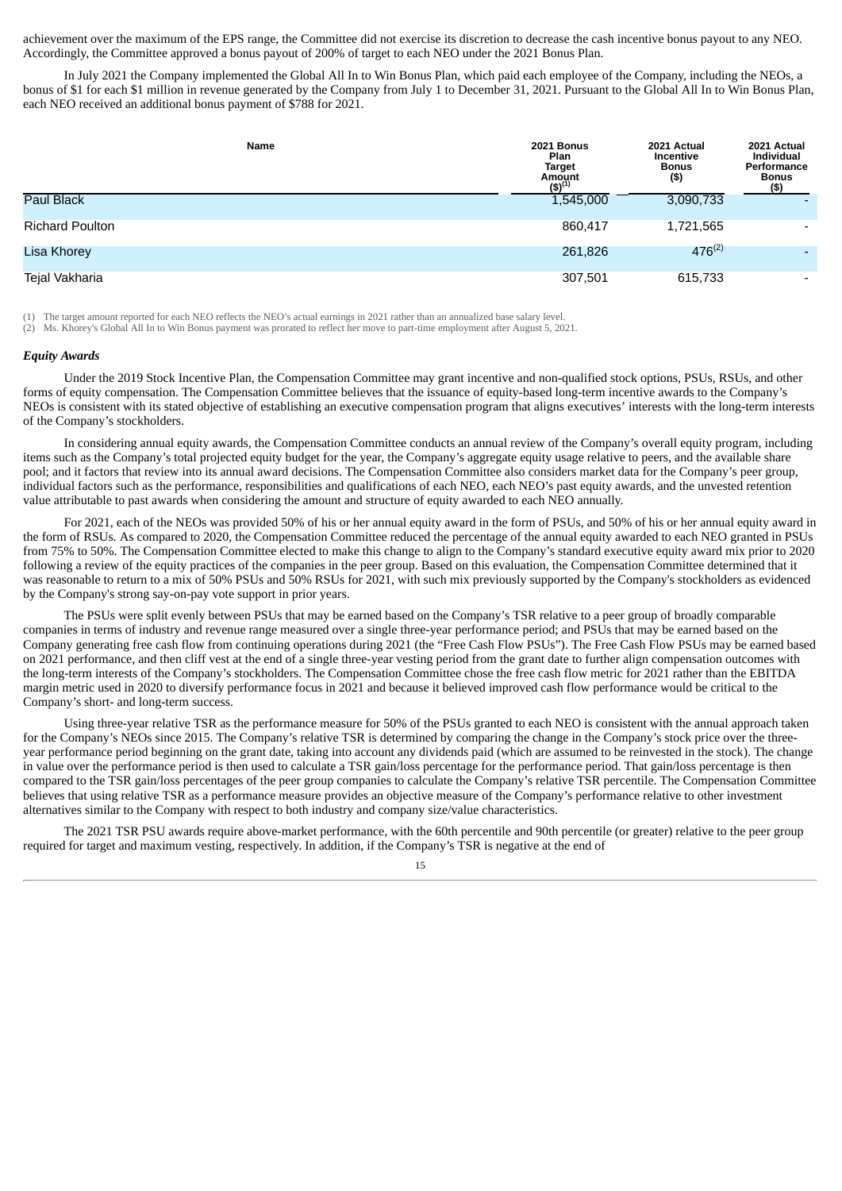achievement over the maximum of the EPS range, the Committee did not exercise its discretion to decrease the cash incentive bonus payout to any NEO. Accordingly, the Committee approved a bonus payout of 200% of target to each NEO under the 2021 Bonus Plan.

In July 2021 the Company implemented the Global All In to Win Bonus Plan, which paid each employee of the Company, including the NEOs, a bonus of $1 for each $1 million in revenue generated by the Company from July 1 to December 31, 2021. Pursuant to the Global All In to Win Bonus Plan, each NEO received an additional bonus payment of $788 for 2021.

| Name | 2021 Bonus Plan Target Amount ($)(1) | 2021 Actual Incentive Bonus ($) | 2021 Actual Individual Performance Bonus ($) |
|---|---|---|---|
| Paul Black | 1,545,000 | 3,090,733 | - |
| Richard Poulton | 860,417 | 1,721,565 | - |
| Lisa Khorey | 261,826 | 476(2) | - |
| Tejal Vakharia | 307,501 | 615,733 | - |

(1) The target amount reported for each NEO reflects the NEO's actual earnings in 2021 rather than an annualized base salary level.
(2) Ms. Khorey's Global All In to Win Bonus payment was prorated to reflect her move to part-time employment after August 5, 2021.

***Equity Awards***

Under the 2019 Stock Incentive Plan, the Compensation Committee may grant incentive and non-qualified stock options, PSUs, RSUs, and other forms of equity compensation. The Compensation Committee believes that the issuance of equity-based long-term incentive awards to the Company's NEOs is consistent with its stated objective of establishing an executive compensation program that aligns executives' interests with the long-term interests of the Company's stockholders.

In considering annual equity awards, the Compensation Committee conducts an annual review of the Company's overall equity program, including items such as the Company's total projected equity budget for the year, the Company's aggregate equity usage relative to peers, and the available share pool; and it factors that review into its annual award decisions. The Compensation Committee also considers market data for the Company's peer group, individual factors such as the performance, responsibilities and qualifications of each NEO, each NEO's past equity awards, and the unvested retention value attributable to past awards when considering the amount and structure of equity awarded to each NEO annually.

For 2021, each of the NEOs was provided 50% of his or her annual equity award in the form of PSUs, and 50% of his or her annual equity award in the form of RSUs. As compared to 2020, the Compensation Committee reduced the percentage of the annual equity awarded to each NEO granted in PSUs from 75% to 50%. The Compensation Committee elected to make this change to align to the Company's standard executive equity award mix prior to 2020 following a review of the equity practices of the companies in the peer group. Based on this evaluation, the Compensation Committee determined that it was reasonable to return to a mix of 50% PSUs and 50% RSUs for 2021, with such mix previously supported by the Company's stockholders as evidenced by the Company's strong say-on-pay vote support in prior years.

The PSUs were split evenly between PSUs that may be earned based on the Company's TSR relative to a peer group of broadly comparable companies in terms of industry and revenue range measured over a single three-year performance period; and PSUs that may be earned based on the Company generating free cash flow from continuing operations during 2021 (the "Free Cash Flow PSUs"). The Free Cash Flow PSUs may be earned based on 2021 performance, and then cliff vest at the end of a single three-year vesting period from the grant date to further align compensation outcomes with the long-term interests of the Company's stockholders. The Compensation Committee chose the free cash flow metric for 2021 rather than the EBITDA margin metric used in 2020 to diversify performance focus in 2021 and because it believed improved cash flow performance would be critical to the Company's short- and long-term success.

Using three-year relative TSR as the performance measure for 50% of the PSUs granted to each NEO is consistent with the annual approach taken for the Company's NEOs since 2015. The Company's relative TSR is determined by comparing the change in the Company's stock price over the three-year performance period beginning on the grant date, taking into account any dividends paid (which are assumed to be reinvested in the stock). The change in value over the performance period is then used to calculate a TSR gain/loss percentage for the performance period. That gain/loss percentage is then compared to the TSR gain/loss percentages of the peer group companies to calculate the Company's relative TSR percentile. The Compensation Committee believes that using relative TSR as a performance measure provides an objective measure of the Company's performance relative to other investment alternatives similar to the Company with respect to both industry and company size/value characteristics.

The 2021 TSR PSU awards require above-market performance, with the 60th percentile and 90th percentile (or greater) relative to the peer group required for target and maximum vesting, respectively. In addition, if the Company's TSR is negative at the end of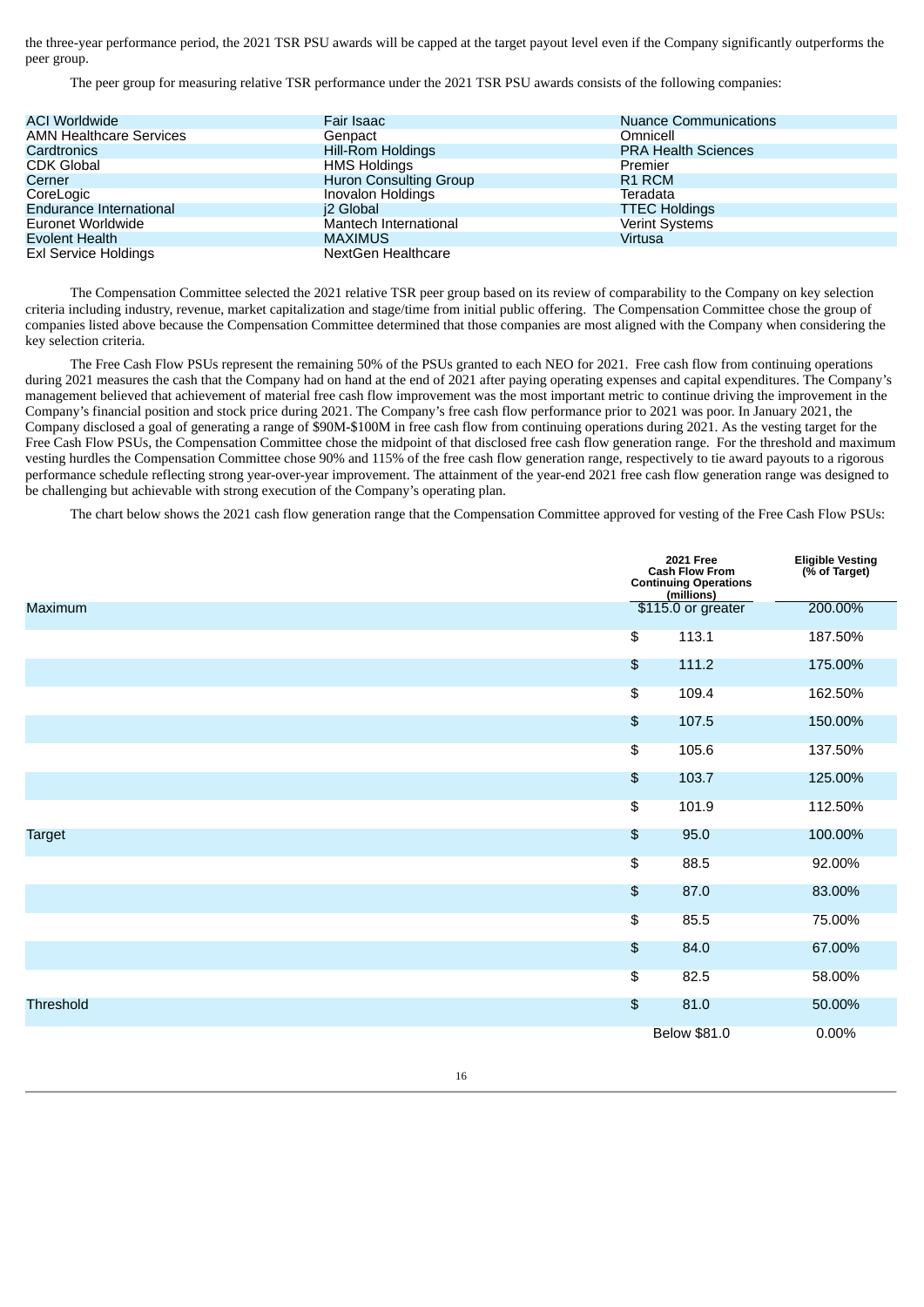the three-year performance period, the 2021 TSR PSU awards will be capped at the target payout level even if the Company significantly outperforms the peer group.

The peer group for measuring relative TSR performance under the 2021 TSR PSU awards consists of the following companies:

| | | |
|---|---|---|
| ACI Worldwide | Fair Isaac | Nuance Communications |
| AMN Healthcare Services | Genpact | Omnicell |
| Cardtronics | Hill-Rom Holdings | PRA Health Sciences |
| CDK Global | HMS Holdings | Premier |
| Cerner | Huron Consulting Group | R1 RCM |
| CoreLogic | Inovalon Holdings | Teradata |
| Endurance International | j2 Global | TTEC Holdings |
| Euronet Worldwide | Mantech International | Verint Systems |
| Evolent Health | MAXIMUS | Virtusa |
| Exl Service Holdings | NextGen Healthcare | |

The Compensation Committee selected the 2021 relative TSR peer group based on its review of comparability to the Company on key selection criteria including industry, revenue, market capitalization and stage/time from initial public offering. The Compensation Committee chose the group of companies listed above because the Compensation Committee determined that those companies are most aligned with the Company when considering the key selection criteria.

The Free Cash Flow PSUs represent the remaining 50% of the PSUs granted to each NEO for 2021. Free cash flow from continuing operations during 2021 measures the cash that the Company had on hand at the end of 2021 after paying operating expenses and capital expenditures. The Company's management believed that achievement of material free cash flow improvement was the most important metric to continue driving the improvement in the Company's financial position and stock price during 2021. The Company's free cash flow performance prior to 2021 was poor. In January 2021, the Company disclosed a goal of generating a range of $90M-$100M in free cash flow from continuing operations during 2021. As the vesting target for the Free Cash Flow PSUs, the Compensation Committee chose the midpoint of that disclosed free cash flow generation range. For the threshold and maximum vesting hurdles the Compensation Committee chose 90% and 115% of the free cash flow generation range, respectively to tie award payouts to a rigorous performance schedule reflecting strong year-over-year improvement. The attainment of the year-end 2021 free cash flow generation range was designed to be challenging but achievable with strong execution of the Company's operating plan.

The chart below shows the 2021 cash flow generation range that the Compensation Committee approved for vesting of the Free Cash Flow PSUs:

| | 2021 Free Cash Flow From Continuing Operations (millions) | Eligible Vesting (% of Target) |
|---|---|---|
| Maximum | $115.0 or greater | 200.00% |
| | $ 113.1 | 187.50% |
| | $ 111.2 | 175.00% |
| | $ 109.4 | 162.50% |
| | $ 107.5 | 150.00% |
| | $ 105.6 | 137.50% |
| | $ 103.7 | 125.00% |
| | $ 101.9 | 112.50% |
| Target | $ 95.0 | 100.00% |
| | $ 88.5 | 92.00% |
| | $ 87.0 | 83.00% |
| | $ 85.5 | 75.00% |
| | $ 84.0 | 67.00% |
| | $ 82.5 | 58.00% |
| Threshold | $ 81.0 | 50.00% |
| | Below $81.0 | 0.00% |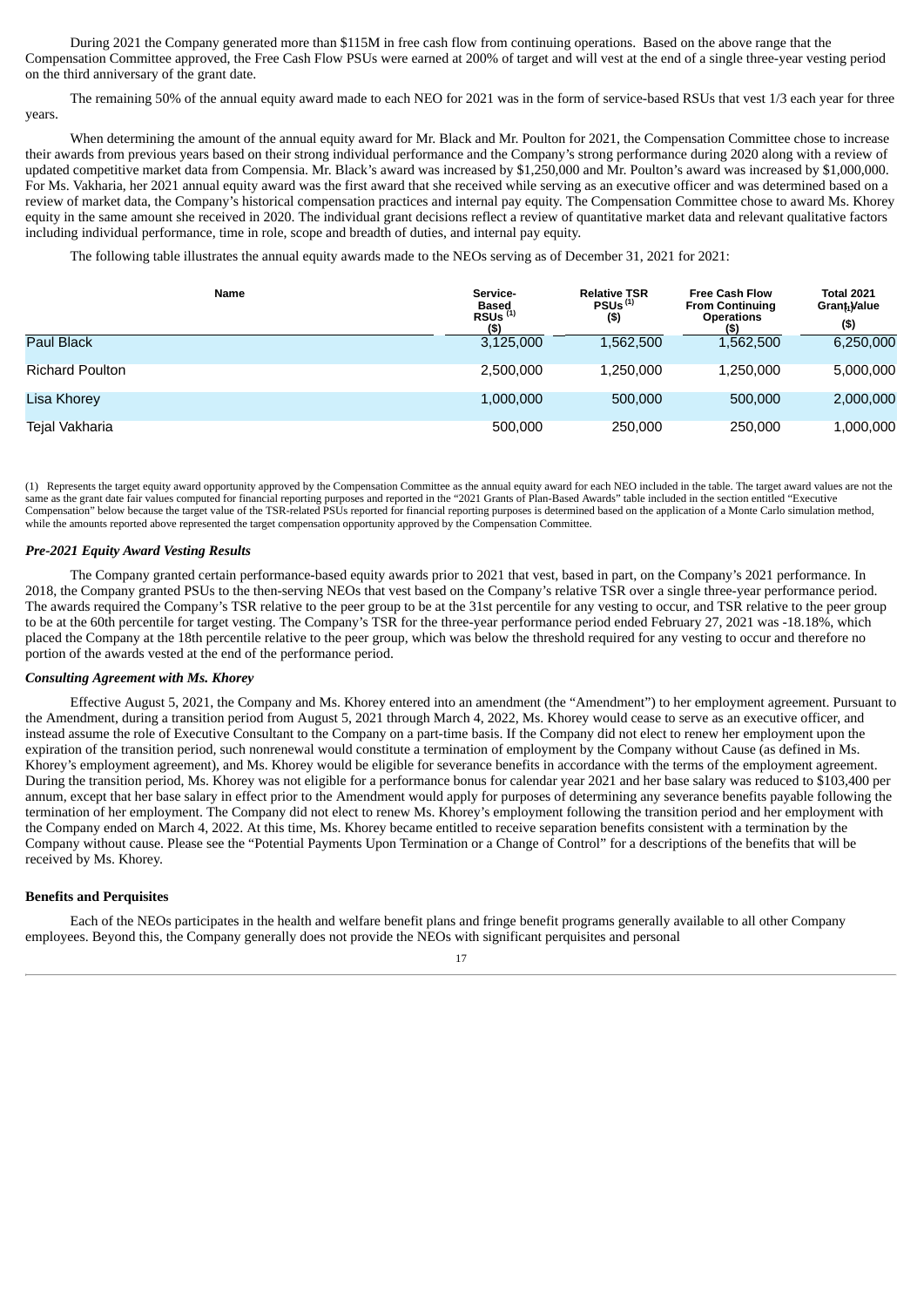During 2021 the Company generated more than $115M in free cash flow from continuing operations. Based on the above range that the Compensation Committee approved, the Free Cash Flow PSUs were earned at 200% of target and will vest at the end of a single three-year vesting period on the third anniversary of the grant date.

The remaining 50% of the annual equity award made to each NEO for 2021 was in the form of service-based RSUs that vest 1/3 each year for three years.

When determining the amount of the annual equity award for Mr. Black and Mr. Poulton for 2021, the Compensation Committee chose to increase their awards from previous years based on their strong individual performance and the Company's strong performance during 2020 along with a review of updated competitive market data from Compensia. Mr. Black's award was increased by $1,250,000 and Mr. Poulton's award was increased by $1,000,000. For Ms. Vakharia, her 2021 annual equity award was the first award that she received while serving as an executive officer and was determined based on a review of market data, the Company's historical compensation practices and internal pay equity. The Compensation Committee chose to award Ms. Khorey equity in the same amount she received in 2020. The individual grant decisions reflect a review of quantitative market data and relevant qualitative factors including individual performance, time in role, scope and breadth of duties, and internal pay equity.

The following table illustrates the annual equity awards made to the NEOs serving as of December 31, 2021 for 2021:

| Name | Service-Based RSUs [(1)] ($) | Relative TSR PSUs [(1)] ($) | Free Cash Flow From Continuing Operations ($) | Total 2021 Grant Value [(1)] ($) |
|---|---|---|---|---|
| Paul Black | 3,125,000 | 1,562,500 | 1,562,500 | 6,250,000 |
| Richard Poulton | 2,500,000 | 1,250,000 | 1,250,000 | 5,000,000 |
| Lisa Khorey | 1,000,000 | 500,000 | 500,000 | 2,000,000 |
| Tejal Vakharia | 500,000 | 250,000 | 250,000 | 1,000,000 |

(1) Represents the target equity award opportunity approved by the Compensation Committee as the annual equity award for each NEO included in the table. The target award values are not the same as the grant date fair values computed for financial reporting purposes and reported in the "2021 Grants of Plan-Based Awards" table included in the section entitled "Executive Compensation" below because the target value of the TSR-related PSUs reported for financial reporting purposes is determined based on the application of a Monte Carlo simulation method, while the amounts reported above represented the target compensation opportunity approved by the Compensation Committee.

### *Pre-2021 Equity Award Vesting Results*

The Company granted certain performance-based equity awards prior to 2021 that vest, based in part, on the Company's 2021 performance. In 2018, the Company granted PSUs to the then-serving NEOs that vest based on the Company's relative TSR over a single three-year performance period. The awards required the Company's TSR relative to the peer group to be at the 31st percentile for any vesting to occur, and TSR relative to the peer group to be at the 60th percentile for target vesting. The Company's TSR for the three-year performance period ended February 27, 2021 was -18.18%, which placed the Company at the 18th percentile relative to the peer group, which was below the threshold required for any vesting to occur and therefore no portion of the awards vested at the end of the performance period.

### *Consulting Agreement with Ms. Khorey*

Effective August 5, 2021, the Company and Ms. Khorey entered into an amendment (the "Amendment") to her employment agreement. Pursuant to the Amendment, during a transition period from August 5, 2021 through March 4, 2022, Ms. Khorey would cease to serve as an executive officer, and instead assume the role of Executive Consultant to the Company on a part-time basis. If the Company did not elect to renew her employment upon the expiration of the transition period, such nonrenewal would constitute a termination of employment by the Company without Cause (as defined in Ms. Khorey's employment agreement), and Ms. Khorey would be eligible for severance benefits in accordance with the terms of the employment agreement. During the transition period, Ms. Khorey was not eligible for a performance bonus for calendar year 2021 and her base salary was reduced to $103,400 per annum, except that her base salary in effect prior to the Amendment would apply for purposes of determining any severance benefits payable following the termination of her employment. The Company did not elect to renew Ms. Khorey's employment following the transition period and her employment with the Company ended on March 4, 2022. At this time, Ms. Khorey became entitled to receive separation benefits consistent with a termination by the Company without cause. Please see the "Potential Payments Upon Termination or a Change of Control" for a descriptions of the benefits that will be received by Ms. Khorey.

### **Benefits and Perquisites**

Each of the NEOs participates in the health and welfare benefit plans and fringe benefit programs generally available to all other Company employees. Beyond this, the Company generally does not provide the NEOs with significant perquisites and personal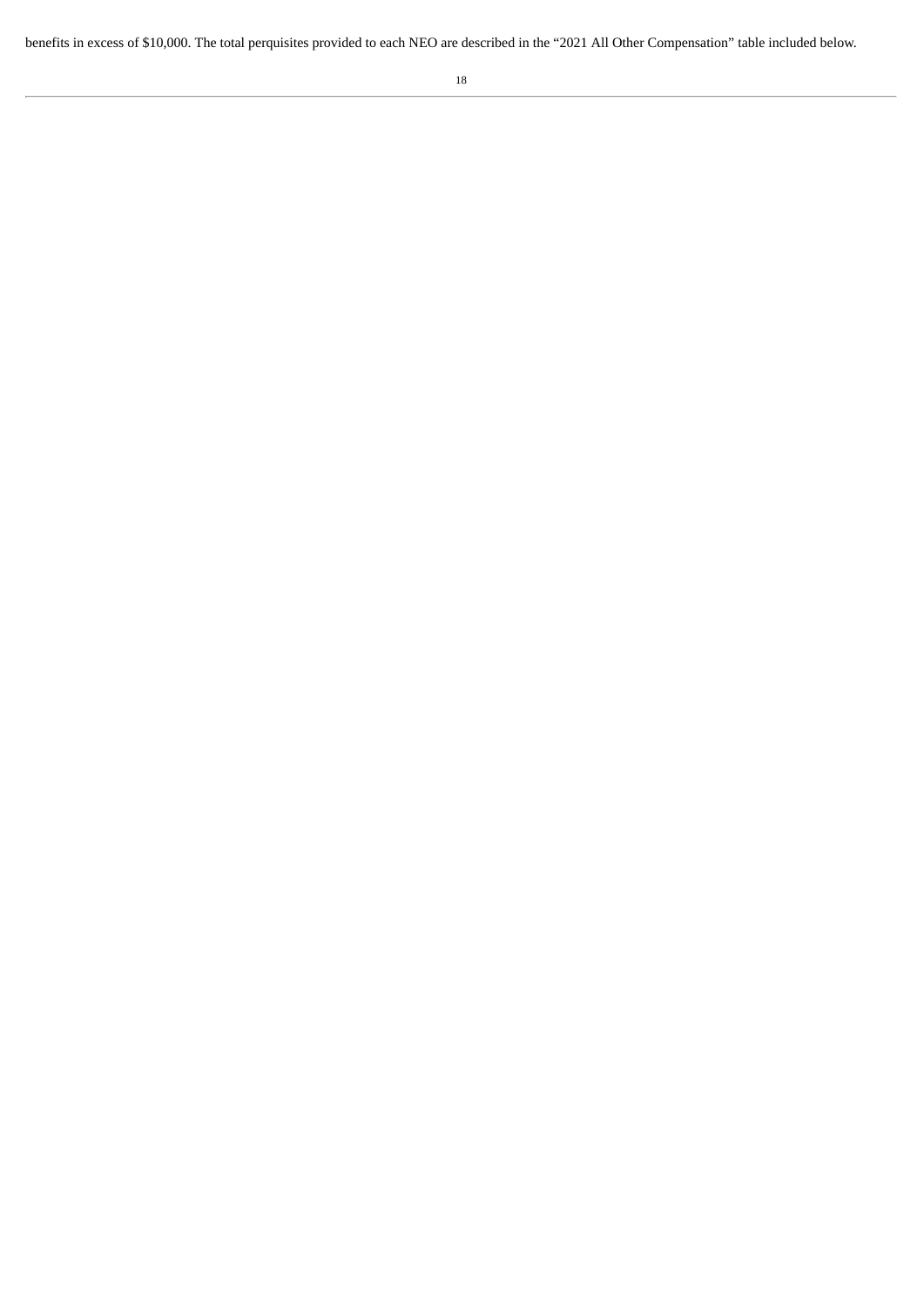benefits in excess of $10,000. The total perquisites provided to each NEO are described in the “2021 All Other Compensation” table included below.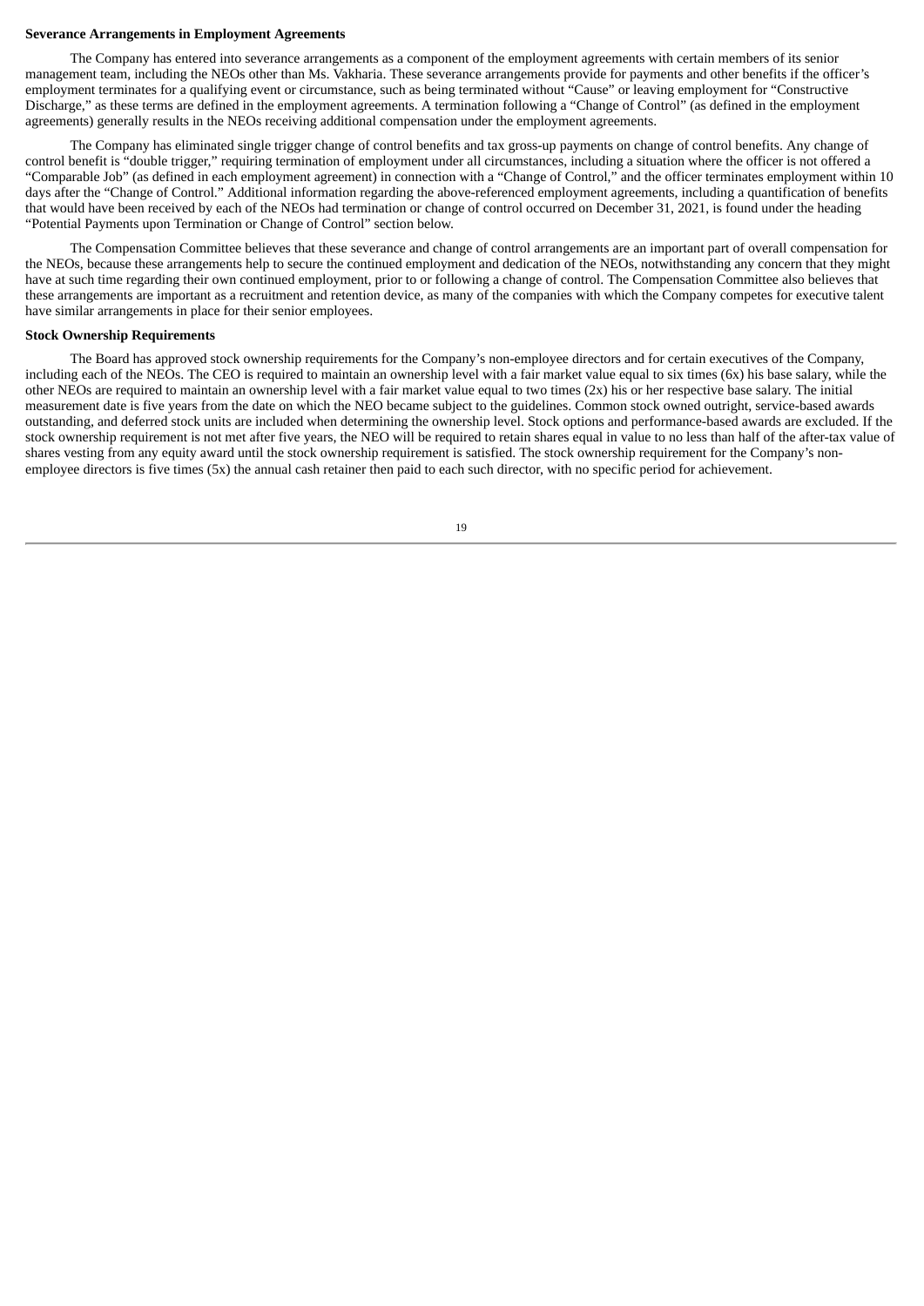**Severance Arrangements in Employment Agreements**

The Company has entered into severance arrangements as a component of the employment agreements with certain members of its senior management team, including the NEOs other than Ms. Vakharia. These severance arrangements provide for payments and other benefits if the officer's employment terminates for a qualifying event or circumstance, such as being terminated without "Cause" or leaving employment for "Constructive Discharge," as these terms are defined in the employment agreements. A termination following a "Change of Control" (as defined in the employment agreements) generally results in the NEOs receiving additional compensation under the employment agreements.

The Company has eliminated single trigger change of control benefits and tax gross-up payments on change of control benefits. Any change of control benefit is "double trigger," requiring termination of employment under all circumstances, including a situation where the officer is not offered a "Comparable Job" (as defined in each employment agreement) in connection with a "Change of Control," and the officer terminates employment within 10 days after the "Change of Control." Additional information regarding the above-referenced employment agreements, including a quantification of benefits that would have been received by each of the NEOs had termination or change of control occurred on December 31, 2021, is found under the heading "Potential Payments upon Termination or Change of Control" section below.

The Compensation Committee believes that these severance and change of control arrangements are an important part of overall compensation for the NEOs, because these arrangements help to secure the continued employment and dedication of the NEOs, notwithstanding any concern that they might have at such time regarding their own continued employment, prior to or following a change of control. The Compensation Committee also believes that these arrangements are important as a recruitment and retention device, as many of the companies with which the Company competes for executive talent have similar arrangements in place for their senior employees.

**Stock Ownership Requirements**

The Board has approved stock ownership requirements for the Company's non-employee directors and for certain executives of the Company, including each of the NEOs. The CEO is required to maintain an ownership level with a fair market value equal to six times (6x) his base salary, while the other NEOs are required to maintain an ownership level with a fair market value equal to two times (2x) his or her respective base salary. The initial measurement date is five years from the date on which the NEO became subject to the guidelines. Common stock owned outright, service-based awards outstanding, and deferred stock units are included when determining the ownership level. Stock options and performance-based awards are excluded. If the stock ownership requirement is not met after five years, the NEO will be required to retain shares equal in value to no less than half of the after-tax value of shares vesting from any equity award until the stock ownership requirement is satisfied. The stock ownership requirement for the Company's non-employee directors is five times (5x) the annual cash retainer then paid to each such director, with no specific period for achievement.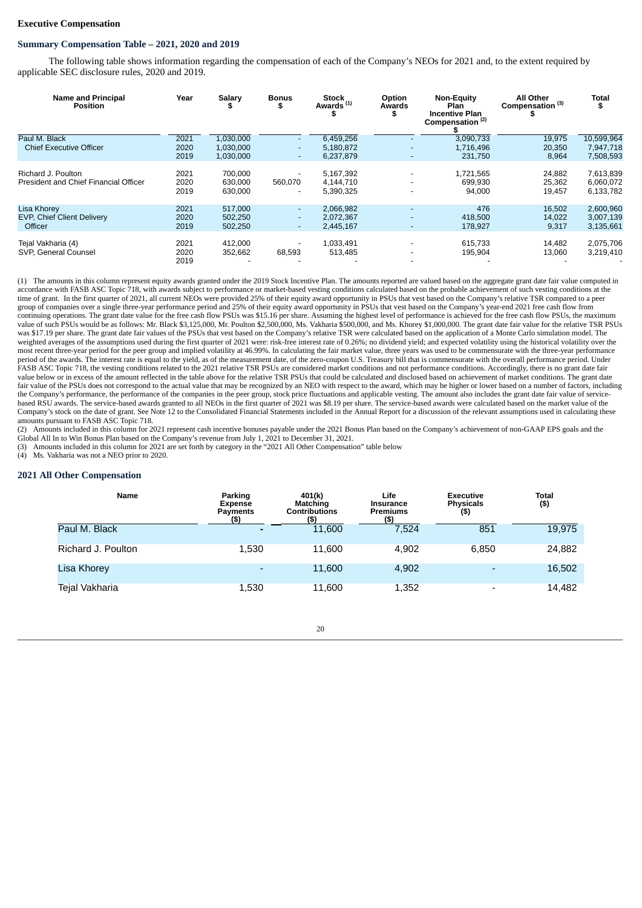**Executive Compensation**

**Summary Compensation Table – 2021, 2020 and 2019**

The following table shows information regarding the compensation of each of the Company's NEOs for 2021 and, to the extent required by applicable SEC disclosure rules, 2020 and 2019.

| Name and Principal Position | Year | Salary $ | Bonus $ | Stock Awards (1) $ | Option Awards $ | Non-Equity Plan Incentive Plan Compensation (2) $ | All Other Compensation (3) $ | Total $ |
|---|---|---|---|---|---|---|---|---|
| Paul M. Black | 2021 | 1,030,000 | - | 6,459,256 | - | 3,090,733 | 19,975 | 10,599,964 |
| Chief Executive Officer | 2020 | 1,030,000 | - | 5,180,872 | - | 1,716,496 | 20,350 | 7,947,718 |
| | 2019 | 1,030,000 | - | 6,237,879 | - | 231,750 | 8,964 | 7,508,593 |
| Richard J. Poulton | 2021 | 700,000 | - | 5,167,392 | - | 1,721,565 | 24,882 | 7,613,839 |
| President and Chief Financial Officer | 2020 | 630,000 | 560,070 | 4,144,710 | - | 699,930 | 25,362 | 6,060,072 |
| | 2019 | 630,000 | - | 5,390,325 | - | 94,000 | 19,457 | 6,133,782 |
| Lisa Khorey | 2021 | 517,000 | - | 2,066,982 | - | 476 | 16,502 | 2,600,960 |
| EVP, Chief Client Delivery Officer | 2020 | 502,250 | - | 2,072,367 | - | 418,500 | 14,022 | 3,007,139 |
| | 2019 | 502,250 | - | 2,445,167 | - | 178,927 | 9,317 | 3,135,661 |
| Tejal Vakharia (4) | 2021 | 412,000 | - | 1,033,491 | - | 615,733 | 14,482 | 2,075,706 |
| SVP, General Counsel | 2020 | 352,662 | 68,593 | 513,485 | - | 195,904 | 13,060 | 3,219,410 |
| | 2019 | - | - | - | - | - | - | - |

(1) The amounts in this column represent equity awards granted under the 2019 Stock Incentive Plan. The amounts reported are valued based on the aggregate grant date fair value computed in accordance with FASB ASC Topic 718, with awards subject to performance or market-based vesting conditions calculated based on the probable achievement of such vesting conditions at the time of grant. In the first quarter of 2021, all current NEOs were provided 25% of their equity award opportunity in PSUs that vest based on the Company's relative TSR compared to a peer group of companies over a single three-year performance period and 25% of their equity award opportunity in PSUs that vest based on the Company's year-end 2021 free cash flow from continuing operations. The grant date value for the free cash flow PSUs was $15.16 per share. Assuming the highest level of performance is achieved for the free cash flow PSUs, the maximum value of such PSUs would be as follows: Mr. Black $3,125,000, Mr. Poulton $2,500,000, Ms. Vakharia $500,000, and Ms. Khorey $1,000,000. The grant date fair value for the relative TSR PSUs was $17.19 per share. The grant date fair values of the PSUs that vest based on the Company's relative TSR were calculated based on the application of a Monte Carlo simulation model. The weighted averages of the assumptions used during the first quarter of 2021 were: risk-free interest rate of 0.26%; no dividend yield; and expected volatility using the historical volatility over the most recent three-year period for the peer group and implied volatility at 46.99%. In calculating the fair market value, three years was used to be commensurate with the three-year performance period of the awards. The interest rate is equal to the yield, as of the measurement date, of the zero-coupon U.S. Treasury bill that is commensurate with the overall performance period. Under FASB ASC Topic 718, the vesting conditions related to the 2021 relative TSR PSUs are considered market conditions and not performance conditions. Accordingly, there is no grant date fair value below or in excess of the amount reflected in the table above for the relative TSR PSUs that could be calculated and disclosed based on achievement of market conditions. The grant date fair value of the PSUs does not correspond to the actual value that may be recognized by an NEO with respect to the award, which may be higher or lower based on a number of factors, including the Company's performance, the performance of the companies in the peer group, stock price fluctuations and applicable vesting. The amount also includes the grant date fair value of service-based RSU awards. The service-based awards granted to all NEOs in the first quarter of 2021 was $8.19 per share. The service-based awards were calculated based on the market value of the Company's stock on the date of grant. See Note 12 to the Consolidated Financial Statements included in the Annual Report for a discussion of the relevant assumptions used in calculating these amounts pursuant to FASB ASC Topic 718.

(2) Amounts included in this column for 2021 represent cash incentive bonuses payable under the 2021 Bonus Plan based on the Company's achievement of non-GAAP EPS goals and the Global All In to Win Bonus Plan based on the Company's revenue from July 1, 2021 to December 31, 2021.

(3) Amounts included in this column for 2021 are set forth by category in the "2021 All Other Compensation" table below

(4) Ms. Vakharia was not a NEO prior to 2020.

**2021 All Other Compensation**

| Name | Parking Expense Payments ($) | 401(k) Matching Contributions ($) | Life Insurance Premiums ($) | Executive Physicals ($) | Total ($) |
|---|---|---|---|---|---|
| Paul M. Black | - | 11,600 | 7,524 | 851 | 19,975 |
| Richard J. Poulton | 1,530 | 11,600 | 4,902 | 6,850 | 24,882 |
| Lisa Khorey | - | 11,600 | 4,902 | - | 16,502 |
| Tejal Vakharia | 1,530 | 11,600 | 1,352 | - | 14,482 |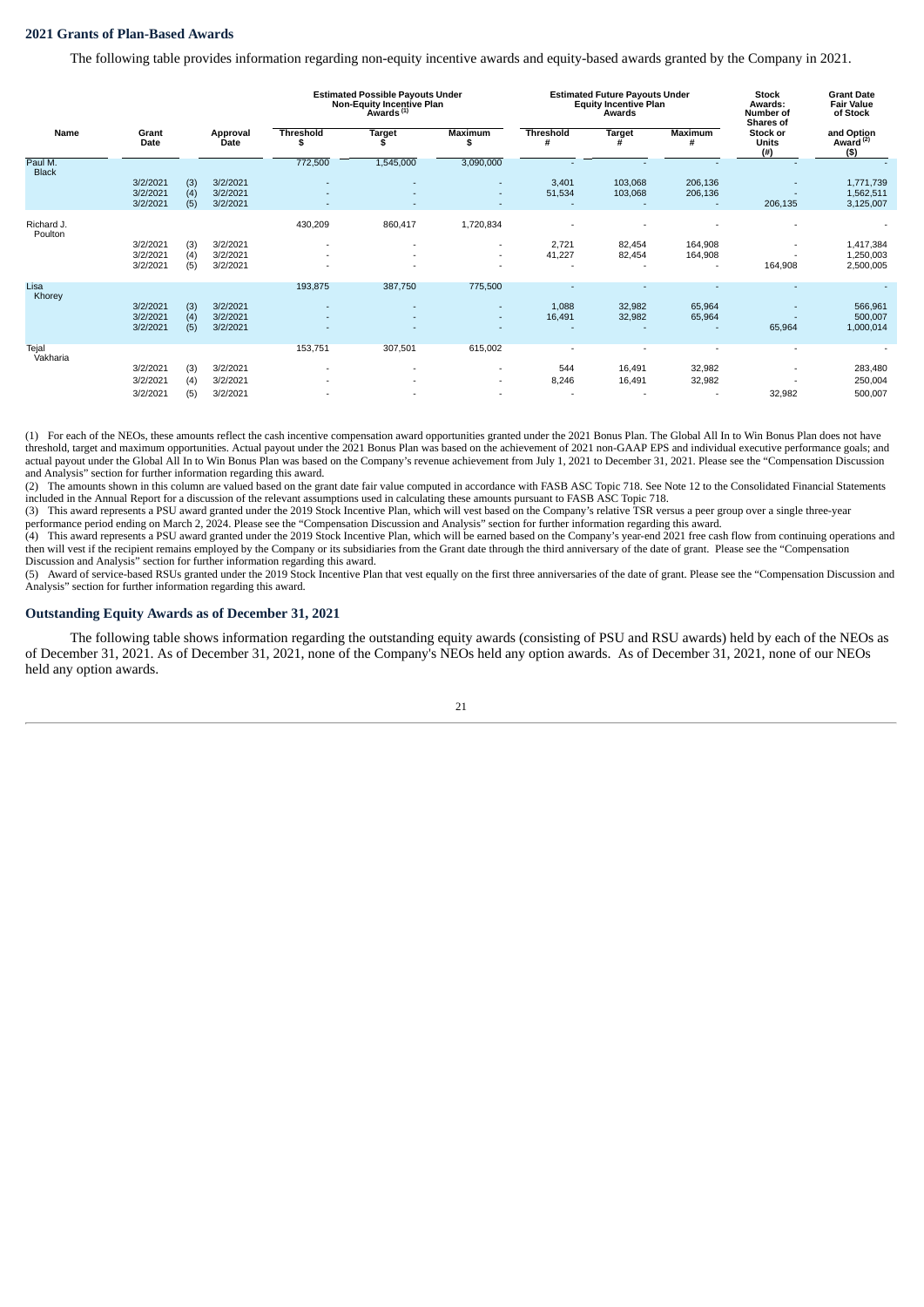## 2021 Grants of Plan-Based Awards

The following table provides information regarding non-equity incentive awards and equity-based awards granted by the Company in 2021.

| Name | Grant Date | | Approval Date | Estimated Possible Payouts Under Non-Equity Incentive Plan Awards [(1)] | | | Estimated Future Payouts Under Equity Incentive Plan Awards | | | Stock Awards: Number of Shares of Stock or Units | Grant Date Fair Value of Stock and Option Award [(2)] |
|---|---|---|---|---|---|---|---|---|---|---|---|
| | | | | Threshold $ | Target $ | Maximum $ | Threshold # | Target # | Maximum # | (#) | ($) |
| Paul M. Black | | | | 772,500 | 1,545,000 | 3,090,000 | - | - | - | - | - |
| | 3/2/2021 | (3) | 3/2/2021 | - | - | - | 3,401 | 103,068 | 206,136 | - | 1,771,739 |
| | 3/2/2021 | (4) | 3/2/2021 | - | - | - | 51,534 | 103,068 | 206,136 | - | 1,562,511 |
| | 3/2/2021 | (5) | 3/2/2021 | - | - | - | - | - | - | 206,135 | 3,125,007 |
| Richard J. Poulton | | | | 430,209 | 860,417 | 1,720,834 | - | - | - | - | - |
| | 3/2/2021 | (3) | 3/2/2021 | - | - | - | 2,721 | 82,454 | 164,908 | - | 1,417,384 |
| | 3/2/2021 | (4) | 3/2/2021 | - | - | - | 41,227 | 82,454 | 164,908 | - | 1,250,003 |
| | 3/2/2021 | (5) | 3/2/2021 | - | - | - | - | - | - | 164,908 | 2,500,005 |
| Lisa Khorey | | | | 193,875 | 387,750 | 775,500 | - | - | - | - | - |
| | 3/2/2021 | (3) | 3/2/2021 | - | - | - | 1,088 | 32,982 | 65,964 | - | 566,961 |
| | 3/2/2021 | (4) | 3/2/2021 | - | - | - | 16,491 | 32,982 | 65,964 | - | 500,007 |
| | 3/2/2021 | (5) | 3/2/2021 | - | - | - | - | - | - | 65,964 | 1,000,014 |
| Tejal Vakharia | | | | 153,751 | 307,501 | 615,002 | - | - | - | - | - |
| | 3/2/2021 | (3) | 3/2/2021 | - | - | - | 544 | 16,491 | 32,982 | - | 283,480 |
| | 3/2/2021 | (4) | 3/2/2021 | - | - | - | 8,246 | 16,491 | 32,982 | - | 250,004 |
| | 3/2/2021 | (5) | 3/2/2021 | - | - | - | - | - | - | 32,982 | 500,007 |

(1) For each of the NEOs, these amounts reflect the cash incentive compensation award opportunities granted under the 2021 Bonus Plan. The Global All In to Win Bonus Plan does not have threshold, target and maximum opportunities. Actual payout under the 2021 Bonus Plan was based on the achievement of 2021 non-GAAP EPS and individual executive performance goals; and actual payout under the Global All In to Win Bonus Plan was based on the Company's revenue achievement from July 1, 2021 to December 31, 2021. Please see the "Compensation Discussion and Analysis" section for further information regarding this award.

(2) The amounts shown in this column are valued based on the grant date fair value computed in accordance with FASB ASC Topic 718. See Note 12 to the Consolidated Financial Statements included in the Annual Report for a discussion of the relevant assumptions used in calculating these amounts pursuant to FASB ASC Topic 718.

(3) This award represents a PSU award granted under the 2019 Stock Incentive Plan, which will vest based on the Company's relative TSR versus a peer group over a single three-year performance period ending on March 2, 2024. Please see the "Compensation Discussion and Analysis" section for further information regarding this award.

(4) This award represents a PSU award granted under the 2019 Stock Incentive Plan, which will be earned based on the Company's year-end 2021 free cash flow from continuing operations and then will vest if the recipient remains employed by the Company or its subsidiaries from the Grant date through the third anniversary of the date of grant. Please see the "Compensation Discussion and Analysis" section for further information regarding this award.

(5) Award of service-based RSUs granted under the 2019 Stock Incentive Plan that vest equally on the first three anniversaries of the date of grant. Please see the "Compensation Discussion and Analysis" section for further information regarding this award.

## Outstanding Equity Awards as of December 31, 2021

The following table shows information regarding the outstanding equity awards (consisting of PSU and RSU awards) held by each of the NEOs as of December 31, 2021. As of December 31, 2021, none of the Company's NEOs held any option awards. As of December 31, 2021, none of our NEOs held any option awards.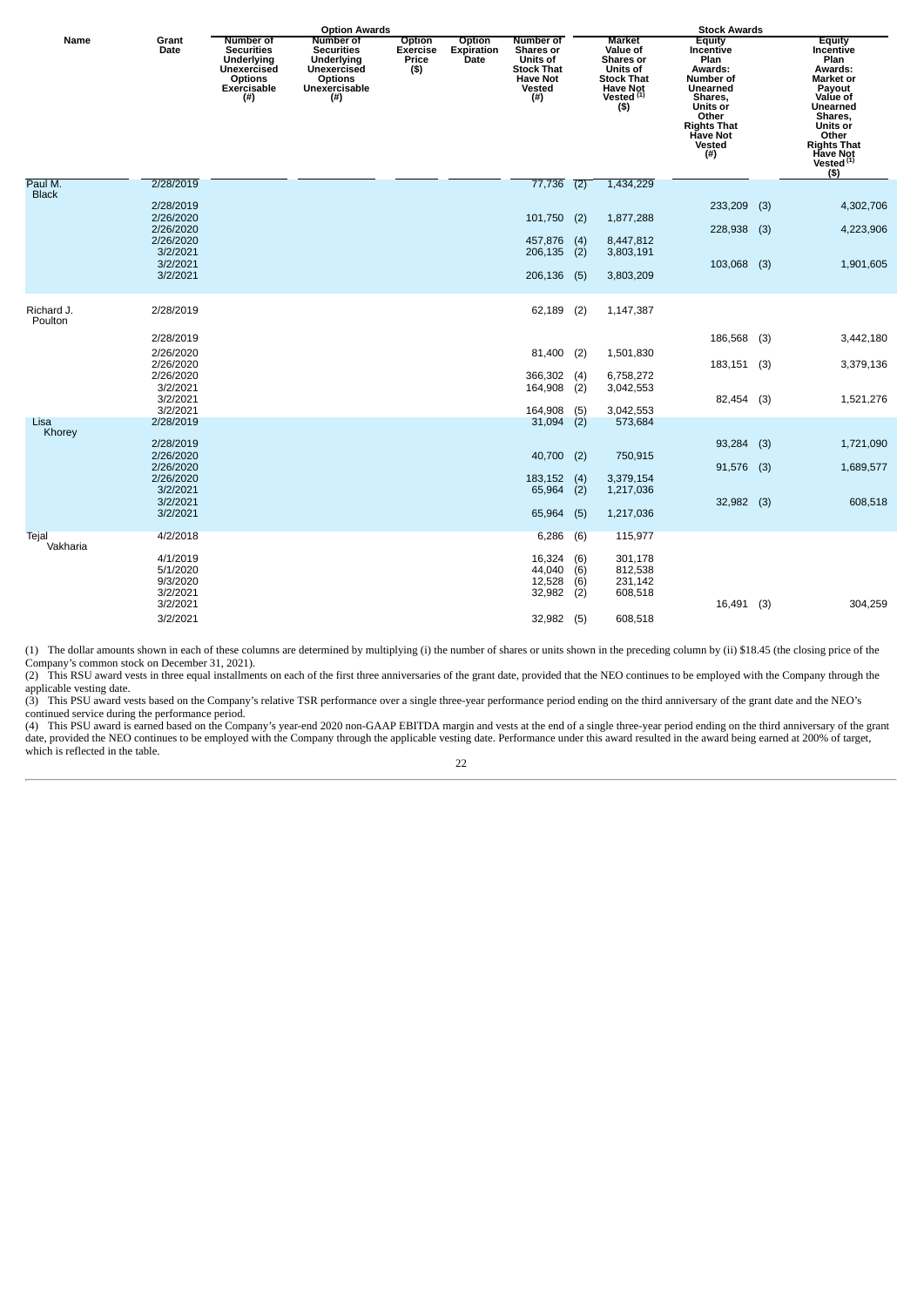| Name | Grant Date | Option Awards | | | | Stock Awards | | | |
|---|---|---|---|---|---|---|---|---|---|
| | | Number of Securities Underlying Unexercised Options Exercisable (#) | Number of Securities Underlying Unexercised Options Unexercisable (#) | Option Exercise Price ($) | Option Expiration Date | Number of Shares or Units of Stock That Have Not Vested (#) | Market Value of Shares or Units of Stock That Have Not Vested [(1)] ($) | Equity Incentive Plan Awards: Number of Unearned Shares, Units or Other Rights That Have Not Vested (#) | Equity Incentive Plan Awards: Market or Payout Value of Unearned Shares, Units or Other Rights That Have Not Vested [(1)] ($) |
| Paul M. Black | 2/28/2019 | | | | | 77,736 (2) | 1,434,229 | | |
| | 2/28/2019 | | | | | | | 233,209 (3) | 4,302,706 |
| | 2/26/2020 | | | | | 101,750 (2) | 1,877,288 | | |
| | 2/26/2020 | | | | | | | 228,938 (3) | 4,223,906 |
| | 2/26/2020 | | | | | 457,876 (4) | 8,447,812 | | |
| | 3/2/2021 | | | | | 206,135 (2) | 3,803,191 | | |
| | 3/2/2021 | | | | | | | 103,068 (3) | 1,901,605 |
| | 3/2/2021 | | | | | 206,136 (5) | 3,803,209 | | |
| Richard J. Poulton | 2/28/2019 | | | | | 62,189 (2) | 1,147,387 | | |
| | 2/28/2019 | | | | | | | 186,568 (3) | 3,442,180 |
| | 2/26/2020 | | | | | 81,400 (2) | 1,501,830 | | |
| | 2/26/2020 | | | | | | | 183,151 (3) | 3,379,136 |
| | 2/26/2020 | | | | | 366,302 (4) | 6,758,272 | | |
| | 3/2/2021 | | | | | 164,908 (2) | 3,042,553 | | |
| | 3/2/2021 | | | | | | | 82,454 (3) | 1,521,276 |
| | 3/2/2021 | | | | | 164,908 (5) | 3,042,553 | | |
| Lisa Khorey | 2/28/2019 | | | | | 31,094 (2) | 573,684 | | |
| | 2/28/2019 | | | | | | | 93,284 (3) | 1,721,090 |
| | 2/26/2020 | | | | | 40,700 (2) | 750,915 | | |
| | 2/26/2020 | | | | | | | 91,576 (3) | 1,689,577 |
| | 2/26/2020 | | | | | 183,152 (4) | 3,379,154 | | |
| | 3/2/2021 | | | | | 65,964 (2) | 1,217,036 | | |
| | 3/2/2021 | | | | | | | 32,982 (3) | 608,518 |
| | 3/2/2021 | | | | | 65,964 (5) | 1,217,036 | | |
| Tejal Vakharia | 4/2/2018 | | | | | 6,286 (6) | 115,977 | | |
| | 4/1/2019 | | | | | 16,324 (6) | 301,178 | | |
| | 5/1/2020 | | | | | 44,040 (6) | 812,538 | | |
| | 9/3/2020 | | | | | 12,528 (6) | 231,142 | | |
| | 3/2/2021 | | | | | 32,982 (2) | 608,518 | | |
| | 3/2/2021 | | | | | | | 16,491 (3) | 304,259 |
| | 3/2/2021 | | | | | 32,982 (5) | 608,518 | | |

(1) The dollar amounts shown in each of these columns are determined by multiplying (i) the number of shares or units shown in the preceding column by (ii) $18.45 (the closing price of the Company's common stock on December 31, 2021).

(2) This RSU award vests in three equal installments on each of the first three anniversaries of the grant date, provided that the NEO continues to be employed with the Company through the applicable vesting date.

(3) This PSU award vests based on the Company's relative TSR performance over a single three-year performance period ending on the third anniversary of the grant date and the NEO's continued service during the performance period.

(4) This PSU award is earned based on the Company's year-end 2020 non-GAAP EBITDA margin and vests at the end of a single three-year period ending on the third anniversary of the grant date, provided the NEO continues to be employed with the Company through the applicable vesting date. Performance under this award resulted in the award being earned at 200% of target, which is reflected in the table.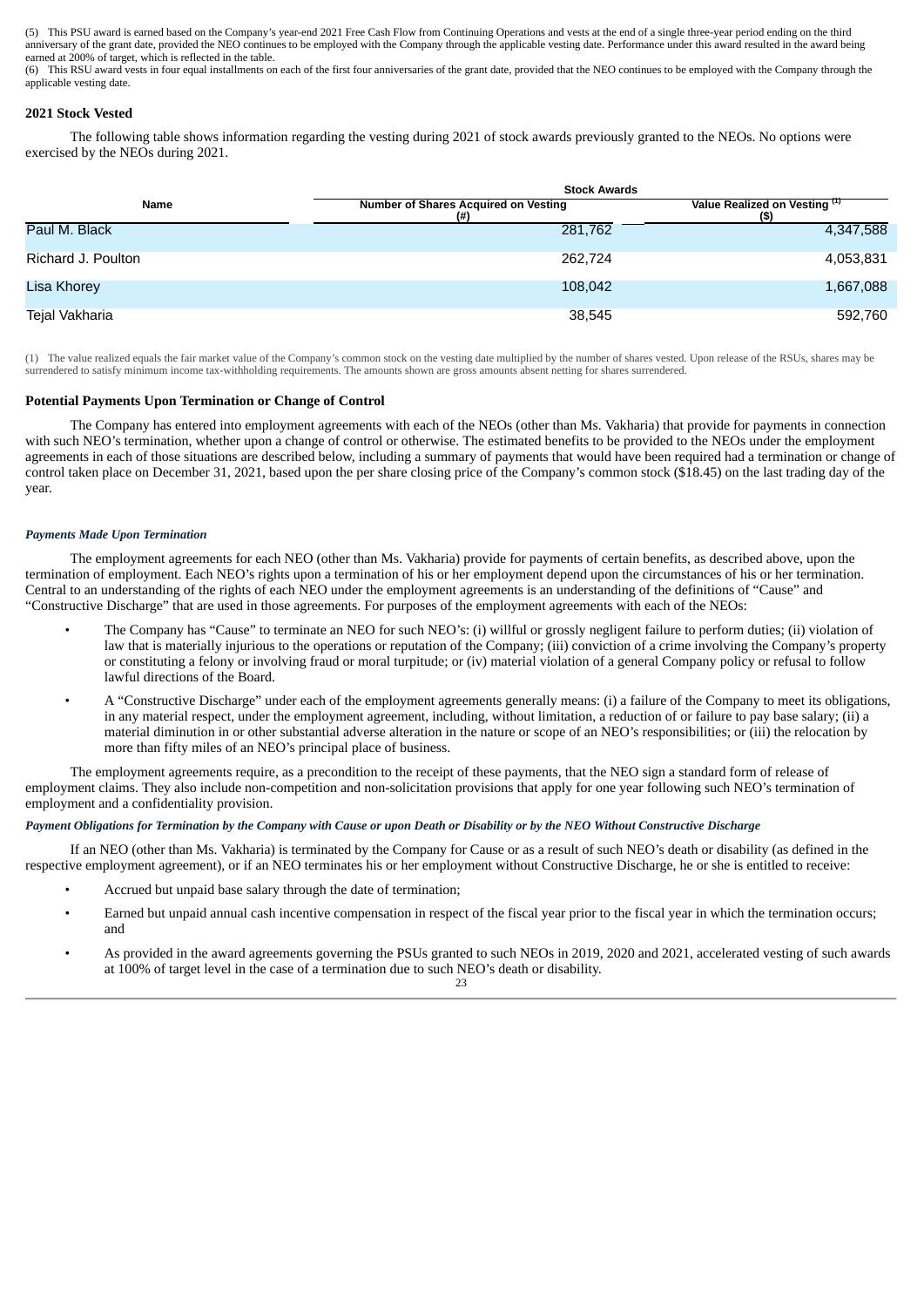(5) This PSU award is earned based on the Company's year-end 2021 Free Cash Flow from Continuing Operations and vests at the end of a single three-year period ending on the third anniversary of the grant date, provided the NEO continues to be employed with the Company through the applicable vesting date. Performance under this award resulted in the award being earned at 200% of target, which is reflected in the table.

(6) This RSU award vests in four equal installments on each of the first four anniversaries of the grant date, provided that the NEO continues to be employed with the Company through the applicable vesting date.

**2021 Stock Vested**

The following table shows information regarding the vesting during 2021 of stock awards previously granted to the NEOs. No options were exercised by the NEOs during 2021.

| Name | Stock Awards | |
|---|---|---|
| | Number of Shares Acquired on Vesting (#) | Value Realized on Vesting [(1)] ($) |
| Paul M. Black | 281,762 | 4,347,588 |
| Richard J. Poulton | 262,724 | 4,053,831 |
| Lisa Khorey | 108,042 | 1,667,088 |
| Tejal Vakharia | 38,545 | 592,760 |

(1) The value realized equals the fair market value of the Company's common stock on the vesting date multiplied by the number of shares vested. Upon release of the RSUs, shares may be surrendered to satisfy minimum income tax-withholding requirements. The amounts shown are gross amounts absent netting for shares surrendered.

**Potential Payments Upon Termination or Change of Control**

The Company has entered into employment agreements with each of the NEOs (other than Ms. Vakharia) that provide for payments in connection with such NEO's termination, whether upon a change of control or otherwise. The estimated benefits to be provided to the NEOs under the employment agreements in each of those situations are described below, including a summary of payments that would have been required had a termination or change of control taken place on December 31, 2021, based upon the per share closing price of the Company's common stock ($18.45) on the last trading day of the year.

***Payments Made Upon Termination***

The employment agreements for each NEO (other than Ms. Vakharia) provide for payments of certain benefits, as described above, upon the termination of employment. Each NEO's rights upon a termination of his or her employment depend upon the circumstances of his or her termination. Central to an understanding of the rights of each NEO under the employment agreements is an understanding of the definitions of "Cause" and "Constructive Discharge" that are used in those agreements. For purposes of the employment agreements with each of the NEOs:

- The Company has "Cause" to terminate an NEO for such NEO's: (i) willful or grossly negligent failure to perform duties; (ii) violation of law that is materially injurious to the operations or reputation of the Company; (iii) conviction of a crime involving the Company's property or constituting a felony or involving fraud or moral turpitude; or (iv) material violation of a general Company policy or refusal to follow lawful directions of the Board.
- A "Constructive Discharge" under each of the employment agreements generally means: (i) a failure of the Company to meet its obligations, in any material respect, under the employment agreement, including, without limitation, a reduction of or failure to pay base salary; (ii) a material diminution in or other substantial adverse alteration in the nature or scope of an NEO's responsibilities; or (iii) the relocation by more than fifty miles of an NEO's principal place of business.

The employment agreements require, as a precondition to the receipt of these payments, that the NEO sign a standard form of release of employment claims. They also include non-competition and non-solicitation provisions that apply for one year following such NEO's termination of employment and a confidentiality provision.

***Payment Obligations for Termination by the Company with Cause or upon Death or Disability or by the NEO Without Constructive Discharge***

If an NEO (other than Ms. Vakharia) is terminated by the Company for Cause or as a result of such NEO's death or disability (as defined in the respective employment agreement), or if an NEO terminates his or her employment without Constructive Discharge, he or she is entitled to receive:

- Accrued but unpaid base salary through the date of termination;
- Earned but unpaid annual cash incentive compensation in respect of the fiscal year prior to the fiscal year in which the termination occurs; and
- As provided in the award agreements governing the PSUs granted to such NEOs in 2019, 2020 and 2021, accelerated vesting of such awards at 100% of target level in the case of a termination due to such NEO's death or disability.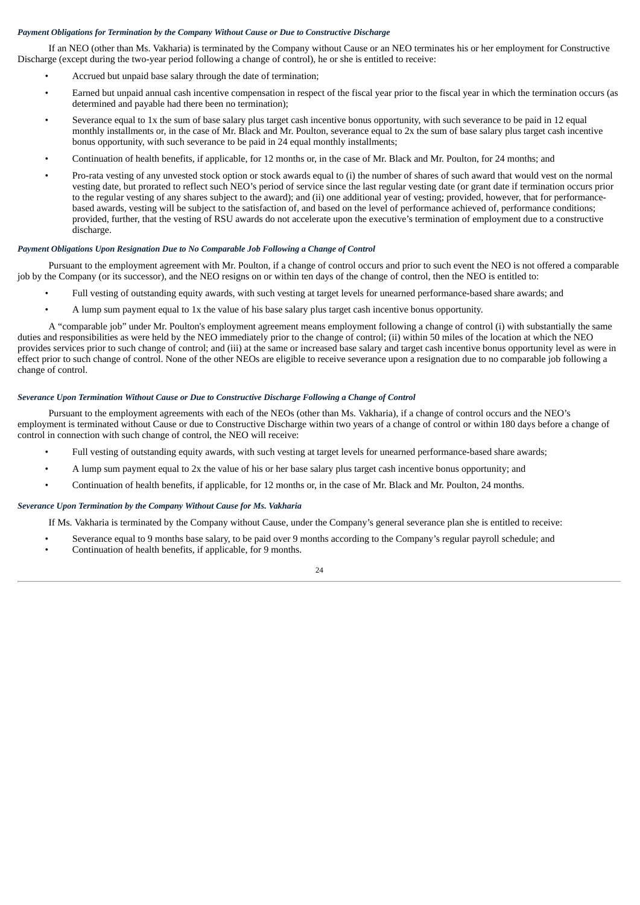### *Payment Obligations for Termination by the Company Without Cause or Due to Constructive Discharge*

If an NEO (other than Ms. Vakharia) is terminated by the Company without Cause or an NEO terminates his or her employment for Constructive Discharge (except during the two-year period following a change of control), he or she is entitled to receive:

- Accrued but unpaid base salary through the date of termination;
- Earned but unpaid annual cash incentive compensation in respect of the fiscal year prior to the fiscal year in which the termination occurs (as determined and payable had there been no termination);
- Severance equal to 1x the sum of base salary plus target cash incentive bonus opportunity, with such severance to be paid in 12 equal monthly installments or, in the case of Mr. Black and Mr. Poulton, severance equal to 2x the sum of base salary plus target cash incentive bonus opportunity, with such severance to be paid in 24 equal monthly installments;
- Continuation of health benefits, if applicable, for 12 months or, in the case of Mr. Black and Mr. Poulton, for 24 months; and
- Pro-rata vesting of any unvested stock option or stock awards equal to (i) the number of shares of such award that would vest on the normal vesting date, but prorated to reflect such NEO's period of service since the last regular vesting date (or grant date if termination occurs prior to the regular vesting of any shares subject to the award); and (ii) one additional year of vesting; provided, however, that for performance-based awards, vesting will be subject to the satisfaction of, and based on the level of performance achieved of, performance conditions; provided, further, that the vesting of RSU awards do not accelerate upon the executive's termination of employment due to a constructive discharge.

### *Payment Obligations Upon Resignation Due to No Comparable Job Following a Change of Control*

Pursuant to the employment agreement with Mr. Poulton, if a change of control occurs and prior to such event the NEO is not offered a comparable job by the Company (or its successor), and the NEO resigns on or within ten days of the change of control, then the NEO is entitled to:

- Full vesting of outstanding equity awards, with such vesting at target levels for unearned performance-based share awards; and
- A lump sum payment equal to 1x the value of his base salary plus target cash incentive bonus opportunity.

A "comparable job" under Mr. Poulton's employment agreement means employment following a change of control (i) with substantially the same duties and responsibilities as were held by the NEO immediately prior to the change of control; (ii) within 50 miles of the location at which the NEO provides services prior to such change of control; and (iii) at the same or increased base salary and target cash incentive bonus opportunity level as were in effect prior to such change of control. None of the other NEOs are eligible to receive severance upon a resignation due to no comparable job following a change of control.

### *Severance Upon Termination Without Cause or Due to Constructive Discharge Following a Change of Control*

Pursuant to the employment agreements with each of the NEOs (other than Ms. Vakharia), if a change of control occurs and the NEO's employment is terminated without Cause or due to Constructive Discharge within two years of a change of control or within 180 days before a change of control in connection with such change of control, the NEO will receive:

- Full vesting of outstanding equity awards, with such vesting at target levels for unearned performance-based share awards;
- A lump sum payment equal to 2x the value of his or her base salary plus target cash incentive bonus opportunity; and
- Continuation of health benefits, if applicable, for 12 months or, in the case of Mr. Black and Mr. Poulton, 24 months.

### *Severance Upon Termination by the Company Without Cause for Ms. Vakharia*

If Ms. Vakharia is terminated by the Company without Cause, under the Company's general severance plan she is entitled to receive:

- Severance equal to 9 months base salary, to be paid over 9 months according to the Company's regular payroll schedule; and
- Continuation of health benefits, if applicable, for 9 months.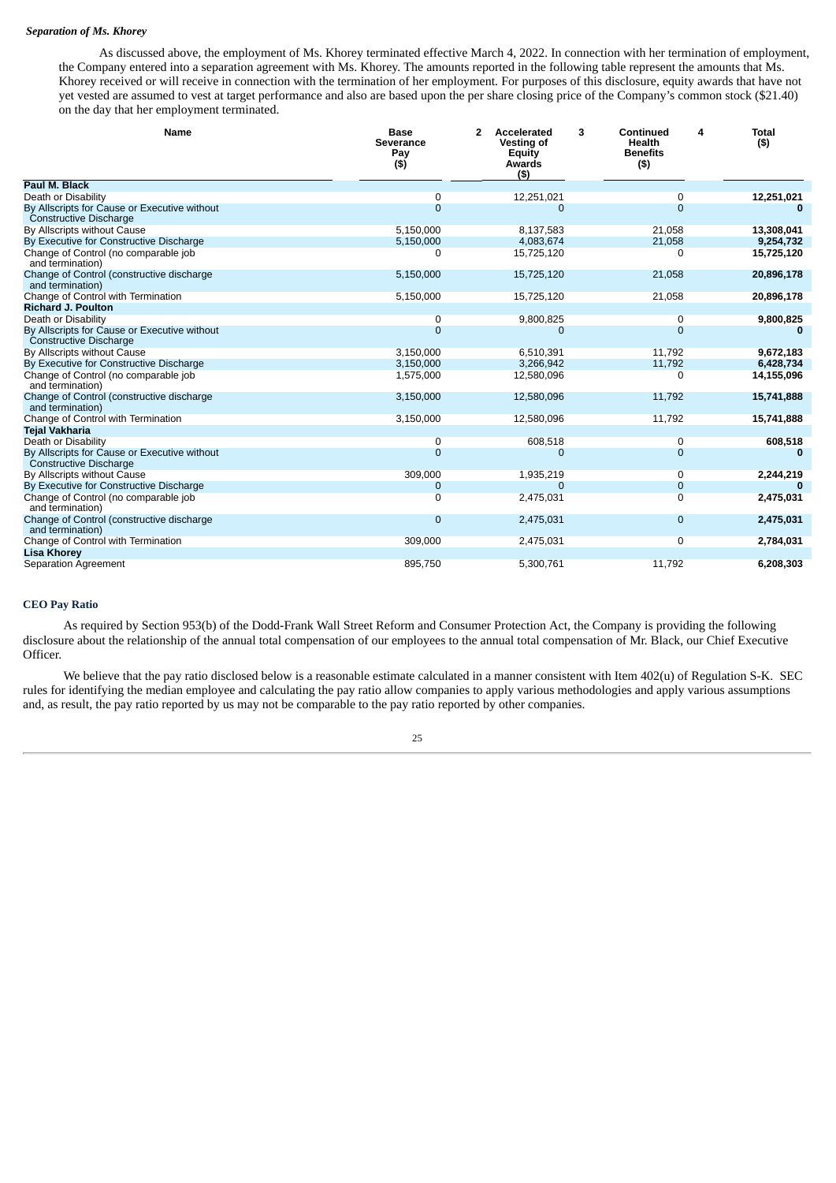***Separation of Ms. Khorey***

As discussed above, the employment of Ms. Khorey terminated effective March 4, 2022. In connection with her termination of employment, the Company entered into a separation agreement with Ms. Khorey. The amounts reported in the following table represent the amounts that Ms. Khorey received or will receive in connection with the termination of her employment. For purposes of this disclosure, equity awards that have not yet vested are assumed to vest at target performance and also are based upon the per share closing price of the Company's common stock ($21.40) on the day that her employment terminated.

| Name | Base Severance Pay ($) | Accelerated Vesting of Equity Awards ($) | Continued Health Benefits ($) | Total ($) |
|---|---|---|---|---|
| **Paul M. Black** | | | | |
| Death or Disability | 0 | 12,251,021 | 0 | **12,251,021** |
| By Allscripts for Cause or Executive without Constructive Discharge | 0 | 0 | 0 | **0** |
| By Allscripts without Cause | 5,150,000 | 8,137,583 | 21,058 | **13,308,041** |
| By Executive for Constructive Discharge | 5,150,000 | 4,083,674 | 21,058 | **9,254,732** |
| Change of Control (no comparable job and termination) | 0 | 15,725,120 | 0 | **15,725,120** |
| Change of Control (constructive discharge and termination) | 5,150,000 | 15,725,120 | 21,058 | **20,896,178** |
| Change of Control with Termination | 5,150,000 | 15,725,120 | 21,058 | **20,896,178** |
| **Richard J. Poulton** | | | | |
| Death or Disability | 0 | 9,800,825 | 0 | **9,800,825** |
| By Allscripts for Cause or Executive without Constructive Discharge | 0 | 0 | 0 | **0** |
| By Allscripts without Cause | 3,150,000 | 6,510,391 | 11,792 | **9,672,183** |
| By Executive for Constructive Discharge | 3,150,000 | 3,266,942 | 11,792 | **6,428,734** |
| Change of Control (no comparable job and termination) | 1,575,000 | 12,580,096 | 0 | **14,155,096** |
| Change of Control (constructive discharge and termination) | 3,150,000 | 12,580,096 | 11,792 | **15,741,888** |
| Change of Control with Termination | 3,150,000 | 12,580,096 | 11,792 | **15,741,888** |
| **Tejal Vakharia** | | | | |
| Death or Disability | 0 | 608,518 | 0 | **608,518** |
| By Allscripts for Cause or Executive without Constructive Discharge | 0 | 0 | 0 | **0** |
| By Allscripts without Cause | 309,000 | 1,935,219 | 0 | **2,244,219** |
| By Executive for Constructive Discharge | 0 | 0 | 0 | **0** |
| Change of Control (no comparable job and termination) | 0 | 2,475,031 | 0 | **2,475,031** |
| Change of Control (constructive discharge and termination) | 0 | 2,475,031 | 0 | **2,475,031** |
| Change of Control with Termination | 309,000 | 2,475,031 | 0 | **2,784,031** |
| **Lisa Khorey** | | | | |
| Separation Agreement | 895,750 | 5,300,761 | 11,792 | **6,208,303** |

**CEO Pay Ratio**

As required by Section 953(b) of the Dodd-Frank Wall Street Reform and Consumer Protection Act, the Company is providing the following disclosure about the relationship of the annual total compensation of our employees to the annual total compensation of Mr. Black, our Chief Executive Officer.

We believe that the pay ratio disclosed below is a reasonable estimate calculated in a manner consistent with Item 402(u) of Regulation S-K. SEC rules for identifying the median employee and calculating the pay ratio allow companies to apply various methodologies and apply various assumptions and, as result, the pay ratio reported by us may not be comparable to the pay ratio reported by other companies.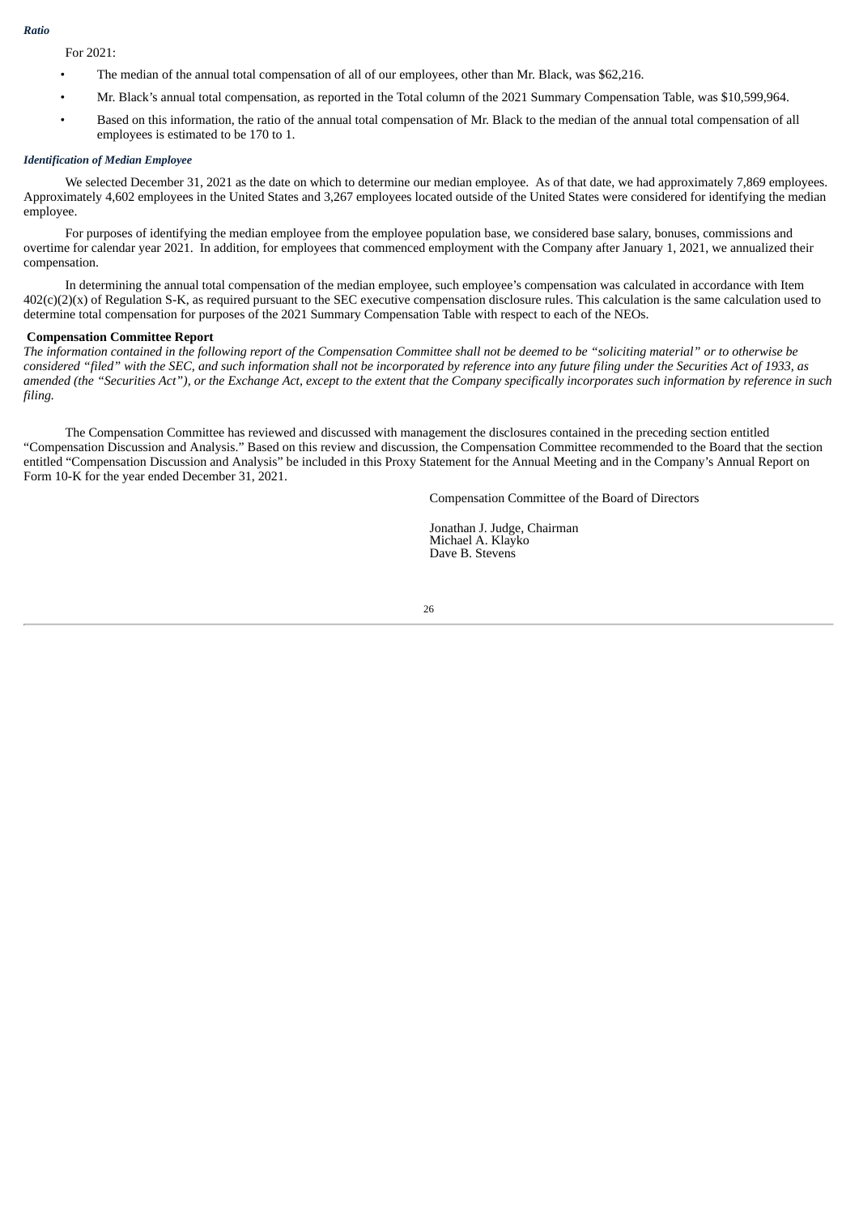***Ratio***

For 2021:

- The median of the annual total compensation of all of our employees, other than Mr. Black, was $62,216.
- Mr. Black's annual total compensation, as reported in the Total column of the 2021 Summary Compensation Table, was $10,599,964.
- Based on this information, the ratio of the annual total compensation of Mr. Black to the median of the annual total compensation of all employees is estimated to be 170 to 1.

***Identification of Median Employee***

We selected December 31, 2021 as the date on which to determine our median employee. As of that date, we had approximately 7,869 employees. Approximately 4,602 employees in the United States and 3,267 employees located outside of the United States were considered for identifying the median employee.

For purposes of identifying the median employee from the employee population base, we considered base salary, bonuses, commissions and overtime for calendar year 2021. In addition, for employees that commenced employment with the Company after January 1, 2021, we annualized their compensation.

In determining the annual total compensation of the median employee, such employee's compensation was calculated in accordance with Item 402(c)(2)(x) of Regulation S-K, as required pursuant to the SEC executive compensation disclosure rules. This calculation is the same calculation used to determine total compensation for purposes of the 2021 Summary Compensation Table with respect to each of the NEOs.

**Compensation Committee Report**

*The information contained in the following report of the Compensation Committee shall not be deemed to be "soliciting material" or to otherwise be considered "filed" with the SEC, and such information shall not be incorporated by reference into any future filing under the Securities Act of 1933, as amended (the "Securities Act"), or the Exchange Act, except to the extent that the Company specifically incorporates such information by reference in such filing.*

The Compensation Committee has reviewed and discussed with management the disclosures contained in the preceding section entitled "Compensation Discussion and Analysis." Based on this review and discussion, the Compensation Committee recommended to the Board that the section entitled "Compensation Discussion and Analysis" be included in this Proxy Statement for the Annual Meeting and in the Company's Annual Report on Form 10-K for the year ended December 31, 2021.

Compensation Committee of the Board of Directors

Jonathan J. Judge, Chairman
Michael A. Klayko
Dave B. Stevens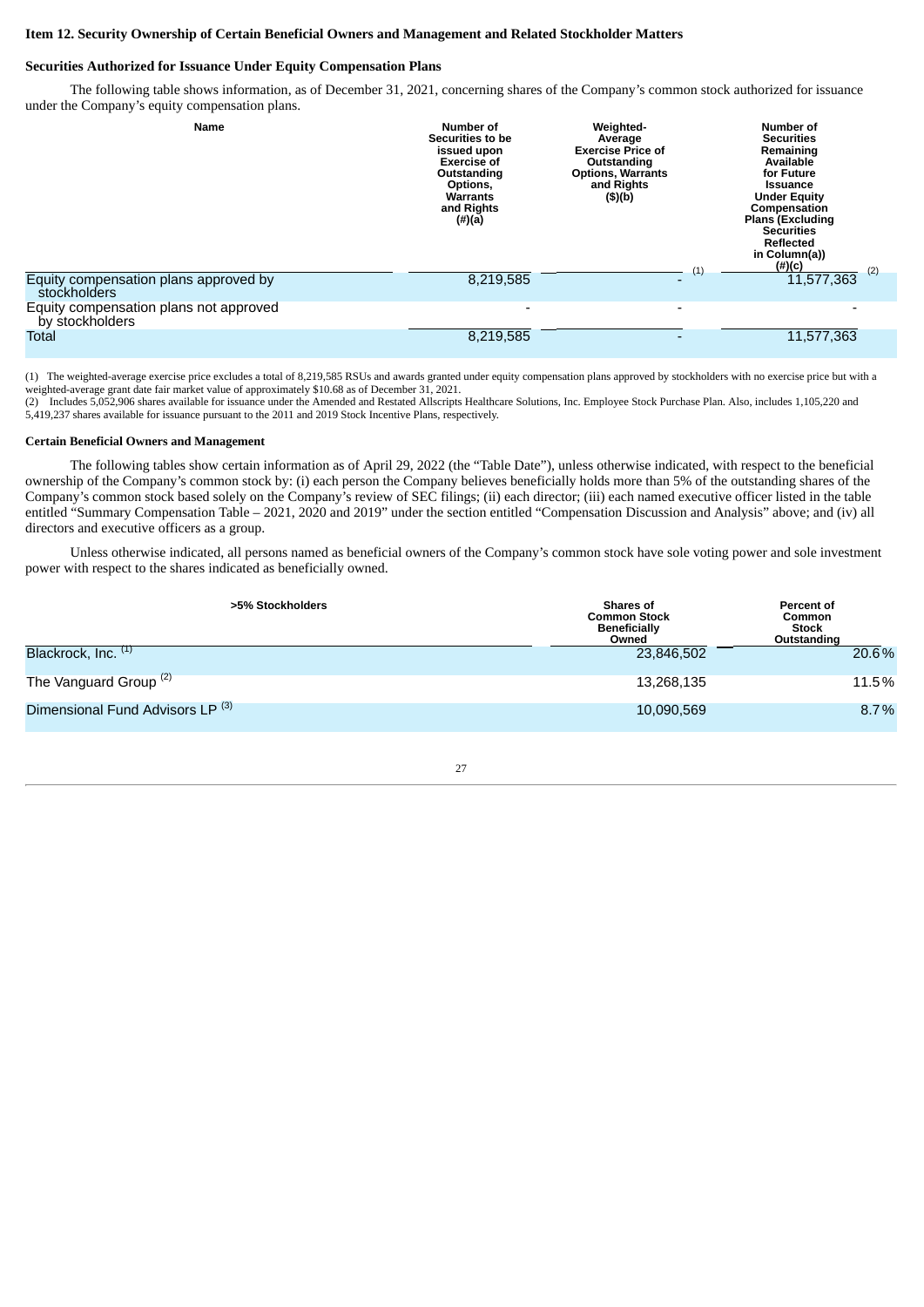### Item 12. Security Ownership of Certain Beneficial Owners and Management and Related Stockholder Matters

#### Securities Authorized for Issuance Under Equity Compensation Plans

The following table shows information, as of December 31, 2021, concerning shares of the Company's common stock authorized for issuance under the Company's equity compensation plans.

| Name | Number of Securities to be issued upon Exercise of Outstanding Options, Warrants and Rights (#)(a) | Weighted-Average Exercise Price of Outstanding Options, Warrants and Rights ($)(b) | Number of Securities Remaining Available for Future Issuance Under Equity Compensation Plans (Excluding Securities Reflected in Column(a)) (#)(c) |
|---|---|---|---|
| Equity compensation plans approved by stockholders | 8,219,585 | - (1) | 11,577,363 (2) |
| Equity compensation plans not approved by stockholders | - | - | - |
| Total | 8,219,585 | - | 11,577,363 |

(1) The weighted-average exercise price excludes a total of 8,219,585 RSUs and awards granted under equity compensation plans approved by stockholders with no exercise price but with a weighted-average grant date fair market value of approximately $10.68 as of December 31, 2021.
(2) Includes 5,052,906 shares available for issuance under the Amended and Restated Allscripts Healthcare Solutions, Inc. Employee Stock Purchase Plan. Also, includes 1,105,220 and 5,419,237 shares available for issuance pursuant to the 2011 and 2019 Stock Incentive Plans, respectively.

#### Certain Beneficial Owners and Management

The following tables show certain information as of April 29, 2022 (the "Table Date"), unless otherwise indicated, with respect to the beneficial ownership of the Company's common stock by: (i) each person the Company believes beneficially holds more than 5% of the outstanding shares of the Company's common stock based solely on the Company's review of SEC filings; (ii) each director; (iii) each named executive officer listed in the table entitled "Summary Compensation Table – 2021, 2020 and 2019" under the section entitled "Compensation Discussion and Analysis" above; and (iv) all directors and executive officers as a group.

Unless otherwise indicated, all persons named as beneficial owners of the Company's common stock have sole voting power and sole investment power with respect to the shares indicated as beneficially owned.

| >5% Stockholders | Shares of Common Stock Beneficially Owned | Percent of Common Stock Outstanding |
|---|---|---|
| Blackrock, Inc. (1) | 23,846,502 | 20.6% |
| The Vanguard Group (2) | 13,268,135 | 11.5% |
| Dimensional Fund Advisors LP (3) | 10,090,569 | 8.7% |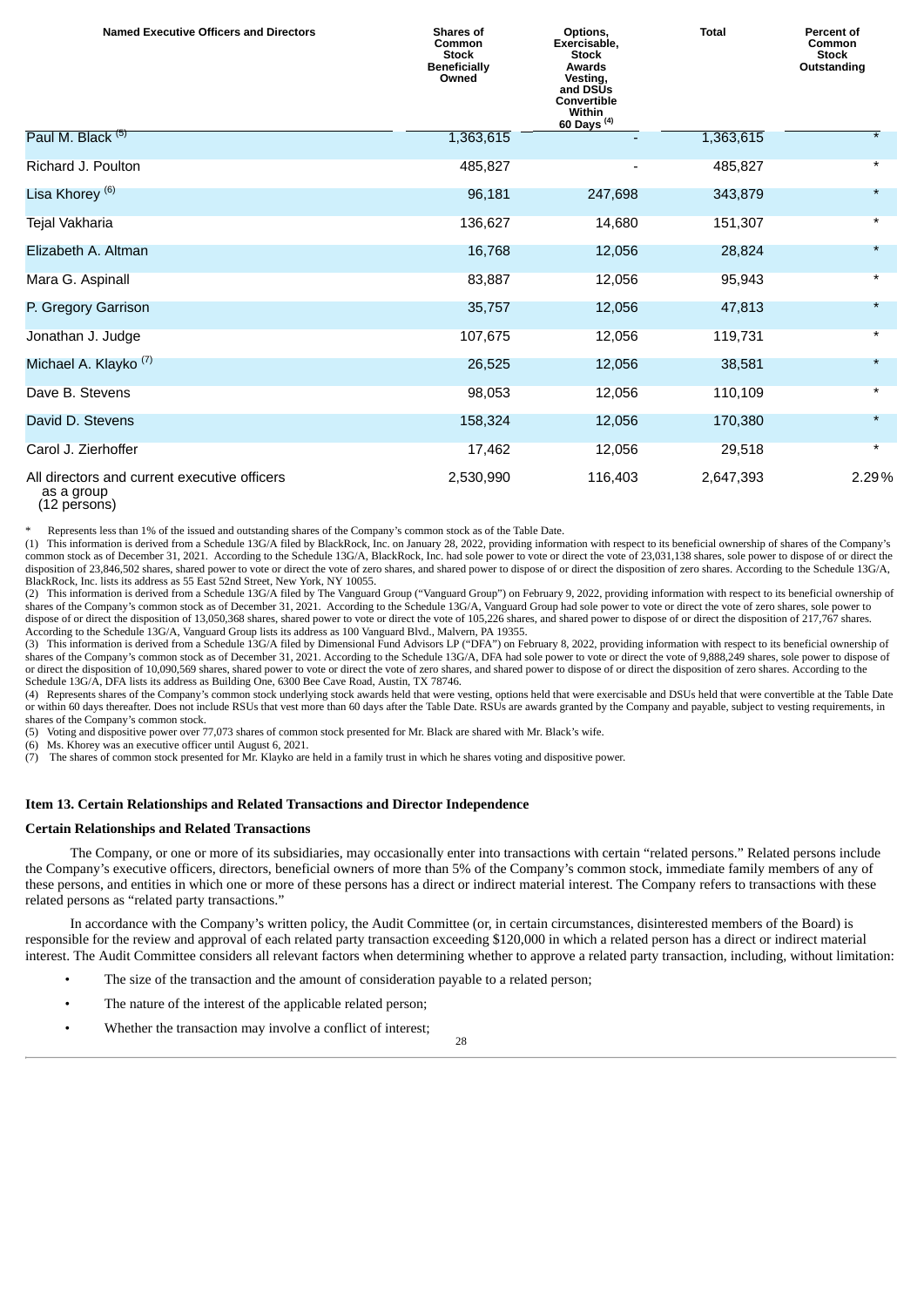| Named Executive Officers and Directors | Shares of Common Stock Beneficially Owned | Options, Exercisable, Stock Awards Vesting, and DSUs Convertible Within 60 Days (4) | Total | Percent of Common Stock Outstanding |
|---|---|---|---|---|
| Paul M. Black (5) | 1,363,615 | - | 1,363,615 | * |
| Richard J. Poulton | 485,827 | - | 485,827 | * |
| Lisa Khorey (6) | 96,181 | 247,698 | 343,879 | * |
| Tejal Vakharia | 136,627 | 14,680 | 151,307 | * |
| Elizabeth A. Altman | 16,768 | 12,056 | 28,824 | * |
| Mara G. Aspinall | 83,887 | 12,056 | 95,943 | * |
| P. Gregory Garrison | 35,757 | 12,056 | 47,813 | * |
| Jonathan J. Judge | 107,675 | 12,056 | 119,731 | * |
| Michael A. Klayko (7) | 26,525 | 12,056 | 38,581 | * |
| Dave B. Stevens | 98,053 | 12,056 | 110,109 | * |
| David D. Stevens | 158,324 | 12,056 | 170,380 | * |
| Carol J. Zierhoffer | 17,462 | 12,056 | 29,518 | * |
| All directors and current executive officers as a group (12 persons) | 2,530,990 | 116,403 | 2,647,393 | 2.29% |

\* Represents less than 1% of the issued and outstanding shares of the Company's common stock as of the Table Date.

(1) This information is derived from a Schedule 13G/A filed by BlackRock, Inc. on January 28, 2022, providing information with respect to its beneficial ownership of shares of the Company's common stock as of December 31, 2021. According to the Schedule 13G/A, BlackRock, Inc. had sole power to vote or direct the vote of 23,031,138 shares, sole power to dispose of or direct the disposition of 23,846,502 shares, shared power to vote or direct the vote of zero shares, and shared power to dispose of or direct the disposition of zero shares. According to the Schedule 13G/A, BlackRock, Inc. lists its address as 55 East 52nd Street, New York, NY 10055.

(2) This information is derived from a Schedule 13G/A filed by The Vanguard Group ("Vanguard Group") on February 9, 2022, providing information with respect to its beneficial ownership of shares of the Company's common stock as of December 31, 2021. According to the Schedule 13G/A, Vanguard Group had sole power to vote or direct the vote of zero shares, sole power to dispose of or direct the disposition of 13,050,368 shares, shared power to vote or direct the vote of 105,226 shares, and shared power to dispose of or direct the disposition of 217,767 shares. According to the Schedule 13G/A, Vanguard Group lists its address as 100 Vanguard Blvd., Malvern, PA 19355.

(3) This information is derived from a Schedule 13G/A filed by Dimensional Fund Advisors LP ("DFA") on February 8, 2022, providing information with respect to its beneficial ownership of shares of the Company's common stock as of December 31, 2021. According to the Schedule 13G/A, DFA had sole power to vote or direct the vote of 9,888,249 shares, sole power to dispose of or direct the disposition of 10,090,569 shares, shared power to vote or direct the vote of zero shares, and shared power to dispose of or direct the disposition of zero shares. According to the Schedule 13G/A, DFA lists its address as Building One, 6300 Bee Cave Road, Austin, TX 78746.

(4) Represents shares of the Company's common stock underlying stock awards held that were vesting, options held that were exercisable and DSUs held that were convertible at the Table Date or within 60 days thereafter. Does not include RSUs that vest more than 60 days after the Table Date. RSUs are awards granted by the Company and payable, subject to vesting requirements, in shares of the Company's common stock.

(5) Voting and dispositive power over 77,073 shares of common stock presented for Mr. Black are shared with Mr. Black's wife.

(6) Ms. Khorey was an executive officer until August 6, 2021.

(7) The shares of common stock presented for Mr. Klayko are held in a family trust in which he shares voting and dispositive power.

## Item 13. Certain Relationships and Related Transactions and Director Independence

### Certain Relationships and Related Transactions

The Company, or one or more of its subsidiaries, may occasionally enter into transactions with certain "related persons." Related persons include the Company's executive officers, directors, beneficial owners of more than 5% of the Company's common stock, immediate family members of any of these persons, and entities in which one or more of these persons has a direct or indirect material interest. The Company refers to transactions with these related persons as "related party transactions."

In accordance with the Company's written policy, the Audit Committee (or, in certain circumstances, disinterested members of the Board) is responsible for the review and approval of each related party transaction exceeding $120,000 in which a related person has a direct or indirect material interest. The Audit Committee considers all relevant factors when determining whether to approve a related party transaction, including, without limitation:

- The size of the transaction and the amount of consideration payable to a related person;
- The nature of the interest of the applicable related person;
- Whether the transaction may involve a conflict of interest;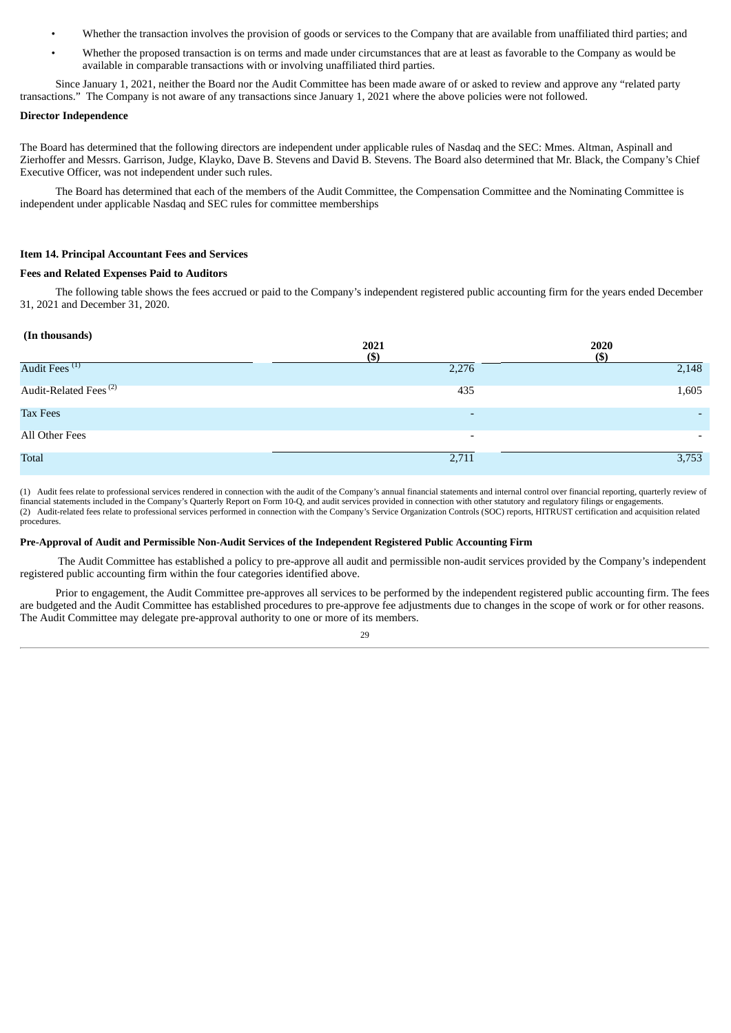- Whether the transaction involves the provision of goods or services to the Company that are available from unaffiliated third parties; and
- Whether the proposed transaction is on terms and made under circumstances that are at least as favorable to the Company as would be available in comparable transactions with or involving unaffiliated third parties.

Since January 1, 2021, neither the Board nor the Audit Committee has been made aware of or asked to review and approve any "related party transactions." The Company is not aware of any transactions since January 1, 2021 where the above policies were not followed.

**Director Independence**

The Board has determined that the following directors are independent under applicable rules of Nasdaq and the SEC: Mmes. Altman, Aspinall and Zierhoffer and Messrs. Garrison, Judge, Klayko, Dave B. Stevens and David B. Stevens. The Board also determined that Mr. Black, the Company's Chief Executive Officer, was not independent under such rules.

The Board has determined that each of the members of the Audit Committee, the Compensation Committee and the Nominating Committee is independent under applicable Nasdaq and SEC rules for committee memberships

**Item 14. Principal Accountant Fees and Services**

**Fees and Related Expenses Paid to Auditors**

The following table shows the fees accrued or paid to the Company's independent registered public accounting firm for the years ended December 31, 2021 and December 31, 2020.

**(In thousands)**

| | 2021 ($) | 2020 ($) |
|---|---|---|
| Audit Fees [(1)] | 2,276 | 2,148 |
| Audit-Related Fees [(2)] | 435 | 1,605 |
| Tax Fees | - | - |
| All Other Fees | - | - |
| Total | 2,711 | 3,753 |

(1) Audit fees relate to professional services rendered in connection with the audit of the Company's annual financial statements and internal control over financial reporting, quarterly review of financial statements included in the Company's Quarterly Report on Form 10-Q, and audit services provided in connection with other statutory and regulatory filings or engagements.
(2) Audit-related fees relate to professional services performed in connection with the Company's Service Organization Controls (SOC) reports, HITRUST certification and acquisition related procedures.

**Pre-Approval of Audit and Permissible Non-Audit Services of the Independent Registered Public Accounting Firm**

The Audit Committee has established a policy to pre-approve all audit and permissible non-audit services provided by the Company's independent registered public accounting firm within the four categories identified above.

Prior to engagement, the Audit Committee pre-approves all services to be performed by the independent registered public accounting firm. The fees are budgeted and the Audit Committee has established procedures to pre-approve fee adjustments due to changes in the scope of work or for other reasons. The Audit Committee may delegate pre-approval authority to one or more of its members.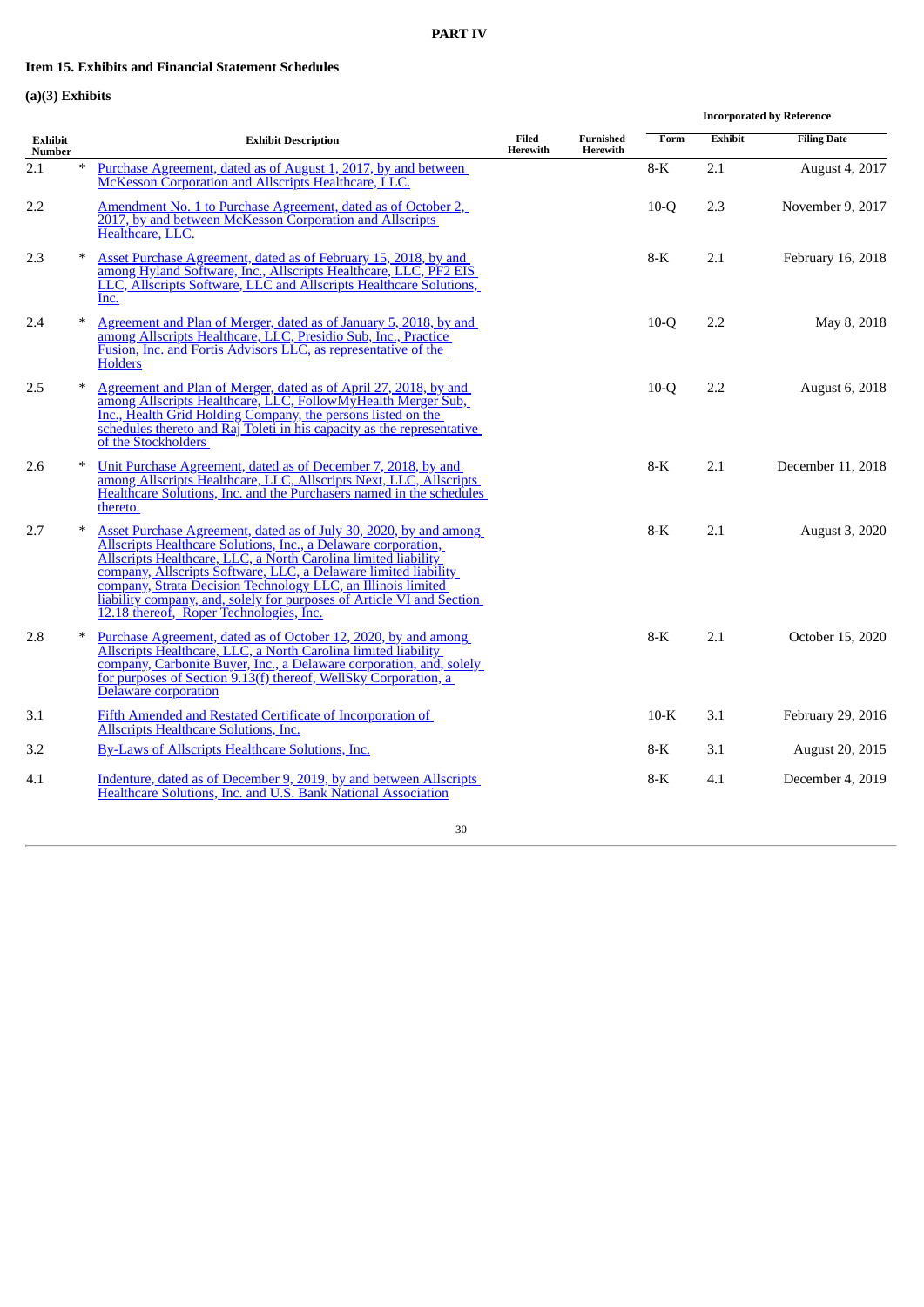**PART IV**

**Item 15. Exhibits and Financial Statement Schedules**

**(a)(3) Exhibits**

| Exhibit Number | | Exhibit Description | Filed Herewith | Furnished Herewith | Incorporated by Reference Form | Exhibit | Filing Date |
|---|---|---|---|---|---|---|---|
| 2.1 | * | Purchase Agreement, dated as of August 1, 2017, by and between McKesson Corporation and Allscripts Healthcare, LLC. | | | 8-K | 2.1 | August 4, 2017 |
| 2.2 | | Amendment No. 1 to Purchase Agreement, dated as of October 2, 2017, by and between McKesson Corporation and Allscripts Healthcare, LLC. | | | 10-Q | 2.3 | November 9, 2017 |
| 2.3 | * | Asset Purchase Agreement, dated as of February 15, 2018, by and among Hyland Software, Inc., Allscripts Healthcare, LLC, PF2 EIS LLC, Allscripts Software, LLC and Allscripts Healthcare Solutions, Inc. | | | 8-K | 2.1 | February 16, 2018 |
| 2.4 | * | Agreement and Plan of Merger, dated as of January 5, 2018, by and among Allscripts Healthcare, LLC, Presidio Sub, Inc., Practice Fusion, Inc. and Fortis Advisors LLC, as representative of the Holders | | | 10-Q | 2.2 | May 8, 2018 |
| 2.5 | * | Agreement and Plan of Merger, dated as of April 27, 2018, by and among Allscripts Healthcare, LLC, FollowMyHealth Merger Sub, Inc., Health Grid Holding Company, the persons listed on the schedules thereto and Raj Toleti in his capacity as the representative of the Stockholders | | | 10-Q | 2.2 | August 6, 2018 |
| 2.6 | * | Unit Purchase Agreement, dated as of December 7, 2018, by and among Allscripts Healthcare, LLC, Allscripts Next, LLC, Allscripts Healthcare Solutions, Inc. and the Purchasers named in the schedules thereto. | | | 8-K | 2.1 | December 11, 2018 |
| 2.7 | * | Asset Purchase Agreement, dated as of July 30, 2020, by and among Allscripts Healthcare Solutions, Inc., a Delaware corporation, Allscripts Healthcare, LLC, a North Carolina limited liability company, Allscripts Software, LLC, a Delaware limited liability company, Strata Decision Technology LLC, an Illinois limited liability company, and, solely for purposes of Article VI and Section 12.18 thereof, Roper Technologies, Inc. | | | 8-K | 2.1 | August 3, 2020 |
| 2.8 | * | Purchase Agreement, dated as of October 12, 2020, by and among Allscripts Healthcare, LLC, a North Carolina limited liability company, Carbonite Buyer, Inc., a Delaware corporation, and, solely for purposes of Section 9.13(f) thereof, WellSky Corporation, a Delaware corporation | | | 8-K | 2.1 | October 15, 2020 |
| 3.1 | | Fifth Amended and Restated Certificate of Incorporation of Allscripts Healthcare Solutions, Inc. | | | 10-K | 3.1 | February 29, 2016 |
| 3.2 | | By-Laws of Allscripts Healthcare Solutions, Inc. | | | 8-K | 3.1 | August 20, 2015 |
| 4.1 | | Indenture, dated as of December 9, 2019, by and between Allscripts Healthcare Solutions, Inc. and U.S. Bank National Association | | | 8-K | 4.1 | December 4, 2019 |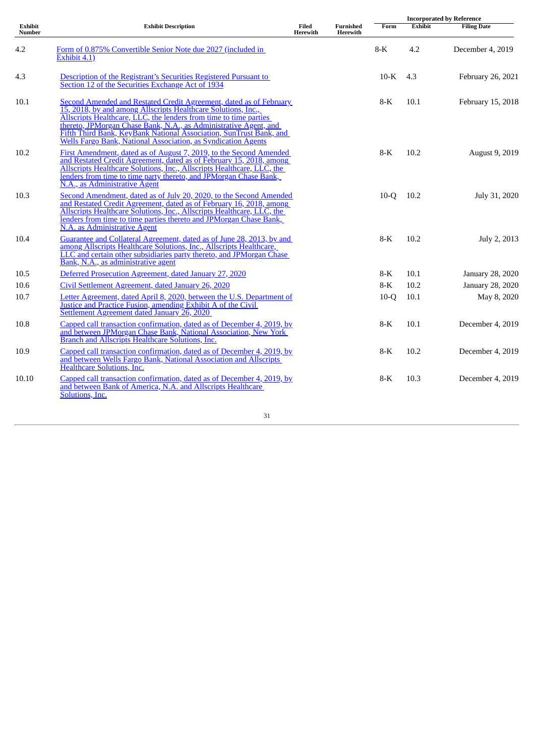| Exhibit Number | Exhibit Description | Filed Herewith | Furnished Herewith | Incorporated by Reference | | |
|---|---|---|---|---|---|---|
| | | | | Form | Exhibit | Filing Date |
| 4.2 | Form of 0.875% Convertible Senior Note due 2027 (included in Exhibit 4.1) | | | 8-K | 4.2 | December 4, 2019 |
| 4.3 | Description of the Registrant's Securities Registered Pursuant to Section 12 of the Securities Exchange Act of 1934 | | | 10-K | 4.3 | February 26, 2021 |
| 10.1 | Second Amended and Restated Credit Agreement, dated as of February 15, 2018, by and among Allscripts Healthcare Solutions, Inc., Allscripts Healthcare, LLC, the lenders from time to time parties thereto, JPMorgan Chase Bank, N.A., as Administrative Agent, and Fifth Third Bank, KeyBank National Association, SunTrust Bank, and Wells Fargo Bank, National Association, as Syndication Agents | | | 8-K | 10.1 | February 15, 2018 |
| 10.2 | First Amendment, dated as of August 7, 2019, to the Second Amended and Restated Credit Agreement, dated as of February 15, 2018, among Allscripts Healthcare Solutions, Inc., Allscripts Healthcare, LLC, the lenders from time to time party thereto, and JPMorgan Chase Bank, N.A., as Administrative Agent | | | 8-K | 10.2 | August 9, 2019 |
| 10.3 | Second Amendment, dated as of July 20, 2020, to the Second Amended and Restated Credit Agreement, dated as of February 16, 2018, among Allscripts Healthcare Solutions, Inc., Allscripts Healthcare, LLC, the lenders from time to time parties thereto and JPMorgan Chase Bank, N.A. as Administrative Agent | | | 10-Q | 10.2 | July 31, 2020 |
| 10.4 | Guarantee and Collateral Agreement, dated as of June 28, 2013, by and among Allscripts Healthcare Solutions, Inc., Allscripts Healthcare, LLC and certain other subsidiaries party thereto, and JPMorgan Chase Bank, N.A., as administrative agent | | | 8-K | 10.2 | July 2, 2013 |
| 10.5 | Deferred Prosecution Agreement, dated January 27, 2020 | | | 8-K | 10.1 | January 28, 2020 |
| 10.6 | Civil Settlement Agreement, dated January 26, 2020 | | | 8-K | 10.2 | January 28, 2020 |
| 10.7 | Letter Agreement, dated April 8, 2020, between the U.S. Department of Justice and Practice Fusion, amending Exhibit A of the Civil Settlement Agreement dated January 26, 2020 | | | 10-Q | 10.1 | May 8, 2020 |
| 10.8 | Capped call transaction confirmation, dated as of December 4, 2019, by and between JPMorgan Chase Bank, National Association, New York Branch and Allscripts Healthcare Solutions, Inc. | | | 8-K | 10.1 | December 4, 2019 |
| 10.9 | Capped call transaction confirmation, dated as of December 4, 2019, by and between Wells Fargo Bank, National Association and Allscripts Healthcare Solutions, Inc. | | | 8-K | 10.2 | December 4, 2019 |
| 10.10 | Capped call transaction confirmation, dated as of December 4, 2019, by and between Bank of America, N.A. and Allscripts Healthcare Solutions, Inc. | | | 8-K | 10.3 | December 4, 2019 |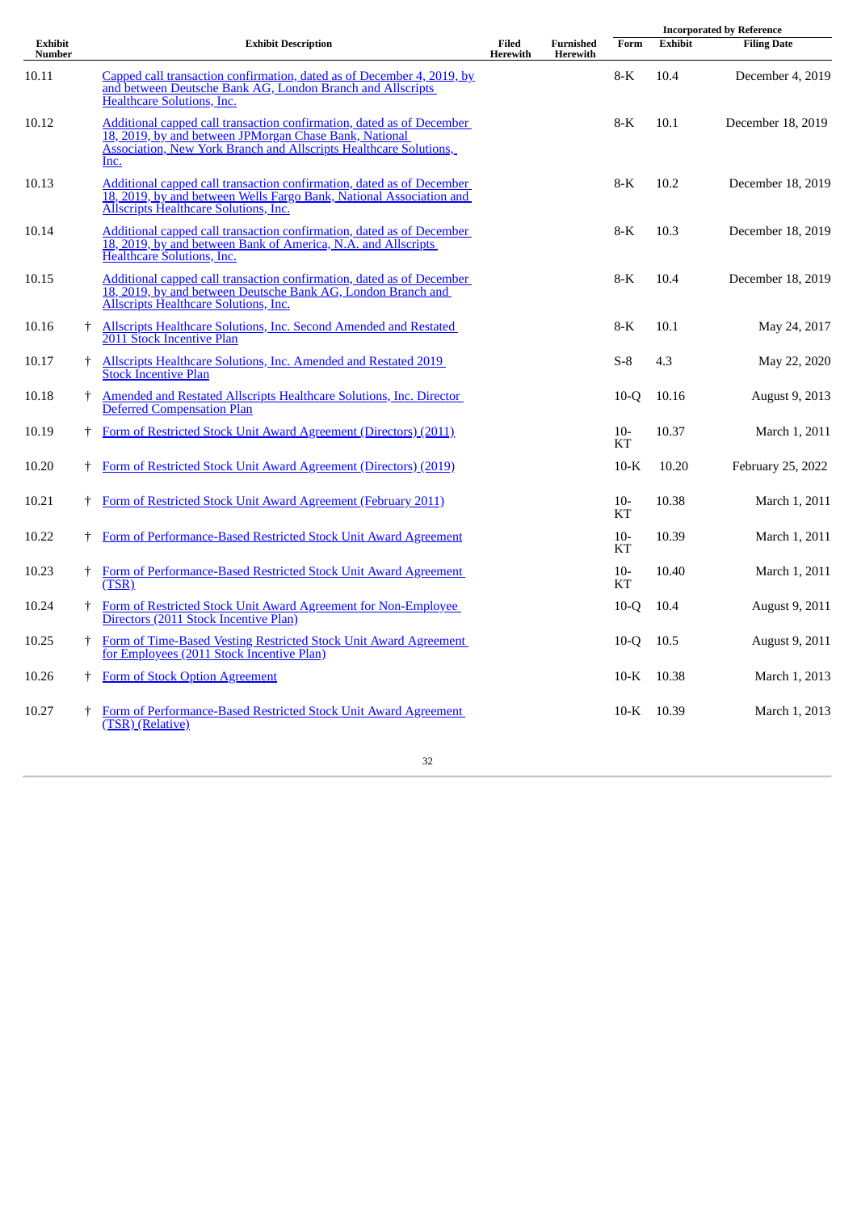| Exhibit Number | | Exhibit Description | Filed Herewith | Furnished Herewith | Incorporated by Reference | | |
|---|---|---|---|---|---|---|---|
| | | | | | Form | Exhibit | Filing Date |
| 10.11 | | Capped call transaction confirmation, dated as of December 4, 2019, by and between Deutsche Bank AG, London Branch and Allscripts Healthcare Solutions, Inc. | | | 8-K | 10.4 | December 4, 2019 |
| 10.12 | | Additional capped call transaction confirmation, dated as of December 18, 2019, by and between JPMorgan Chase Bank, National Association, New York Branch and Allscripts Healthcare Solutions, Inc. | | | 8-K | 10.1 | December 18, 2019 |
| 10.13 | | Additional capped call transaction confirmation, dated as of December 18, 2019, by and between Wells Fargo Bank, National Association and Allscripts Healthcare Solutions, Inc. | | | 8-K | 10.2 | December 18, 2019 |
| 10.14 | | Additional capped call transaction confirmation, dated as of December 18, 2019, by and between Bank of America, N.A. and Allscripts Healthcare Solutions, Inc. | | | 8-K | 10.3 | December 18, 2019 |
| 10.15 | | Additional capped call transaction confirmation, dated as of December 18, 2019, by and between Deutsche Bank AG, London Branch and Allscripts Healthcare Solutions, Inc. | | | 8-K | 10.4 | December 18, 2019 |
| 10.16 | † | Allscripts Healthcare Solutions, Inc. Second Amended and Restated 2011 Stock Incentive Plan | | | 8-K | 10.1 | May 24, 2017 |
| 10.17 | † | Allscripts Healthcare Solutions, Inc. Amended and Restated 2019 Stock Incentive Plan | | | S-8 | 4.3 | May 22, 2020 |
| 10.18 | † | Amended and Restated Allscripts Healthcare Solutions, Inc. Director Deferred Compensation Plan | | | 10-Q | 10.16 | August 9, 2013 |
| 10.19 | † | Form of Restricted Stock Unit Award Agreement (Directors) (2011) | | | 10-KT | 10.37 | March 1, 2011 |
| 10.20 | † | Form of Restricted Stock Unit Award Agreement (Directors) (2019) | | | 10-K | 10.20 | February 25, 2022 |
| 10.21 | † | Form of Restricted Stock Unit Award Agreement (February 2011) | | | 10-KT | 10.38 | March 1, 2011 |
| 10.22 | † | Form of Performance-Based Restricted Stock Unit Award Agreement | | | 10-KT | 10.39 | March 1, 2011 |
| 10.23 | † | Form of Performance-Based Restricted Stock Unit Award Agreement (TSR) | | | 10-KT | 10.40 | March 1, 2011 |
| 10.24 | † | Form of Restricted Stock Unit Award Agreement for Non-Employee Directors (2011 Stock Incentive Plan) | | | 10-Q | 10.4 | August 9, 2011 |
| 10.25 | † | Form of Time-Based Vesting Restricted Stock Unit Award Agreement for Employees (2011 Stock Incentive Plan) | | | 10-Q | 10.5 | August 9, 2011 |
| 10.26 | † | Form of Stock Option Agreement | | | 10-K | 10.38 | March 1, 2013 |
| 10.27 | † | Form of Performance-Based Restricted Stock Unit Award Agreement (TSR) (Relative) | | | 10-K | 10.39 | March 1, 2013 |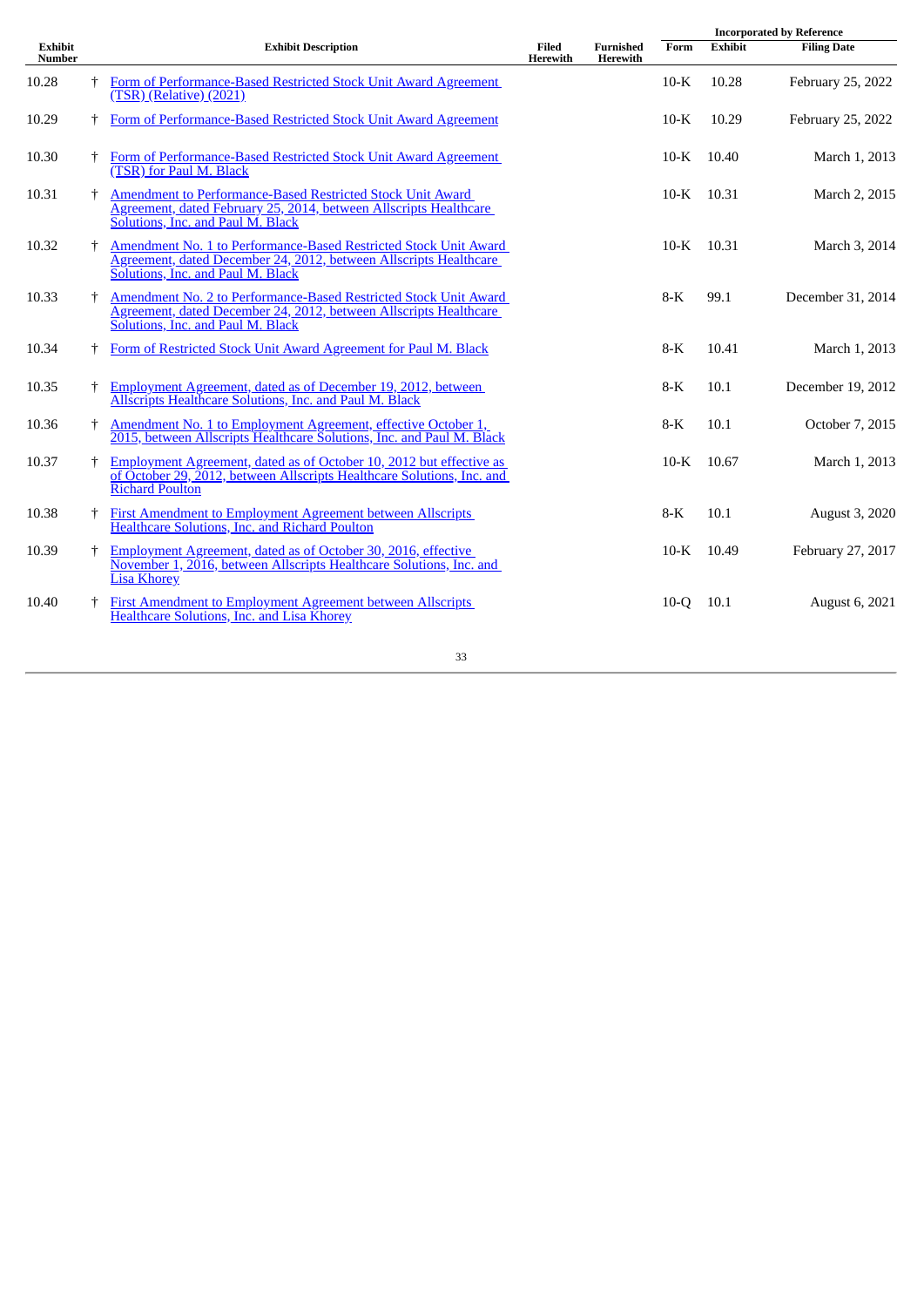| Exhibit Number | | Exhibit Description | Filed Herewith | Furnished Herewith | Incorporated by Reference | | |
|---|---|---|---|---|---|---|---|
| | | | | | Form | Exhibit | Filing Date |
| 10.28 | † | Form of Performance-Based Restricted Stock Unit Award Agreement (TSR) (Relative) (2021) | | | 10-K | 10.28 | February 25, 2022 |
| 10.29 | † | Form of Performance-Based Restricted Stock Unit Award Agreement | | | 10-K | 10.29 | February 25, 2022 |
| 10.30 | † | Form of Performance-Based Restricted Stock Unit Award Agreement (TSR) for Paul M. Black | | | 10-K | 10.40 | March 1, 2013 |
| 10.31 | † | Amendment to Performance-Based Restricted Stock Unit Award Agreement, dated February 25, 2014, between Allscripts Healthcare Solutions, Inc. and Paul M. Black | | | 10-K | 10.31 | March 2, 2015 |
| 10.32 | † | Amendment No. 1 to Performance-Based Restricted Stock Unit Award Agreement, dated December 24, 2012, between Allscripts Healthcare Solutions, Inc. and Paul M. Black | | | 10-K | 10.31 | March 3, 2014 |
| 10.33 | † | Amendment No. 2 to Performance-Based Restricted Stock Unit Award Agreement, dated December 24, 2012, between Allscripts Healthcare Solutions, Inc. and Paul M. Black | | | 8-K | 99.1 | December 31, 2014 |
| 10.34 | † | Form of Restricted Stock Unit Award Agreement for Paul M. Black | | | 8-K | 10.41 | March 1, 2013 |
| 10.35 | † | Employment Agreement, dated as of December 19, 2012, between Allscripts Healthcare Solutions, Inc. and Paul M. Black | | | 8-K | 10.1 | December 19, 2012 |
| 10.36 | † | Amendment No. 1 to Employment Agreement, effective October 1, 2015, between Allscripts Healthcare Solutions, Inc. and Paul M. Black | | | 8-K | 10.1 | October 7, 2015 |
| 10.37 | † | Employment Agreement, dated as of October 10, 2012 but effective as of October 29, 2012, between Allscripts Healthcare Solutions, Inc. and Richard Poulton | | | 10-K | 10.67 | March 1, 2013 |
| 10.38 | † | First Amendment to Employment Agreement between Allscripts Healthcare Solutions, Inc. and Richard Poulton | | | 8-K | 10.1 | August 3, 2020 |
| 10.39 | † | Employment Agreement, dated as of October 30, 2016, effective November 1, 2016, between Allscripts Healthcare Solutions, Inc. and Lisa Khorey | | | 10-K | 10.49 | February 27, 2017 |
| 10.40 | † | First Amendment to Employment Agreement between Allscripts Healthcare Solutions, Inc. and Lisa Khorey | | | 10-Q | 10.1 | August 6, 2021 |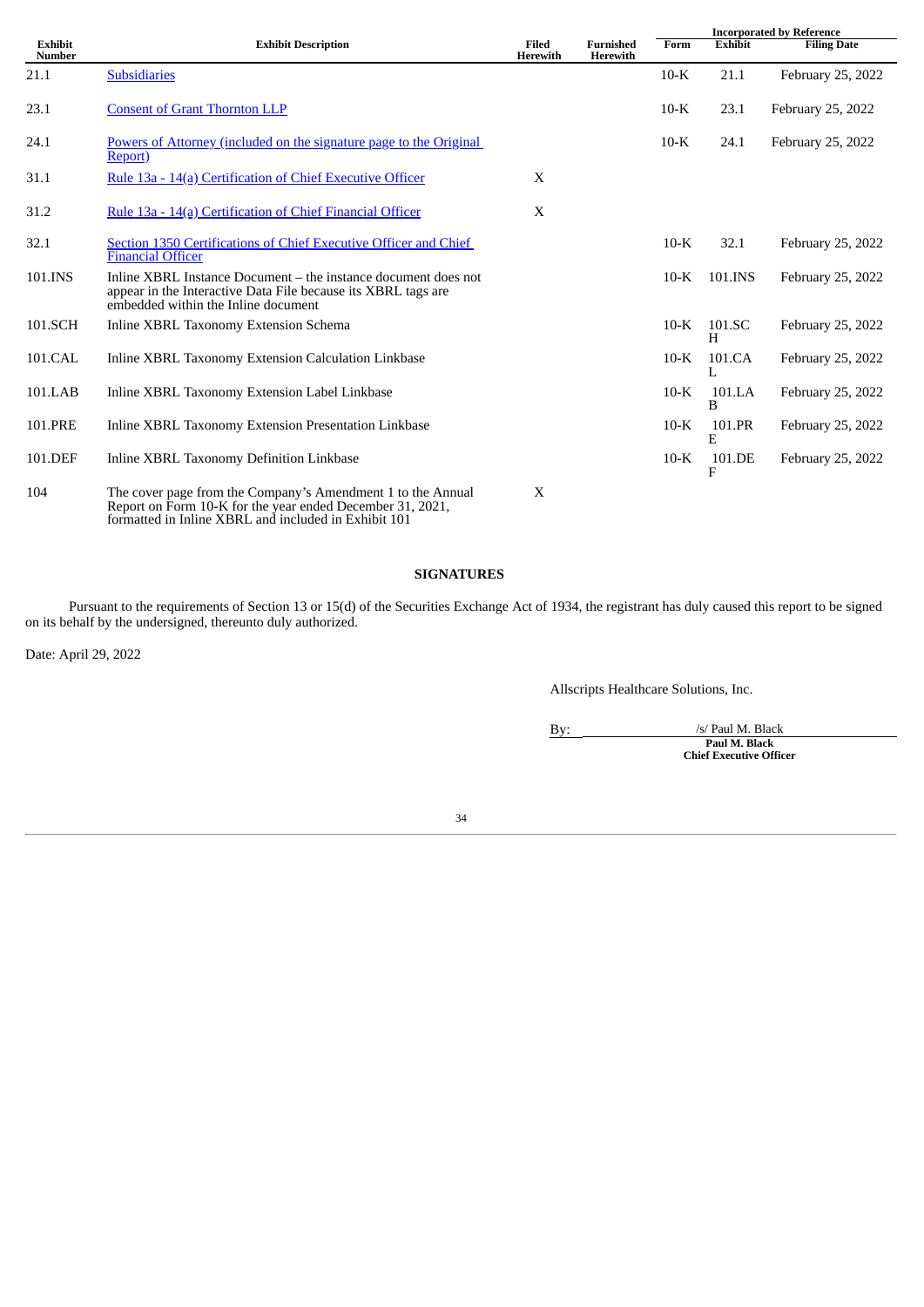| Exhibit Number | Exhibit Description | Filed Herewith | Furnished Herewith | Incorporated by Reference | | |
|---|---|---|---|---|---|---|
| | | | | Form | Exhibit | Filing Date |
| 21.1 | Subsidiaries | | | 10-K | 21.1 | February 25, 2022 |
| 23.1 | Consent of Grant Thornton LLP | | | 10-K | 23.1 | February 25, 2022 |
| 24.1 | Powers of Attorney (included on the signature page to the Original Report) | | | 10-K | 24.1 | February 25, 2022 |
| 31.1 | Rule 13a - 14(a) Certification of Chief Executive Officer | X | | | | |
| 31.2 | Rule 13a - 14(a) Certification of Chief Financial Officer | X | | | | |
| 32.1 | Section 1350 Certifications of Chief Executive Officer and Chief Financial Officer | | | 10-K | 32.1 | February 25, 2022 |
| 101.INS | Inline XBRL Instance Document – the instance document does not appear in the Interactive Data File because its XBRL tags are embedded within the Inline document | | | 10-K | 101.INS | February 25, 2022 |
| 101.SCH | Inline XBRL Taxonomy Extension Schema | | | 10-K | 101.SCH | February 25, 2022 |
| 101.CAL | Inline XBRL Taxonomy Extension Calculation Linkbase | | | 10-K | 101.CAL | February 25, 2022 |
| 101.LAB | Inline XBRL Taxonomy Extension Label Linkbase | | | 10-K | 101.LAB | February 25, 2022 |
| 101.PRE | Inline XBRL Taxonomy Extension Presentation Linkbase | | | 10-K | 101.PRE | February 25, 2022 |
| 101.DEF | Inline XBRL Taxonomy Definition Linkbase | | | 10-K | 101.DEF | February 25, 2022 |
| 104 | The cover page from the Company's Amendment 1 to the Annual Report on Form 10-K for the year ended December 31, 2021, formatted in Inline XBRL and included in Exhibit 101 | X | | | | |

## SIGNATURES

Pursuant to the requirements of Section 13 or 15(d) of the Securities Exchange Act of 1934, the registrant has duly caused this report to be signed on its behalf by the undersigned, thereunto duly authorized.

Date: April 29, 2022

Allscripts Healthcare Solutions, Inc.

By: /s/ Paul M. Black

**Paul M. Black**
**Chief Executive Officer**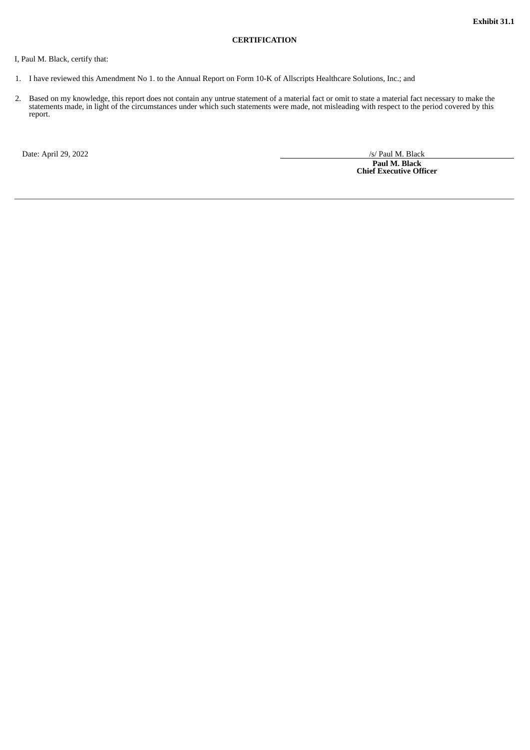**Exhibit 31.1**

**CERTIFICATION**

I, Paul M. Black, certify that:

1. I have reviewed this Amendment No 1. to the Annual Report on Form 10-K of Allscripts Healthcare Solutions, Inc.; and
2. Based on my knowledge, this report does not contain any untrue statement of a material fact or omit to state a material fact necessary to make the statements made, in light of the circumstances under which such statements were made, not misleading with respect to the period covered by this report.

Date: April 29, 2022

/s/ Paul M. Black

**Paul M. Black**
**Chief Executive Officer**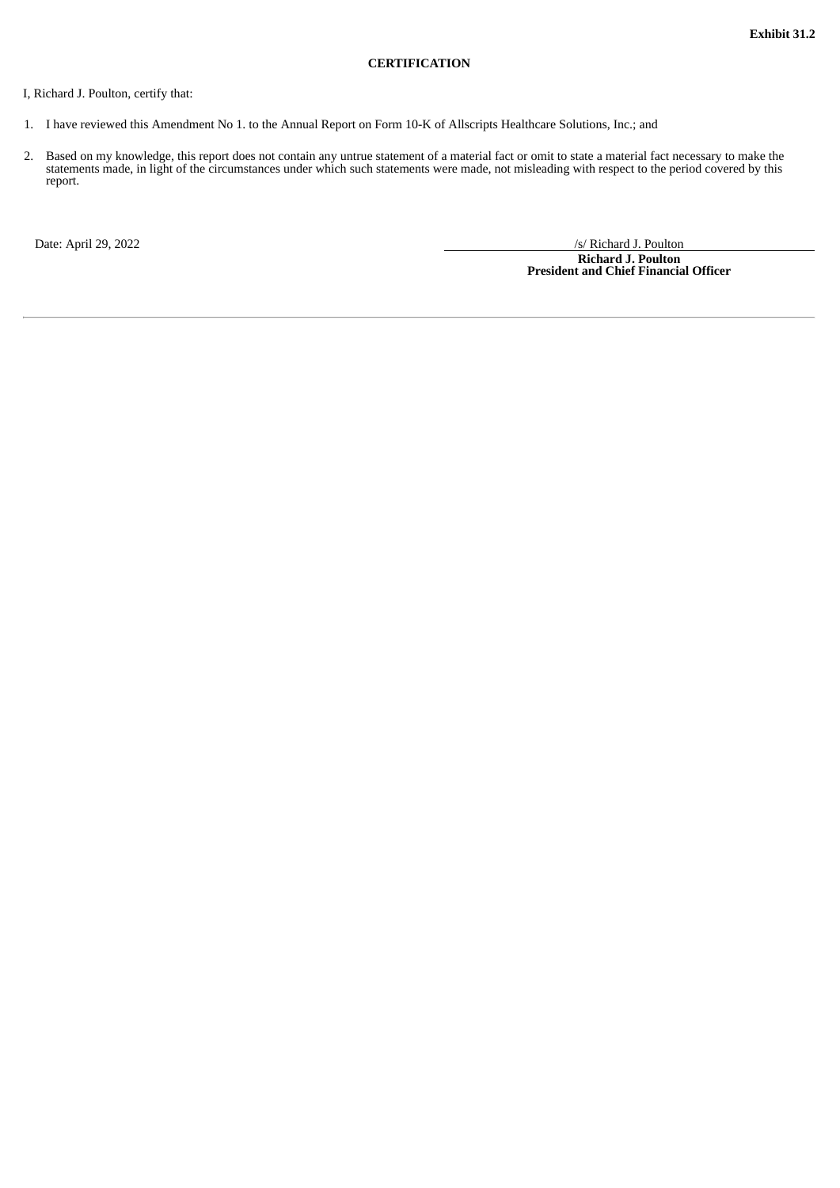**Exhibit 31.2**

**CERTIFICATION**

I, Richard J. Poulton, certify that:

1. I have reviewed this Amendment No 1. to the Annual Report on Form 10-K of Allscripts Healthcare Solutions, Inc.; and
2. Based on my knowledge, this report does not contain any untrue statement of a material fact or omit to state a material fact necessary to make the statements made, in light of the circumstances under which such statements were made, not misleading with respect to the period covered by this report.

Date: April 29, 2022

/s/ Richard J. Poulton

**Richard J. Poulton**
**President and Chief Financial Officer**